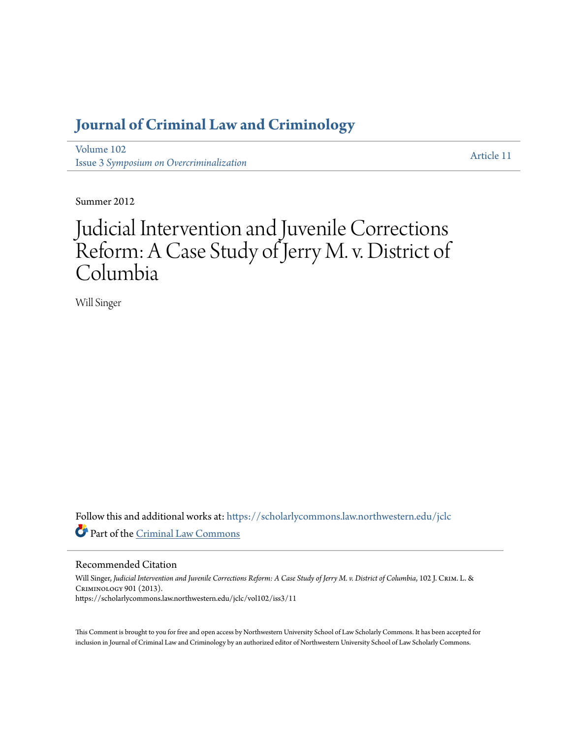# Journal of Criminal Law and Criminology

Volume 102
Issue 3 *Symposium on Overcriminalization*

Article 11

Summer 2012

# Judicial Intervention and Juvenile Corrections Reform: A Case Study of Jerry M. v. District of Columbia

Will Singer

Follow this and additional works at: https://scholarlycommons.law.northwestern.edu/jclc

Part of the Criminal Law Commons

## Recommended Citation

Will Singer, *Judicial Intervention and Juvenile Corrections Reform: A Case Study of Jerry M. v. District of Columbia*, 102 J. Crim. L. & Criminology 901 (2013).
https://scholarlycommons.law.northwestern.edu/jclc/vol102/iss3/11

This Comment is brought to you for free and open access by Northwestern University School of Law Scholarly Commons. It has been accepted for inclusion in Journal of Criminal Law and Criminology by an authorized editor of Northwestern University School of Law Scholarly Commons.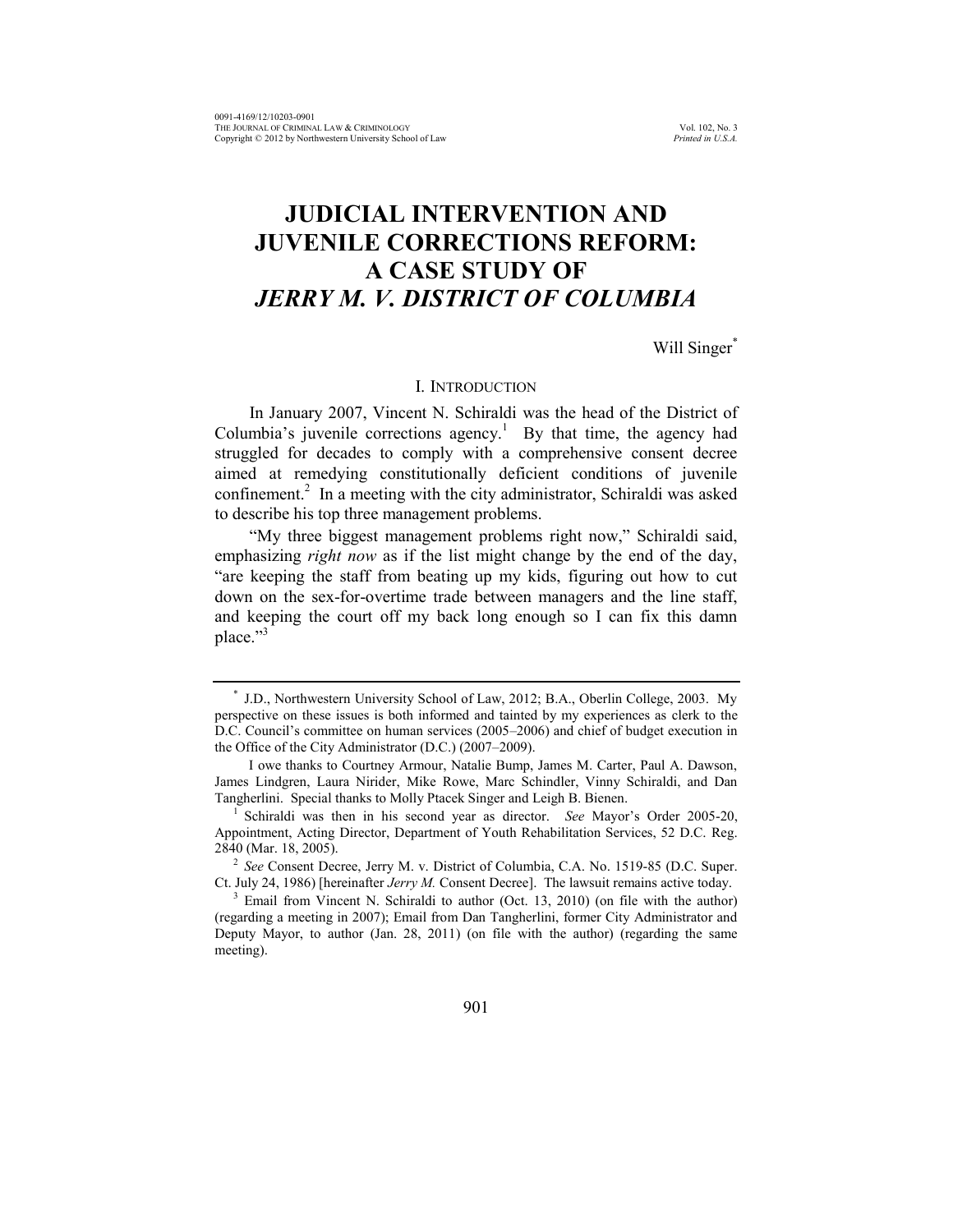# JUDICIAL INTERVENTION AND JUVENILE CORRECTIONS REFORM: A CASE STUDY OF *JERRY M. V. DISTRICT OF COLUMBIA*

Will Singer*

## I. INTRODUCTION

In January 2007, Vincent N. Schiraldi was the head of the District of Columbia's juvenile corrections agency.[1] By that time, the agency had struggled for decades to comply with a comprehensive consent decree aimed at remedying constitutionally deficient conditions of juvenile confinement.[2] In a meeting with the city administrator, Schiraldi was asked to describe his top three management problems.

"My three biggest management problems right now," Schiraldi said, emphasizing *right now* as if the list might change by the end of the day, "are keeping the staff from beating up my kids, figuring out how to cut down on the sex-for-overtime trade between managers and the line staff, and keeping the court off my back long enough so I can fix this damn place."[3]

---

\* J.D., Northwestern University School of Law, 2012; B.A., Oberlin College, 2003. My perspective on these issues is both informed and tainted by my experiences as clerk to the D.C. Council's committee on human services (2005–2006) and chief of budget execution in the Office of the City Administrator (D.C.) (2007–2009).

I owe thanks to Courtney Armour, Natalie Bump, James M. Carter, Paul A. Dawson, James Lindgren, Laura Nirider, Mike Rowe, Marc Schindler, Vinny Schiraldi, and Dan Tangherlini. Special thanks to Molly Ptacek Singer and Leigh B. Bienen.

[1] Schiraldi was then in his second year as director. *See* Mayor's Order 2005-20, Appointment, Acting Director, Department of Youth Rehabilitation Services, 52 D.C. Reg. 2840 (Mar. 18, 2005).

[2] *See* Consent Decree, Jerry M. v. District of Columbia, C.A. No. 1519-85 (D.C. Super. Ct. July 24, 1986) [hereinafter *Jerry M.* Consent Decree]. The lawsuit remains active today.

[3] Email from Vincent N. Schiraldi to author (Oct. 13, 2010) (on file with the author) (regarding a meeting in 2007); Email from Dan Tangherlini, former City Administrator and Deputy Mayor, to author (Jan. 28, 2011) (on file with the author) (regarding the same meeting).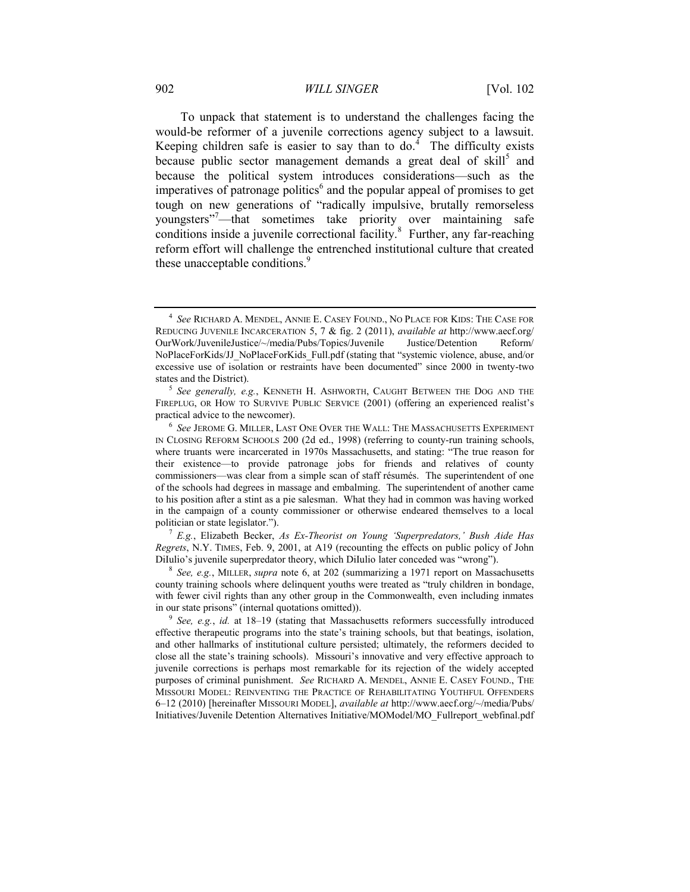To unpack that statement is to understand the challenges facing the would-be reformer of a juvenile corrections agency subject to a lawsuit. Keeping children safe is easier to say than to do.[4] The difficulty exists because public sector management demands a great deal of skill[5] and because the political system introduces considerations—such as the imperatives of patronage politics[6] and the popular appeal of promises to get tough on new generations of "radically impulsive, brutally remorseless youngsters"[7]—that sometimes take priority over maintaining safe conditions inside a juvenile correctional facility.[8] Further, any far-reaching reform effort will challenge the entrenched institutional culture that created these unacceptable conditions.[9]

---

[4] *See* RICHARD A. MENDEL, ANNIE E. CASEY FOUND., NO PLACE FOR KIDS: THE CASE FOR REDUCING JUVENILE INCARCERATION 5, 7 & fig. 2 (2011), *available at* http://www.aecf.org/OurWork/JuvenileJustice/~/media/Pubs/Topics/Juvenile Justice/Detention Reform/NoPlaceForKids/JJ_NoPlaceForKids_Full.pdf (stating that "systemic violence, abuse, and/or excessive use of isolation or restraints have been documented" since 2000 in twenty-two states and the District).

[5] *See generally, e.g.*, KENNETH H. ASHWORTH, CAUGHT BETWEEN THE DOG AND THE FIREPLUG, OR HOW TO SURVIVE PUBLIC SERVICE (2001) (offering an experienced realist's practical advice to the newcomer).

[6] *See* JEROME G. MILLER, LAST ONE OVER THE WALL: THE MASSACHUSETTS EXPERIMENT IN CLOSING REFORM SCHOOLS 200 (2d ed., 1998) (referring to county-run training schools, where truants were incarcerated in 1970s Massachusetts, and stating: "The true reason for their existence—to provide patronage jobs for friends and relatives of county commissioners—was clear from a simple scan of staff résumés. The superintendent of one of the schools had degrees in massage and embalming. The superintendent of another came to his position after a stint as a pie salesman. What they had in common was having worked in the campaign of a county commissioner or otherwise endeared themselves to a local politician or state legislator.").

[7] *E.g.*, Elizabeth Becker, *As Ex-Theorist on Young 'Superpredators,' Bush Aide Has Regrets*, N.Y. TIMES, Feb. 9, 2001, at A19 (recounting the effects on public policy of John DiIulio's juvenile superpredator theory, which DiIulio later conceded was "wrong").

[8] *See, e.g.*, MILLER, *supra* note 6, at 202 (summarizing a 1971 report on Massachusetts county training schools where delinquent youths were treated as "truly children in bondage, with fewer civil rights than any other group in the Commonwealth, even including inmates in our state prisons" (internal quotations omitted)).

[9] *See, e.g.*, *id.* at 18–19 (stating that Massachusetts reformers successfully introduced effective therapeutic programs into the state's training schools, but that beatings, isolation, and other hallmarks of institutional culture persisted; ultimately, the reformers decided to close all the state's training schools). Missouri's innovative and very effective approach to juvenile corrections is perhaps most remarkable for its rejection of the widely accepted purposes of criminal punishment. *See* RICHARD A. MENDEL, ANNIE E. CASEY FOUND., THE MISSOURI MODEL: REINVENTING THE PRACTICE OF REHABILITATING YOUTHFUL OFFENDERS 6–12 (2010) [hereinafter MISSOURI MODEL], *available at* http://www.aecf.org/~/media/Pubs/Initiatives/Juvenile Detention Alternatives Initiative/MOModel/MO_Fullreport_webfinal.pdf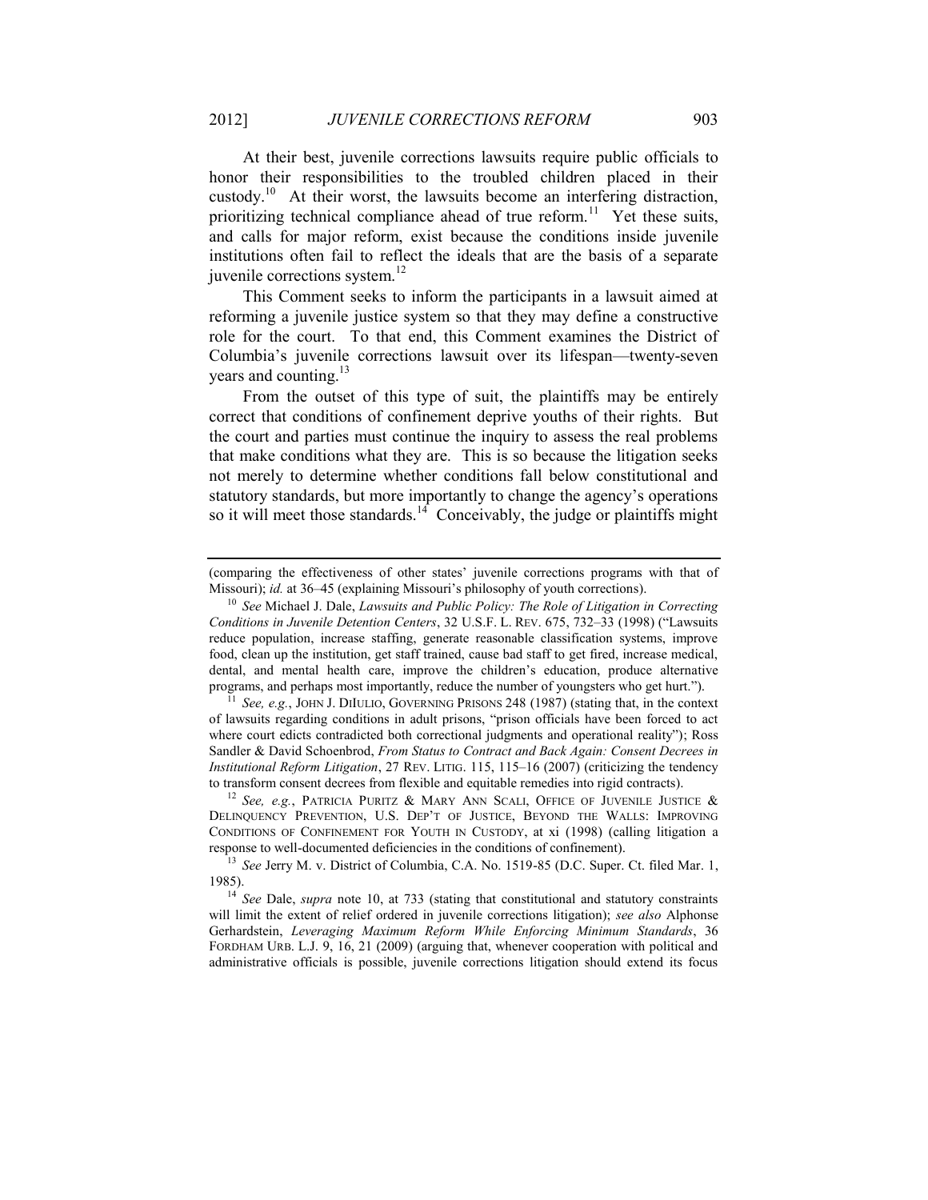At their best, juvenile corrections lawsuits require public officials to honor their responsibilities to the troubled children placed in their custody.[10] At their worst, the lawsuits become an interfering distraction, prioritizing technical compliance ahead of true reform.[11] Yet these suits, and calls for major reform, exist because the conditions inside juvenile institutions often fail to reflect the ideals that are the basis of a separate juvenile corrections system.[12]

This Comment seeks to inform the participants in a lawsuit aimed at reforming a juvenile justice system so that they may define a constructive role for the court. To that end, this Comment examines the District of Columbia's juvenile corrections lawsuit over its lifespan—twenty-seven years and counting.[13]

From the outset of this type of suit, the plaintiffs may be entirely correct that conditions of confinement deprive youths of their rights. But the court and parties must continue the inquiry to assess the real problems that make conditions what they are. This is so because the litigation seeks not merely to determine whether conditions fall below constitutional and statutory standards, but more importantly to change the agency's operations so it will meet those standards.[14] Conceivably, the judge or plaintiffs might

---

(comparing the effectiveness of other states' juvenile corrections programs with that of Missouri); *id.* at 36–45 (explaining Missouri's philosophy of youth corrections).

[10] *See* Michael J. Dale, *Lawsuits and Public Policy: The Role of Litigation in Correcting Conditions in Juvenile Detention Centers*, 32 U.S.F. L. REV. 675, 732–33 (1998) ("Lawsuits reduce population, increase staffing, generate reasonable classification systems, improve food, clean up the institution, get staff trained, cause bad staff to get fired, increase medical, dental, and mental health care, improve the children's education, produce alternative programs, and perhaps most importantly, reduce the number of youngsters who get hurt.").

[11] *See, e.g.*, JOHN J. DIIULIO, GOVERNING PRISONS 248 (1987) (stating that, in the context of lawsuits regarding conditions in adult prisons, "prison officials have been forced to act where court edicts contradicted both correctional judgments and operational reality"); Ross Sandler & David Schoenbrod, *From Status to Contract and Back Again: Consent Decrees in Institutional Reform Litigation*, 27 REV. LITIG. 115, 115–16 (2007) (criticizing the tendency to transform consent decrees from flexible and equitable remedies into rigid contracts).

[12] *See, e.g.*, PATRICIA PURITZ & MARY ANN SCALI, OFFICE OF JUVENILE JUSTICE & DELINQUENCY PREVENTION, U.S. DEP'T OF JUSTICE, BEYOND THE WALLS: IMPROVING CONDITIONS OF CONFINEMENT FOR YOUTH IN CUSTODY, at xi (1998) (calling litigation a response to well-documented deficiencies in the conditions of confinement).

[13] *See* Jerry M. v. District of Columbia, C.A. No. 1519-85 (D.C. Super. Ct. filed Mar. 1, 1985).

[14] *See* Dale, *supra* note 10, at 733 (stating that constitutional and statutory constraints will limit the extent of relief ordered in juvenile corrections litigation); *see also* Alphonse Gerhardstein, *Leveraging Maximum Reform While Enforcing Minimum Standards*, 36 FORDHAM URB. L.J. 9, 16, 21 (2009) (arguing that, whenever cooperation with political and administrative officials is possible, juvenile corrections litigation should extend its focus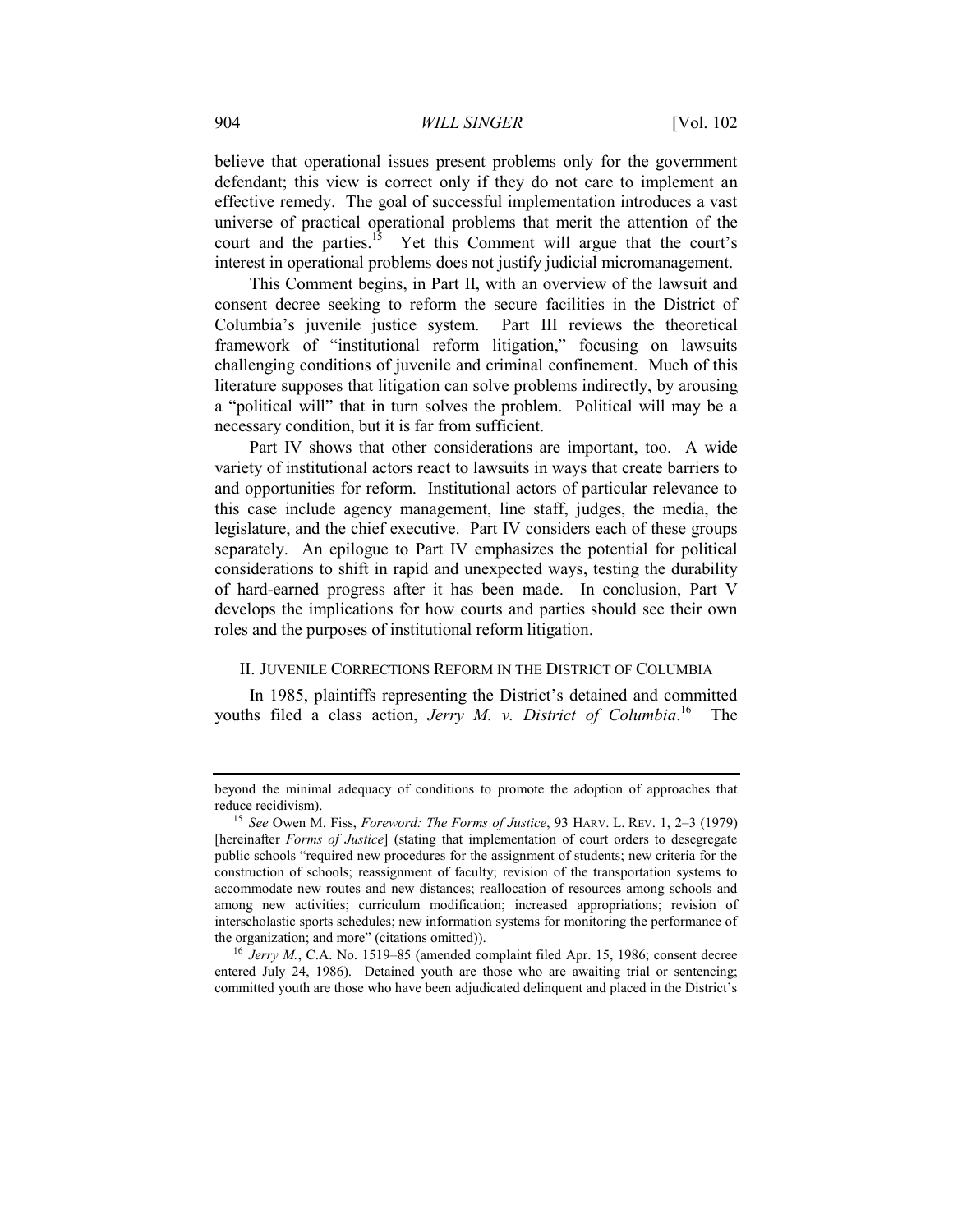believe that operational issues present problems only for the government defendant; this view is correct only if they do not care to implement an effective remedy. The goal of successful implementation introduces a vast universe of practical operational problems that merit the attention of the court and the parties.[15] Yet this Comment will argue that the court's interest in operational problems does not justify judicial micromanagement.

This Comment begins, in Part II, with an overview of the lawsuit and consent decree seeking to reform the secure facilities in the District of Columbia's juvenile justice system. Part III reviews the theoretical framework of "institutional reform litigation," focusing on lawsuits challenging conditions of juvenile and criminal confinement. Much of this literature supposes that litigation can solve problems indirectly, by arousing a "political will" that in turn solves the problem. Political will may be a necessary condition, but it is far from sufficient.

Part IV shows that other considerations are important, too. A wide variety of institutional actors react to lawsuits in ways that create barriers to and opportunities for reform. Institutional actors of particular relevance to this case include agency management, line staff, judges, the media, the legislature, and the chief executive. Part IV considers each of these groups separately. An epilogue to Part IV emphasizes the potential for political considerations to shift in rapid and unexpected ways, testing the durability of hard-earned progress after it has been made. In conclusion, Part V develops the implications for how courts and parties should see their own roles and the purposes of institutional reform litigation.

## II. JUVENILE CORRECTIONS REFORM IN THE DISTRICT OF COLUMBIA

In 1985, plaintiffs representing the District's detained and committed youths filed a class action, *Jerry M. v. District of Columbia*.[16] The

---

beyond the minimal adequacy of conditions to promote the adoption of approaches that reduce recidivism).

[15] *See* Owen M. Fiss, *Foreword: The Forms of Justice*, 93 HARV. L. REV. 1, 2–3 (1979) [hereinafter *Forms of Justice*] (stating that implementation of court orders to desegregate public schools "required new procedures for the assignment of students; new criteria for the construction of schools; reassignment of faculty; revision of the transportation systems to accommodate new routes and new distances; reallocation of resources among schools and among new activities; curriculum modification; increased appropriations; revision of interscholastic sports schedules; new information systems for monitoring the performance of the organization; and more" (citations omitted)).

[16] *Jerry M.*, C.A. No. 1519–85 (amended complaint filed Apr. 15, 1986; consent decree entered July 24, 1986). Detained youth are those who are awaiting trial or sentencing; committed youth are those who have been adjudicated delinquent and placed in the District's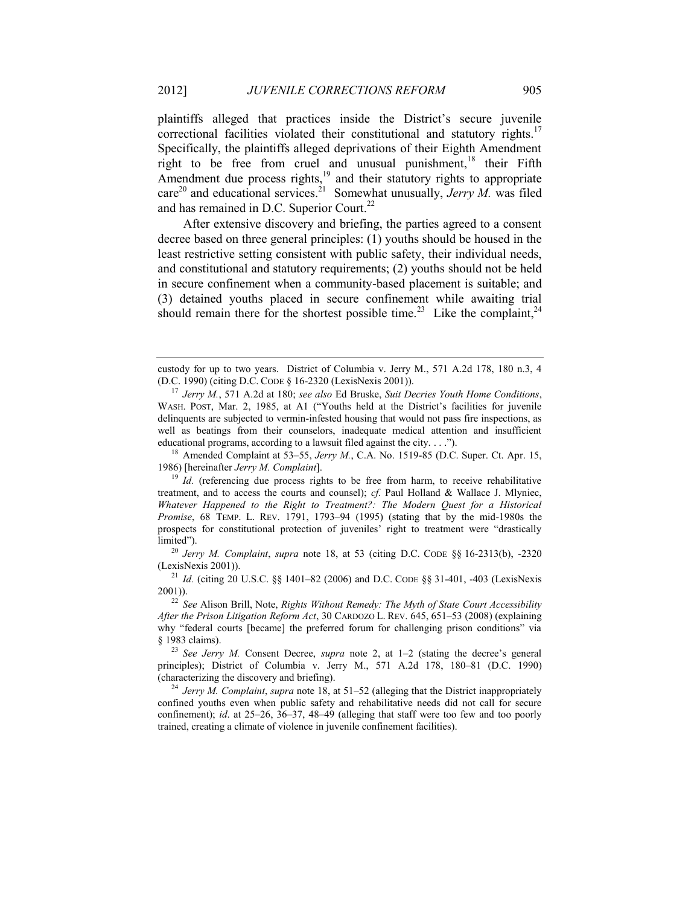plaintiffs alleged that practices inside the District's secure juvenile correctional facilities violated their constitutional and statutory rights.[17] Specifically, the plaintiffs alleged deprivations of their Eighth Amendment right to be free from cruel and unusual punishment,[18] their Fifth Amendment due process rights,[19] and their statutory rights to appropriate care[20] and educational services.[21] Somewhat unusually, *Jerry M.* was filed and has remained in D.C. Superior Court.[22]

After extensive discovery and briefing, the parties agreed to a consent decree based on three general principles: (1) youths should be housed in the least restrictive setting consistent with public safety, their individual needs, and constitutional and statutory requirements; (2) youths should not be held in secure confinement when a community-based placement is suitable; and (3) detained youths placed in secure confinement while awaiting trial should remain there for the shortest possible time.[23] Like the complaint,[24]

---

custody for up to two years. District of Columbia v. Jerry M., 571 A.2d 178, 180 n.3, 4 (D.C. 1990) (citing D.C. CODE § 16-2320 (LexisNexis 2001)).

[17] *Jerry M.*, 571 A.2d at 180; *see also* Ed Bruske, *Suit Decries Youth Home Conditions*, WASH. POST, Mar. 2, 1985, at A1 ("Youths held at the District's facilities for juvenile delinquents are subjected to vermin-infested housing that would not pass fire inspections, as well as beatings from their counselors, inadequate medical attention and insufficient educational programs, according to a lawsuit filed against the city. . . .").

[18] Amended Complaint at 53–55, *Jerry M.*, C.A. No. 1519-85 (D.C. Super. Ct. Apr. 15, 1986) [hereinafter *Jerry M. Complaint*].

[19] *Id.* (referencing due process rights to be free from harm, to receive rehabilitative treatment, and to access the courts and counsel); *cf.* Paul Holland & Wallace J. Mlyniec, *Whatever Happened to the Right to Treatment?: The Modern Quest for a Historical Promise*, 68 TEMP. L. REV. 1791, 1793–94 (1995) (stating that by the mid-1980s the prospects for constitutional protection of juveniles' right to treatment were "drastically limited").

[20] *Jerry M. Complaint*, *supra* note 18, at 53 (citing D.C. CODE §§ 16-2313(b), -2320 (LexisNexis 2001)).

[21] *Id.* (citing 20 U.S.C. §§ 1401–82 (2006) and D.C. CODE §§ 31-401, -403 (LexisNexis 2001)).

[22] *See* Alison Brill, Note, *Rights Without Remedy: The Myth of State Court Accessibility After the Prison Litigation Reform Act*, 30 CARDOZO L. REV. 645, 651–53 (2008) (explaining why "federal courts [became] the preferred forum for challenging prison conditions" via § 1983 claims).

[23] *See Jerry M.* Consent Decree, *supra* note 2, at 1–2 (stating the decree's general principles); District of Columbia v. Jerry M., 571 A.2d 178, 180–81 (D.C. 1990) (characterizing the discovery and briefing).

[24] *Jerry M. Complaint*, *supra* note 18, at 51–52 (alleging that the District inappropriately confined youths even when public safety and rehabilitative needs did not call for secure confinement); *id*. at 25–26, 36–37, 48–49 (alleging that staff were too few and too poorly trained, creating a climate of violence in juvenile confinement facilities).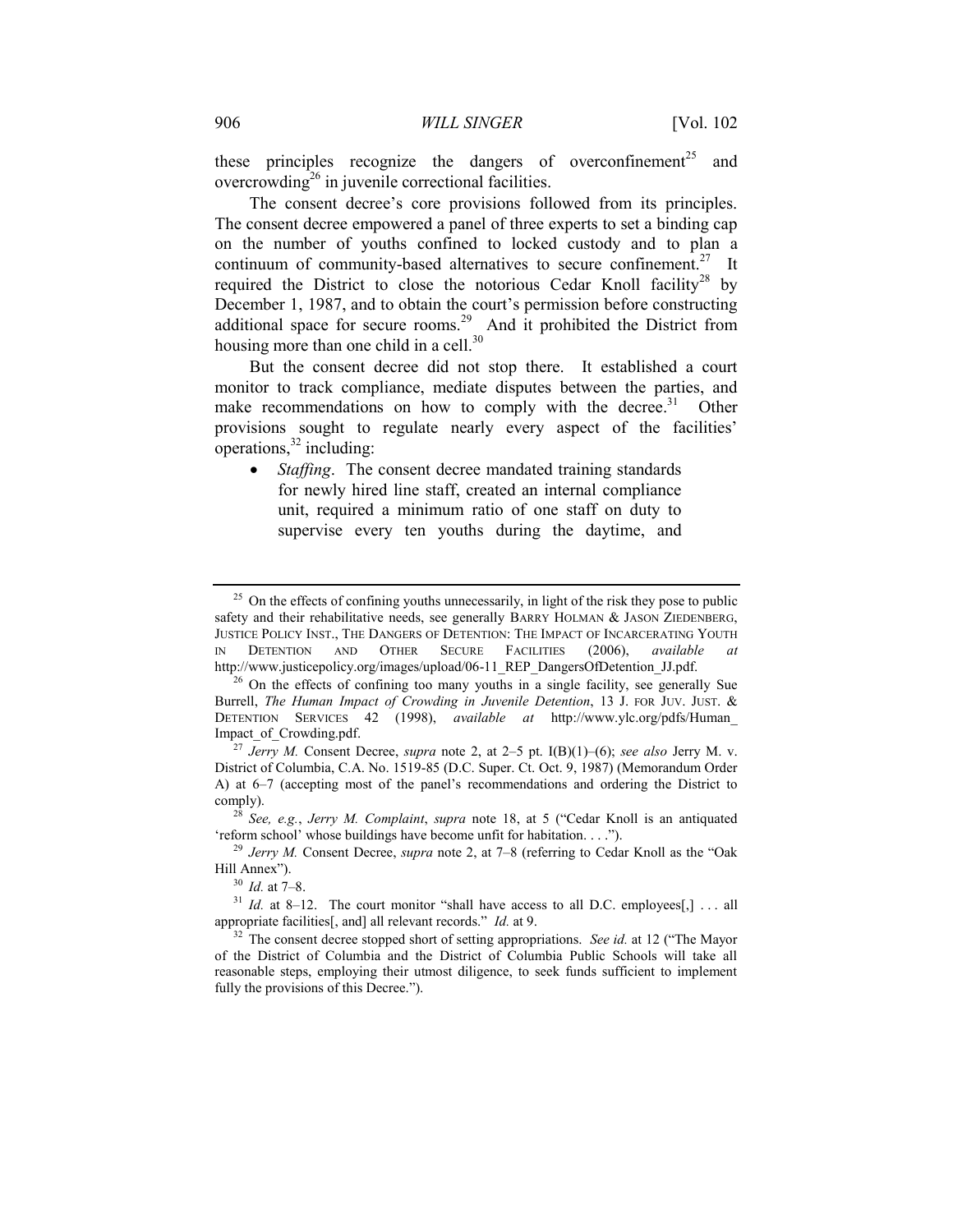these principles recognize the dangers of overconfinement[25] and overcrowding[26] in juvenile correctional facilities.

The consent decree's core provisions followed from its principles. The consent decree empowered a panel of three experts to set a binding cap on the number of youths confined to locked custody and to plan a continuum of community-based alternatives to secure confinement.[27] It required the District to close the notorious Cedar Knoll facility[28] by December 1, 1987, and to obtain the court's permission before constructing additional space for secure rooms.[29] And it prohibited the District from housing more than one child in a cell.[30]

But the consent decree did not stop there. It established a court monitor to track compliance, mediate disputes between the parties, and make recommendations on how to comply with the decree.[31] Other provisions sought to regulate nearly every aspect of the facilities' operations,[32] including:

- *Staffing*. The consent decree mandated training standards for newly hired line staff, created an internal compliance unit, required a minimum ratio of one staff on duty to supervise every ten youths during the daytime, and

---

[25] On the effects of confining youths unnecessarily, in light of the risk they pose to public safety and their rehabilitative needs, see generally BARRY HOLMAN & JASON ZIEDENBERG, JUSTICE POLICY INST., THE DANGERS OF DETENTION: THE IMPACT OF INCARCERATING YOUTH IN DETENTION AND OTHER SECURE FACILITIES (2006), *available at* http://www.justicepolicy.org/images/upload/06-11_REP_DangersOfDetention_JJ.pdf.

[26] On the effects of confining too many youths in a single facility, see generally Sue Burrell, *The Human Impact of Crowding in Juvenile Detention*, 13 J. FOR JUV. JUST. & DETENTION SERVICES 42 (1998), *available at* http://www.ylc.org/pdfs/Human_Impact_of_Crowding.pdf.

[27] *Jerry M.* Consent Decree, *supra* note 2, at 2–5 pt. I(B)(1)–(6); *see also* Jerry M. v. District of Columbia, C.A. No. 1519-85 (D.C. Super. Ct. Oct. 9, 1987) (Memorandum Order A) at 6–7 (accepting most of the panel's recommendations and ordering the District to comply).

[28] *See, e.g.*, *Jerry M. Complaint*, *supra* note 18, at 5 ("Cedar Knoll is an antiquated 'reform school' whose buildings have become unfit for habitation. . . .").

[29] *Jerry M.* Consent Decree, *supra* note 2, at 7–8 (referring to Cedar Knoll as the "Oak Hill Annex").

[30] *Id.* at 7–8.

[31] *Id.* at 8–12. The court monitor "shall have access to all D.C. employees[,] . . . all appropriate facilities[, and] all relevant records." *Id.* at 9.

[32] The consent decree stopped short of setting appropriations. *See id.* at 12 ("The Mayor of the District of Columbia and the District of Columbia Public Schools will take all reasonable steps, employing their utmost diligence, to seek funds sufficient to implement fully the provisions of this Decree.").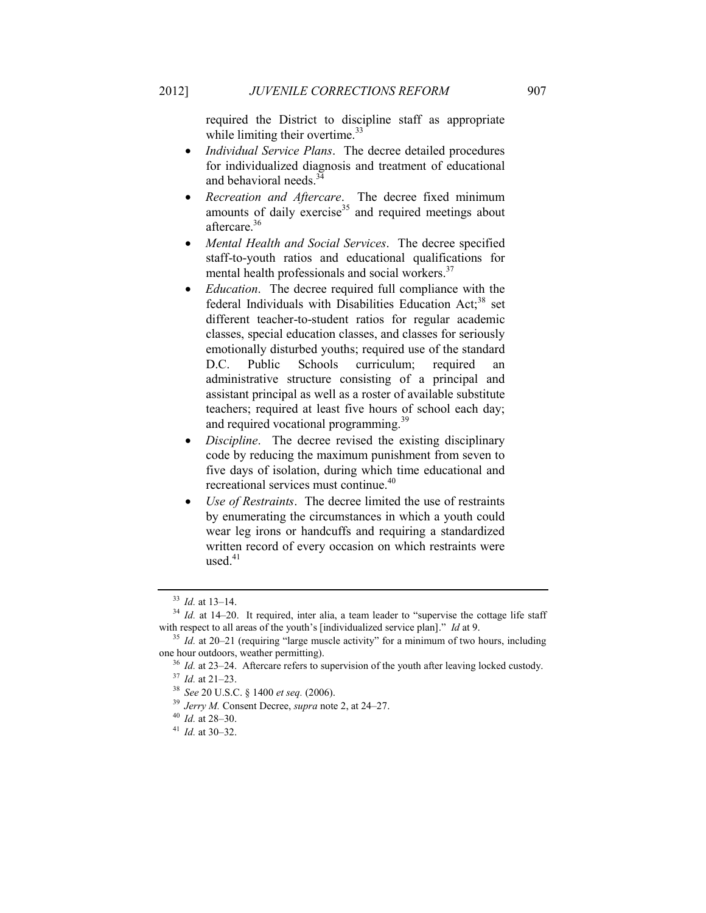required the District to discipline staff as appropriate while limiting their overtime.[33]

- *Individual Service Plans*. The decree detailed procedures for individualized diagnosis and treatment of educational and behavioral needs.[34]
- *Recreation and Aftercare*. The decree fixed minimum amounts of daily exercise[35] and required meetings about aftercare.[36]
- *Mental Health and Social Services*. The decree specified staff-to-youth ratios and educational qualifications for mental health professionals and social workers.[37]
- *Education*. The decree required full compliance with the federal Individuals with Disabilities Education Act;[38] set different teacher-to-student ratios for regular academic classes, special education classes, and classes for seriously emotionally disturbed youths; required use of the standard D.C. Public Schools curriculum; required an administrative structure consisting of a principal and assistant principal as well as a roster of available substitute teachers; required at least five hours of school each day; and required vocational programming.[39]
- *Discipline*. The decree revised the existing disciplinary code by reducing the maximum punishment from seven to five days of isolation, during which time educational and recreational services must continue.[40]
- *Use of Restraints*. The decree limited the use of restraints by enumerating the circumstances in which a youth could wear leg irons or handcuffs and requiring a standardized written record of every occasion on which restraints were used.[41]

---

[33] *Id.* at 13–14.

[34] *Id.* at 14–20. It required, inter alia, a team leader to "supervise the cottage life staff with respect to all areas of the youth's [individualized service plan]." *Id* at 9.

[35] *Id.* at 20–21 (requiring "large muscle activity" for a minimum of two hours, including one hour outdoors, weather permitting).

[36] *Id.* at 23–24. Aftercare refers to supervision of the youth after leaving locked custody.

[37] *Id.* at 21–23.

[38] *See* 20 U.S.C. § 1400 *et seq.* (2006).

[39] *Jerry M.* Consent Decree, *supra* note 2, at 24–27.

[40] *Id.* at 28–30.

[41] *Id.* at 30–32.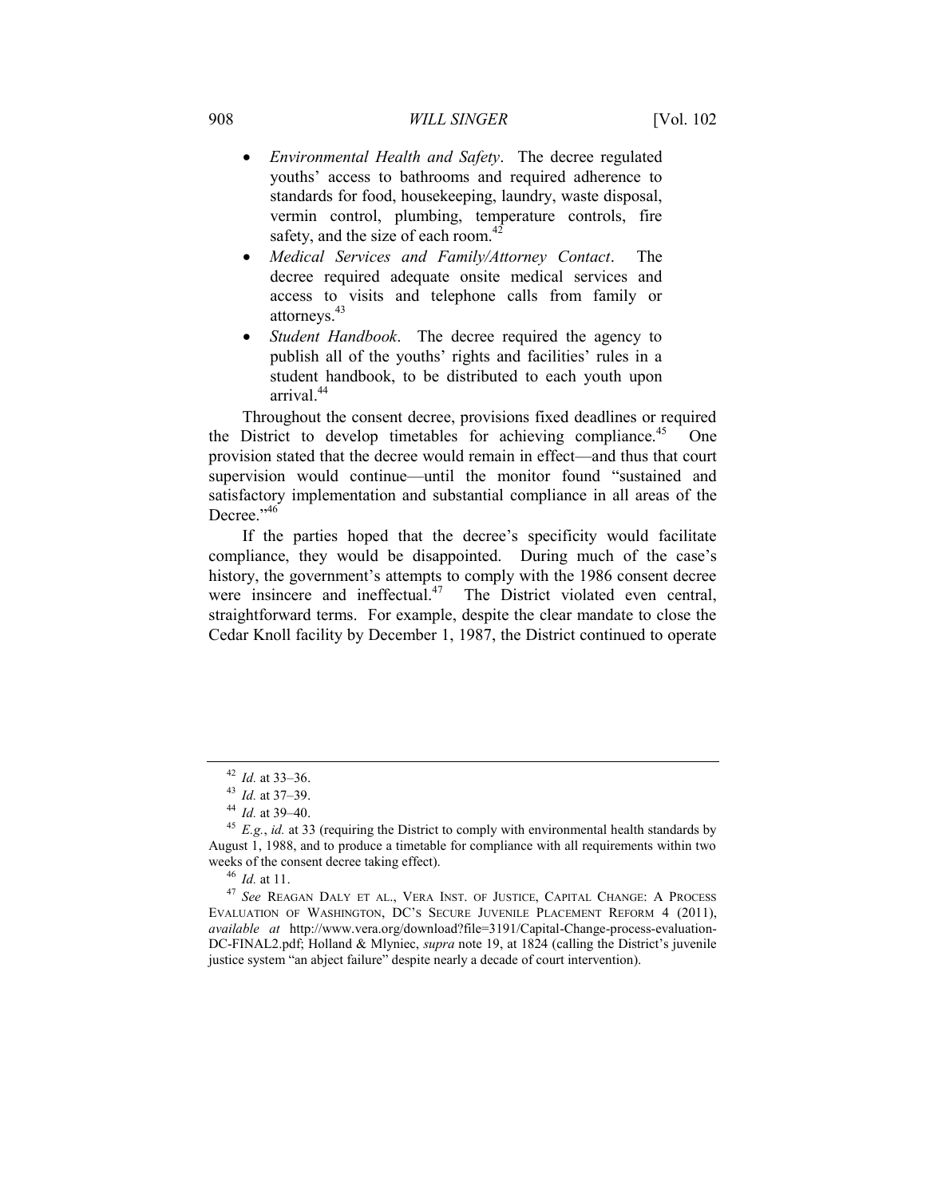- *Environmental Health and Safety*. The decree regulated youths' access to bathrooms and required adherence to standards for food, housekeeping, laundry, waste disposal, vermin control, plumbing, temperature controls, fire safety, and the size of each room.[42]
- *Medical Services and Family/Attorney Contact*. The decree required adequate onsite medical services and access to visits and telephone calls from family or attorneys.[43]
- *Student Handbook*. The decree required the agency to publish all of the youths' rights and facilities' rules in a student handbook, to be distributed to each youth upon arrival.[44]

Throughout the consent decree, provisions fixed deadlines or required the District to develop timetables for achieving compliance.[45] One provision stated that the decree would remain in effect—and thus that court supervision would continue—until the monitor found "sustained and satisfactory implementation and substantial compliance in all areas of the Decree."[46]

If the parties hoped that the decree's specificity would facilitate compliance, they would be disappointed. During much of the case's history, the government's attempts to comply with the 1986 consent decree were insincere and ineffectual.[47] The District violated even central, straightforward terms. For example, despite the clear mandate to close the Cedar Knoll facility by December 1, 1987, the District continued to operate

---

[42] *Id.* at 33–36.

[43] *Id.* at 37–39.

[44] *Id.* at 39–40.

[45] *E.g.*, *id.* at 33 (requiring the District to comply with environmental health standards by August 1, 1988, and to produce a timetable for compliance with all requirements within two weeks of the consent decree taking effect).

[46] *Id.* at 11.

[47] *See* REAGAN DALY ET AL., VERA INST. OF JUSTICE, CAPITAL CHANGE: A PROCESS EVALUATION OF WASHINGTON, DC'S SECURE JUVENILE PLACEMENT REFORM 4 (2011), *available at* http://www.vera.org/download?file=3191/Capital-Change-process-evaluation-DC-FINAL2.pdf; Holland & Mlyniec, *supra* note 19, at 1824 (calling the District's juvenile justice system "an abject failure" despite nearly a decade of court intervention).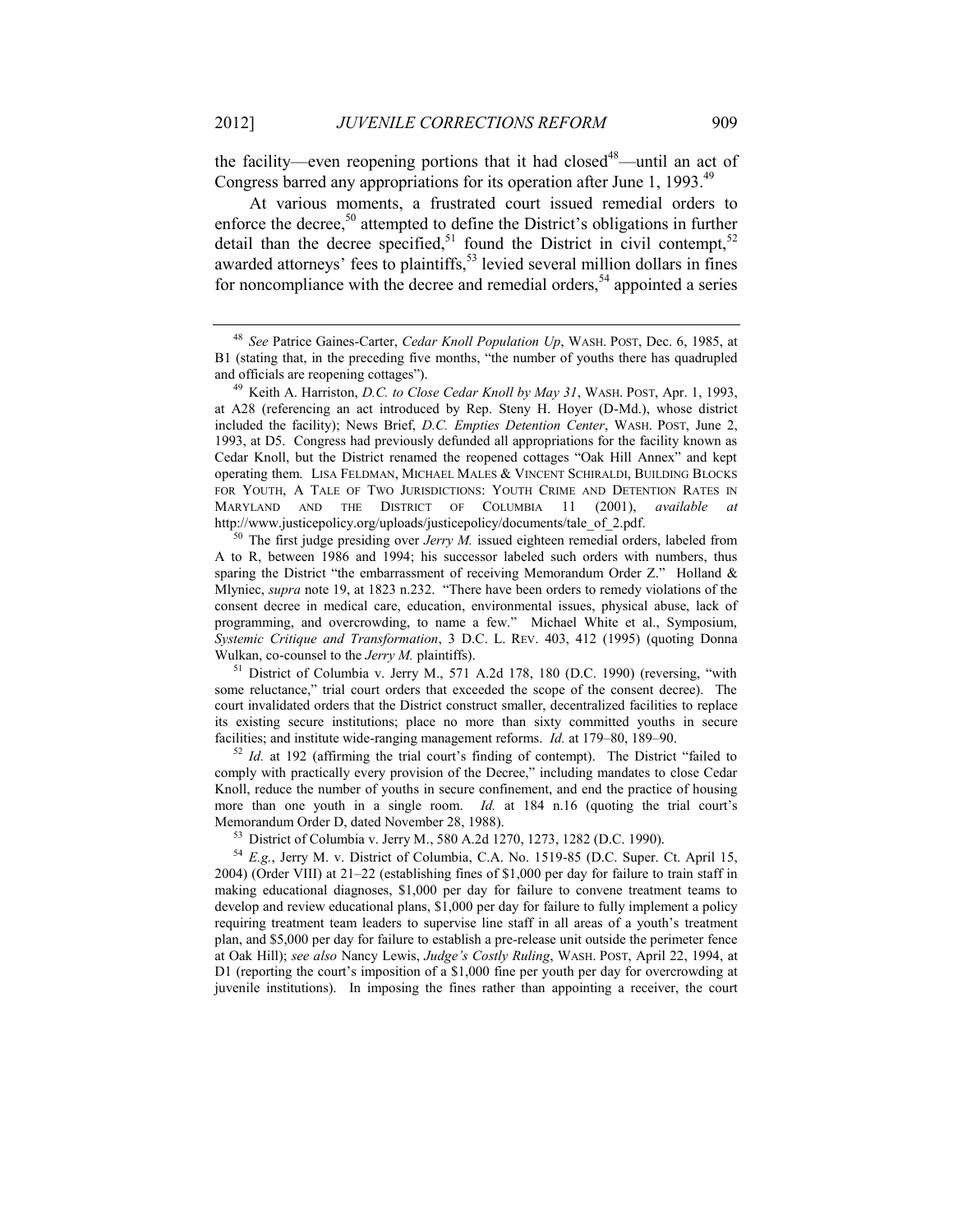the facility—even reopening portions that it had closed[48]—until an act of Congress barred any appropriations for its operation after June 1, 1993.[49]

At various moments, a frustrated court issued remedial orders to enforce the decree,[50] attempted to define the District's obligations in further detail than the decree specified,[51] found the District in civil contempt,[52] awarded attorneys' fees to plaintiffs,[53] levied several million dollars in fines for noncompliance with the decree and remedial orders,[54] appointed a series

---

[48] *See* Patrice Gaines-Carter, *Cedar Knoll Population Up*, WASH. POST, Dec. 6, 1985, at B1 (stating that, in the preceding five months, "the number of youths there has quadrupled and officials are reopening cottages").

[49] Keith A. Harriston, *D.C. to Close Cedar Knoll by May 31*, WASH. POST, Apr. 1, 1993, at A28 (referencing an act introduced by Rep. Steny H. Hoyer (D-Md.), whose district included the facility); News Brief, *D.C. Empties Detention Center*, WASH. POST, June 2, 1993, at D5. Congress had previously defunded all appropriations for the facility known as Cedar Knoll, but the District renamed the reopened cottages "Oak Hill Annex" and kept operating them. LISA FELDMAN, MICHAEL MALES & VINCENT SCHIRALDI, BUILDING BLOCKS FOR YOUTH, A TALE OF TWO JURISDICTIONS: YOUTH CRIME AND DETENTION RATES IN MARYLAND AND THE DISTRICT OF COLUMBIA 11 (2001), *available at* http://www.justicepolicy.org/uploads/justicepolicy/documents/tale_of_2.pdf.

[50] The first judge presiding over *Jerry M.* issued eighteen remedial orders, labeled from A to R, between 1986 and 1994; his successor labeled such orders with numbers, thus sparing the District "the embarrassment of receiving Memorandum Order Z." Holland & Mlyniec, *supra* note 19, at 1823 n.232. "There have been orders to remedy violations of the consent decree in medical care, education, environmental issues, physical abuse, lack of programming, and overcrowding, to name a few." Michael White et al., Symposium, *Systemic Critique and Transformation*, 3 D.C. L. REV. 403, 412 (1995) (quoting Donna Wulkan, co-counsel to the *Jerry M.* plaintiffs).

[51] District of Columbia v. Jerry M., 571 A.2d 178, 180 (D.C. 1990) (reversing, "with some reluctance," trial court orders that exceeded the scope of the consent decree). The court invalidated orders that the District construct smaller, decentralized facilities to replace its existing secure institutions; place no more than sixty committed youths in secure facilities; and institute wide-ranging management reforms. *Id.* at 179–80, 189–90.

[52] *Id.* at 192 (affirming the trial court's finding of contempt). The District "failed to comply with practically every provision of the Decree," including mandates to close Cedar Knoll, reduce the number of youths in secure confinement, and end the practice of housing more than one youth in a single room. *Id.* at 184 n.16 (quoting the trial court's Memorandum Order D, dated November 28, 1988).

[53] District of Columbia v. Jerry M., 580 A.2d 1270, 1273, 1282 (D.C. 1990).

[54] *E.g.*, Jerry M. v. District of Columbia, C.A. No. 1519-85 (D.C. Super. Ct. April 15, 2004) (Order VIII) at 21–22 (establishing fines of $1,000 per day for failure to train staff in making educational diagnoses, $1,000 per day for failure to convene treatment teams to develop and review educational plans, $1,000 per day for failure to fully implement a policy requiring treatment team leaders to supervise line staff in all areas of a youth's treatment plan, and $5,000 per day for failure to establish a pre-release unit outside the perimeter fence at Oak Hill); *see also* Nancy Lewis, *Judge's Costly Ruling*, WASH. POST, April 22, 1994, at D1 (reporting the court's imposition of a $1,000 fine per youth per day for overcrowding at juvenile institutions). In imposing the fines rather than appointing a receiver, the court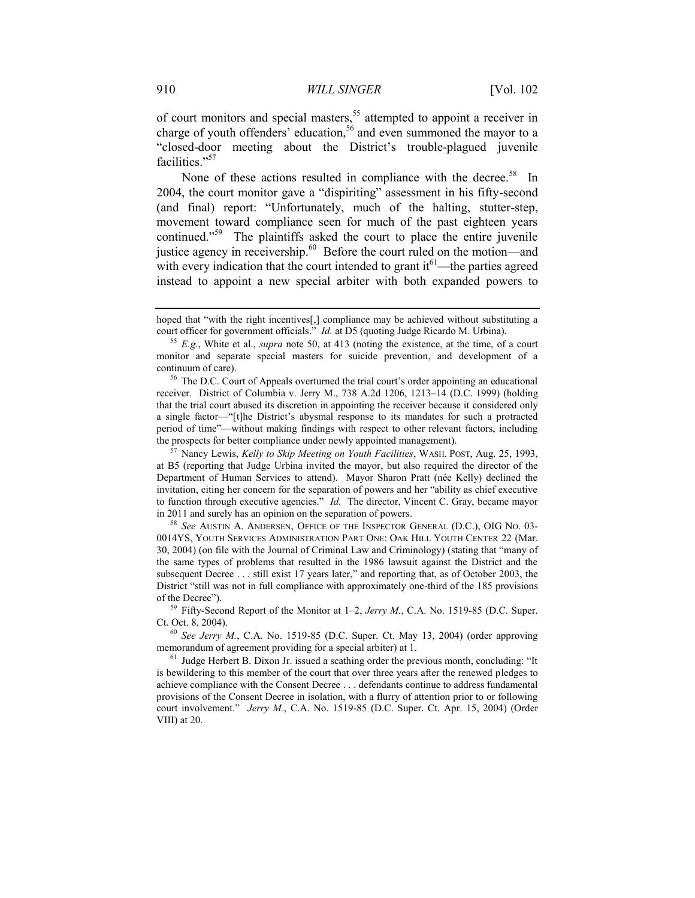of court monitors and special masters,[55] attempted to appoint a receiver in charge of youth offenders' education,[56] and even summoned the mayor to a "closed-door meeting about the District's trouble-plagued juvenile facilities."[57]

None of these actions resulted in compliance with the decree.[58] In 2004, the court monitor gave a "dispiriting" assessment in his fifty-second (and final) report: "Unfortunately, much of the halting, stutter-step, movement toward compliance seen for much of the past eighteen years continued."[59] The plaintiffs asked the court to place the entire juvenile justice agency in receivership.[60] Before the court ruled on the motion—and with every indication that the court intended to grant it[61]—the parties agreed instead to appoint a new special arbiter with both expanded powers to

---

hoped that "with the right incentives[,] compliance may be achieved without substituting a court officer for government officials." *Id.* at D5 (quoting Judge Ricardo M. Urbina).

[55] *E.g.*, White et al., *supra* note 50, at 413 (noting the existence, at the time, of a court monitor and separate special masters for suicide prevention, and development of a continuum of care).

[56] The D.C. Court of Appeals overturned the trial court's order appointing an educational receiver. District of Columbia v. Jerry M., 738 A.2d 1206, 1213–14 (D.C. 1999) (holding that the trial court abused its discretion in appointing the receiver because it considered only a single factor—"[t]he District's abysmal response to its mandates for such a protracted period of time"—without making findings with respect to other relevant factors, including the prospects for better compliance under newly appointed management).

[57] Nancy Lewis, *Kelly to Skip Meeting on Youth Facilities*, WASH. POST, Aug. 25, 1993, at B5 (reporting that Judge Urbina invited the mayor, but also required the director of the Department of Human Services to attend). Mayor Sharon Pratt (née Kelly) declined the invitation, citing her concern for the separation of powers and her "ability as chief executive to function through executive agencies." *Id.* The director, Vincent C. Gray, became mayor in 2011 and surely has an opinion on the separation of powers.

[58] *See* AUSTIN A. ANDERSEN, OFFICE OF THE INSPECTOR GENERAL (D.C.), OIG NO. 03-0014YS, YOUTH SERVICES ADMINISTRATION PART ONE: OAK HILL YOUTH CENTER 22 (Mar. 30, 2004) (on file with the Journal of Criminal Law and Criminology) (stating that "many of the same types of problems that resulted in the 1986 lawsuit against the District and the subsequent Decree . . . still exist 17 years later," and reporting that, as of October 2003, the District "still was not in full compliance with approximately one-third of the 185 provisions of the Decree").

[59] Fifty-Second Report of the Monitor at 1–2, *Jerry M.*, C.A. No. 1519-85 (D.C. Super. Ct. Oct. 8, 2004).

[60] *See Jerry M.*, C.A. No. 1519-85 (D.C. Super. Ct. May 13, 2004) (order approving memorandum of agreement providing for a special arbiter) at 1.

[61] Judge Herbert B. Dixon Jr. issued a scathing order the previous month, concluding: "It is bewildering to this member of the court that over three years after the renewed pledges to achieve compliance with the Consent Decree . . . defendants continue to address fundamental provisions of the Consent Decree in isolation, with a flurry of attention prior to or following court involvement." *Jerry M.*, C.A. No. 1519-85 (D.C. Super. Ct. Apr. 15, 2004) (Order VIII) at 20.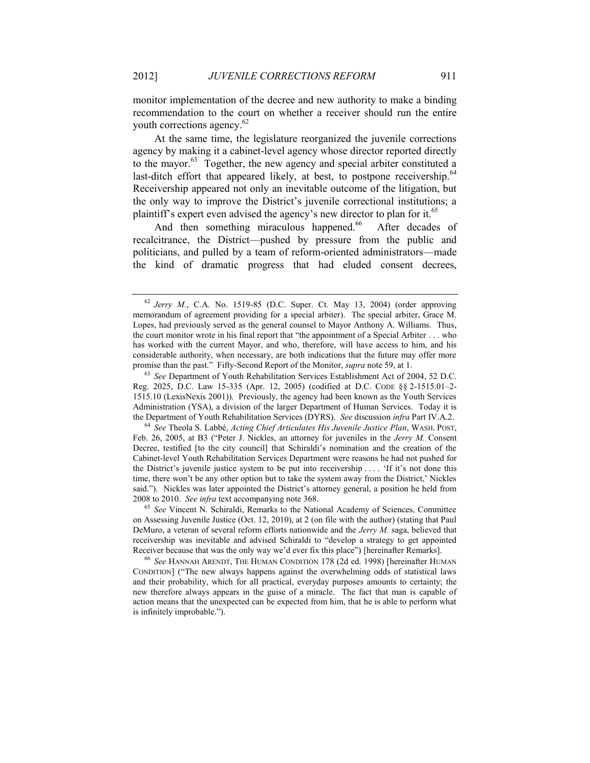monitor implementation of the decree and new authority to make a binding recommendation to the court on whether a receiver should run the entire youth corrections agency.[62]

At the same time, the legislature reorganized the juvenile corrections agency by making it a cabinet-level agency whose director reported directly to the mayor.[63] Together, the new agency and special arbiter constituted a last-ditch effort that appeared likely, at best, to postpone receivership.[64] Receivership appeared not only an inevitable outcome of the litigation, but the only way to improve the District's juvenile correctional institutions; a plaintiff's expert even advised the agency's new director to plan for it.[65]

And then something miraculous happened.[66] After decades of recalcitrance, the District—pushed by pressure from the public and politicians, and pulled by a team of reform-oriented administrators—made the kind of dramatic progress that had eluded consent decrees,

---

[62] *Jerry M.*, C.A. No. 1519-85 (D.C. Super. Ct. May 13, 2004) (order approving memorandum of agreement providing for a special arbiter). The special arbiter, Grace M. Lopes, had previously served as the general counsel to Mayor Anthony A. Williams. Thus, the court monitor wrote in his final report that "the appointment of a Special Arbiter . . . who has worked with the current Mayor, and who, therefore, will have access to him, and his considerable authority, when necessary, are both indications that the future may offer more promise than the past." Fifty-Second Report of the Monitor, *supra* note 59, at 1.

[63] *See* Department of Youth Rehabilitation Services Establishment Act of 2004, 52 D.C. Reg. 2025, D.C. Law 15-335 (Apr. 12, 2005) (codified at D.C. CODE §§ 2-1515.01–2-1515.10 (LexisNexis 2001)). Previously, the agency had been known as the Youth Services Administration (YSA), a division of the larger Department of Human Services. Today it is the Department of Youth Rehabilitation Services (DYRS). *See* discussion *infra* Part IV.A.2.

[64] *See* Theola S. Labbé, *Acting Chief Articulates His Juvenile Justice Plan*, WASH. POST, Feb. 26, 2005, at B3 ("Peter J. Nickles, an attorney for juveniles in the *Jerry M.* Consent Decree, testified [to the city council] that Schiraldi's nomination and the creation of the Cabinet-level Youth Rehabilitation Services Department were reasons he had not pushed for the District's juvenile justice system to be put into receivership . . . . 'If it's not done this time, there won't be any other option but to take the system away from the District,' Nickles said."). Nickles was later appointed the District's attorney general, a position he held from 2008 to 2010. *See infra* text accompanying note 368.

[65] *See* Vincent N. Schiraldi, Remarks to the National Academy of Sciences, Committee on Assessing Juvenile Justice (Oct. 12, 2010), at 2 (on file with the author) (stating that Paul DeMuro, a veteran of several reform efforts nationwide and the *Jerry M.* saga, believed that receivership was inevitable and advised Schiraldi to "develop a strategy to get appointed Receiver because that was the only way we'd ever fix this place") [hereinafter Remarks].

[66] *See* HANNAH ARENDT, THE HUMAN CONDITION 178 (2d ed. 1998) [hereinafter HUMAN CONDITION] ("The new always happens against the overwhelming odds of statistical laws and their probability, which for all practical, everyday purposes amounts to certainty; the new therefore always appears in the guise of a miracle. The fact that man is capable of action means that the unexpected can be expected from him, that he is able to perform what is infinitely improbable.").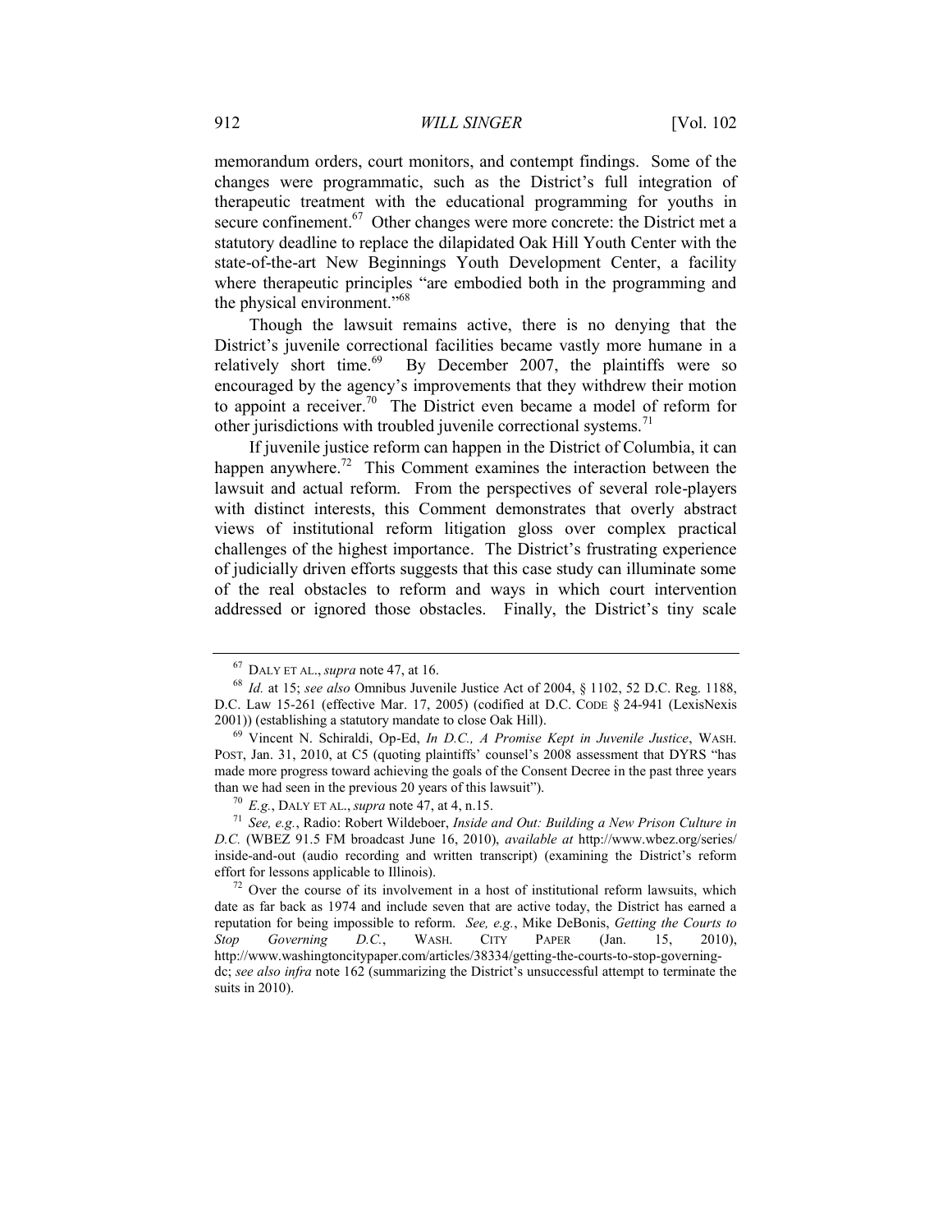memorandum orders, court monitors, and contempt findings. Some of the changes were programmatic, such as the District's full integration of therapeutic treatment with the educational programming for youths in secure confinement.[67] Other changes were more concrete: the District met a statutory deadline to replace the dilapidated Oak Hill Youth Center with the state-of-the-art New Beginnings Youth Development Center, a facility where therapeutic principles "are embodied both in the programming and the physical environment."[68]

Though the lawsuit remains active, there is no denying that the District's juvenile correctional facilities became vastly more humane in a relatively short time.[69] By December 2007, the plaintiffs were so encouraged by the agency's improvements that they withdrew their motion to appoint a receiver.[70] The District even became a model of reform for other jurisdictions with troubled juvenile correctional systems.[71]

If juvenile justice reform can happen in the District of Columbia, it can happen anywhere.[72] This Comment examines the interaction between the lawsuit and actual reform. From the perspectives of several role-players with distinct interests, this Comment demonstrates that overly abstract views of institutional reform litigation gloss over complex practical challenges of the highest importance. The District's frustrating experience of judicially driven efforts suggests that this case study can illuminate some of the real obstacles to reform and ways in which court intervention addressed or ignored those obstacles. Finally, the District's tiny scale

---

[67] DALY ET AL., *supra* note 47, at 16.

[68] *Id.* at 15; *see also* Omnibus Juvenile Justice Act of 2004, § 1102, 52 D.C. Reg. 1188, D.C. Law 15-261 (effective Mar. 17, 2005) (codified at D.C. CODE § 24-941 (LexisNexis 2001)) (establishing a statutory mandate to close Oak Hill).

[69] Vincent N. Schiraldi, Op-Ed, *In D.C., A Promise Kept in Juvenile Justice*, WASH. POST, Jan. 31, 2010, at C5 (quoting plaintiffs' counsel's 2008 assessment that DYRS "has made more progress toward achieving the goals of the Consent Decree in the past three years than we had seen in the previous 20 years of this lawsuit").

[70] *E.g.*, DALY ET AL., *supra* note 47, at 4, n.15.

[71] *See, e.g.*, Radio: Robert Wildeboer, *Inside and Out: Building a New Prison Culture in D.C.* (WBEZ 91.5 FM broadcast June 16, 2010), *available at* http://www.wbez.org/series/inside-and-out (audio recording and written transcript) (examining the District's reform effort for lessons applicable to Illinois).

[72] Over the course of its involvement in a host of institutional reform lawsuits, which date as far back as 1974 and include seven that are active today, the District has earned a reputation for being impossible to reform. *See, e.g.*, Mike DeBonis, *Getting the Courts to Stop Governing D.C.*, WASH. CITY PAPER (Jan. 15, 2010), http://www.washingtoncitypaper.com/articles/38334/getting-the-courts-to-stop-governing-dc; *see also infra* note 162 (summarizing the District's unsuccessful attempt to terminate the suits in 2010).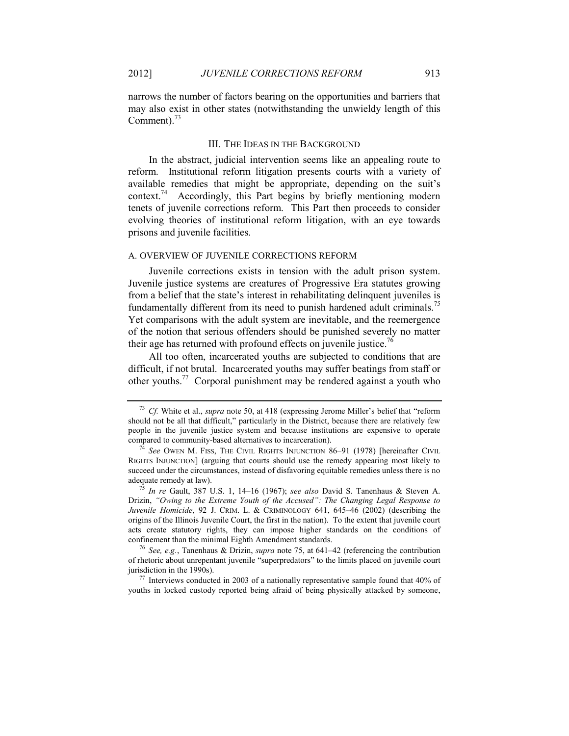narrows the number of factors bearing on the opportunities and barriers that may also exist in other states (notwithstanding the unwieldy length of this Comment).[73]

## III. The Ideas in the Background

In the abstract, judicial intervention seems like an appealing route to reform. Institutional reform litigation presents courts with a variety of available remedies that might be appropriate, depending on the suit's context.[74] Accordingly, this Part begins by briefly mentioning modern tenets of juvenile corrections reform. This Part then proceeds to consider evolving theories of institutional reform litigation, with an eye towards prisons and juvenile facilities.

### A. Overview of Juvenile Corrections Reform

Juvenile corrections exists in tension with the adult prison system. Juvenile justice systems are creatures of Progressive Era statutes growing from a belief that the state's interest in rehabilitating delinquent juveniles is fundamentally different from its need to punish hardened adult criminals.[75] Yet comparisons with the adult system are inevitable, and the reemergence of the notion that serious offenders should be punished severely no matter their age has returned with profound effects on juvenile justice.[76]

All too often, incarcerated youths are subjected to conditions that are difficult, if not brutal. Incarcerated youths may suffer beatings from staff or other youths.[77] Corporal punishment may be rendered against a youth who

---

[73] *Cf.* White et al., *supra* note 50, at 418 (expressing Jerome Miller's belief that "reform should not be all that difficult," particularly in the District, because there are relatively few people in the juvenile justice system and because institutions are expensive to operate compared to community-based alternatives to incarceration).

[74] *See* Owen M. Fiss, The Civil Rights Injunction 86–91 (1978) [hereinafter Civil Rights Injunction] (arguing that courts should use the remedy appearing most likely to succeed under the circumstances, instead of disfavoring equitable remedies unless there is no adequate remedy at law).

[75] *In re* Gault, 387 U.S. 1, 14–16 (1967); *see also* David S. Tanenhaus & Steven A. Drizin, *"Owing to the Extreme Youth of the Accused": The Changing Legal Response to Juvenile Homicide*, 92 J. Crim. L. & Criminology 641, 645–46 (2002) (describing the origins of the Illinois Juvenile Court, the first in the nation). To the extent that juvenile court acts create statutory rights, they can impose higher standards on the conditions of confinement than the minimal Eighth Amendment standards.

[76] *See, e.g.*, Tanenhaus & Drizin, *supra* note 75, at 641–42 (referencing the contribution of rhetoric about unrepentant juvenile "superpredators" to the limits placed on juvenile court jurisdiction in the 1990s).

[77] Interviews conducted in 2003 of a nationally representative sample found that 40% of youths in locked custody reported being afraid of being physically attacked by someone,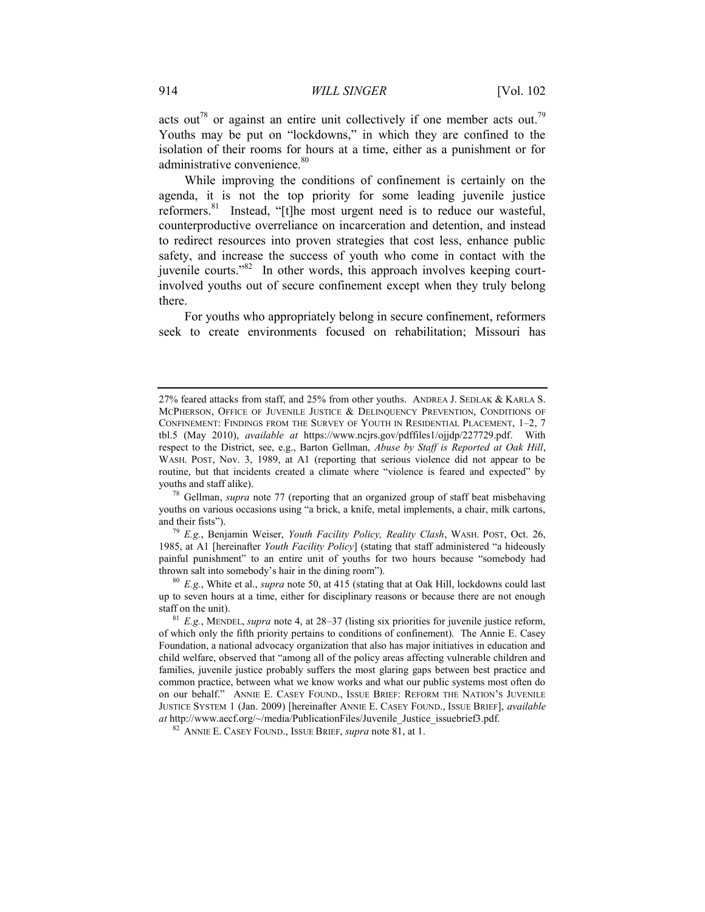acts out[78] or against an entire unit collectively if one member acts out.[79] Youths may be put on "lockdowns," in which they are confined to the isolation of their rooms for hours at a time, either as a punishment or for administrative convenience.[80]

While improving the conditions of confinement is certainly on the agenda, it is not the top priority for some leading juvenile justice reformers.[81] Instead, "[t]he most urgent need is to reduce our wasteful, counterproductive overreliance on incarceration and detention, and instead to redirect resources into proven strategies that cost less, enhance public safety, and increase the success of youth who come in contact with the juvenile courts."[82] In other words, this approach involves keeping court-involved youths out of secure confinement except when they truly belong there.

For youths who appropriately belong in secure confinement, reformers seek to create environments focused on rehabilitation; Missouri has

---

27% feared attacks from staff, and 25% from other youths. ANDREA J. SEDLAK & KARLA S. MCPHERSON, OFFICE OF JUVENILE JUSTICE & DELINQUENCY PREVENTION, CONDITIONS OF CONFINEMENT: FINDINGS FROM THE SURVEY OF YOUTH IN RESIDENTIAL PLACEMENT, 1–2, 7 tbl.5 (May 2010), *available at* https://www.ncjrs.gov/pdffiles1/ojjdp/227729.pdf. With respect to the District, see, e.g., Barton Gellman, *Abuse by Staff is Reported at Oak Hill*, WASH. POST, Nov. 3, 1989, at A1 (reporting that serious violence did not appear to be routine, but that incidents created a climate where "violence is feared and expected" by youths and staff alike).

[78] Gellman, *supra* note 77 (reporting that an organized group of staff beat misbehaving youths on various occasions using "a brick, a knife, metal implements, a chair, milk cartons, and their fists").

[79] *E.g.*, Benjamin Weiser, *Youth Facility Policy, Reality Clash*, WASH. POST, Oct. 26, 1985, at A1 [hereinafter *Youth Facility Policy*] (stating that staff administered "a hideously painful punishment" to an entire unit of youths for two hours because "somebody had thrown salt into somebody's hair in the dining room").

[80] *E.g.*, White et al., *supra* note 50, at 415 (stating that at Oak Hill, lockdowns could last up to seven hours at a time, either for disciplinary reasons or because there are not enough staff on the unit).

[81] *E.g.*, MENDEL, *supra* note 4, at 28–37 (listing six priorities for juvenile justice reform, of which only the fifth priority pertains to conditions of confinement). The Annie E. Casey Foundation, a national advocacy organization that also has major initiatives in education and child welfare, observed that "among all of the policy areas affecting vulnerable children and families, juvenile justice probably suffers the most glaring gaps between best practice and common practice, between what we know works and what our public systems most often do on our behalf." ANNIE E. CASEY FOUND., ISSUE BRIEF: REFORM THE NATION'S JUVENILE JUSTICE SYSTEM 1 (Jan. 2009) [hereinafter ANNIE E. CASEY FOUND., ISSUE BRIEF], *available at* http://www.aecf.org/~/media/PublicationFiles/Juvenile_Justice_issuebrief3.pdf.

[82] ANNIE E. CASEY FOUND., ISSUE BRIEF, *supra* note 81, at 1.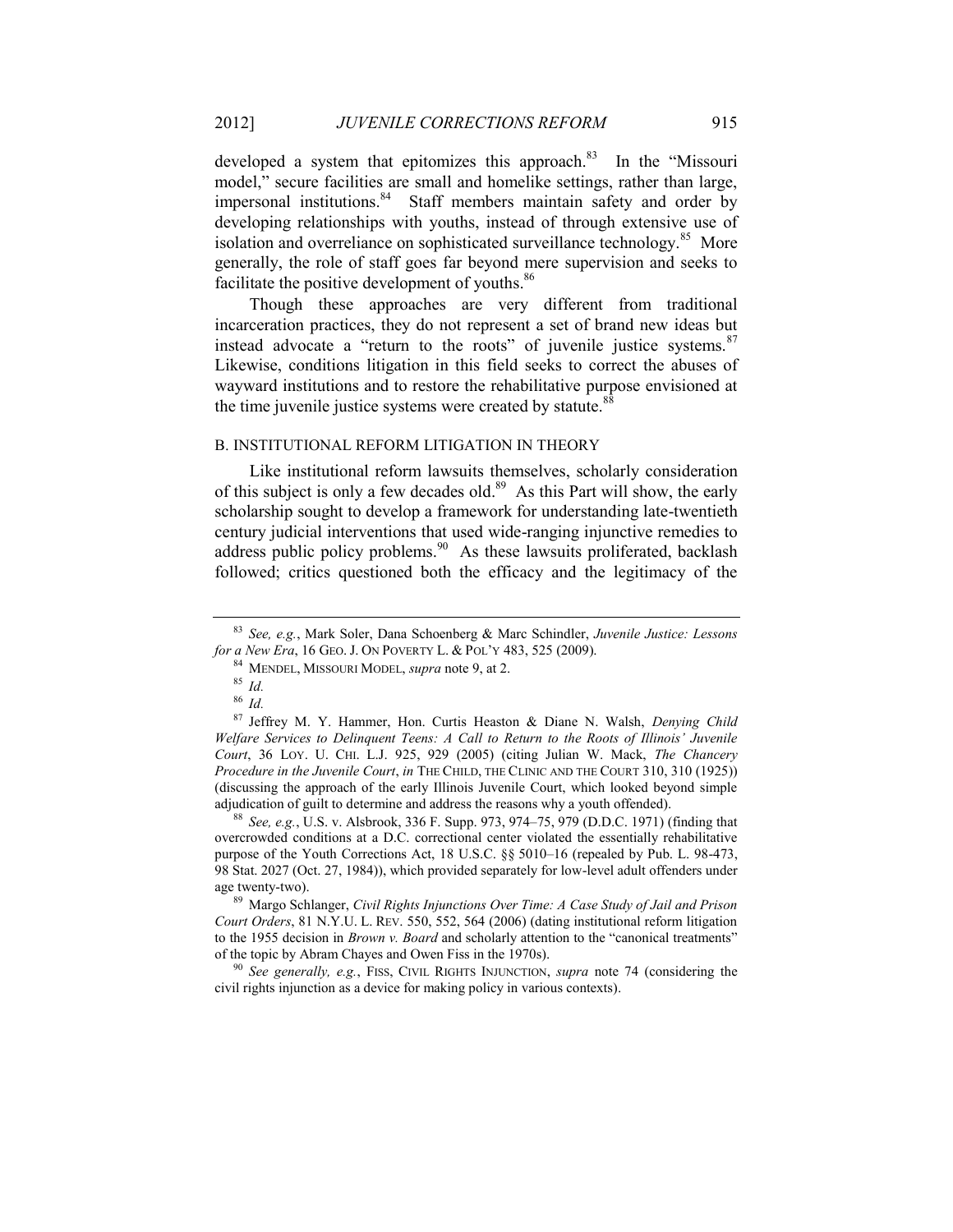developed a system that epitomizes this approach.[83] In the "Missouri model," secure facilities are small and homelike settings, rather than large, impersonal institutions.[84] Staff members maintain safety and order by developing relationships with youths, instead of through extensive use of isolation and overreliance on sophisticated surveillance technology.[85] More generally, the role of staff goes far beyond mere supervision and seeks to facilitate the positive development of youths.[86]

Though these approaches are very different from traditional incarceration practices, they do not represent a set of brand new ideas but instead advocate a "return to the roots" of juvenile justice systems.[87] Likewise, conditions litigation in this field seeks to correct the abuses of wayward institutions and to restore the rehabilitative purpose envisioned at the time juvenile justice systems were created by statute.[88]

### B. INSTITUTIONAL REFORM LITIGATION IN THEORY

Like institutional reform lawsuits themselves, scholarly consideration of this subject is only a few decades old.[89] As this Part will show, the early scholarship sought to develop a framework for understanding late-twentieth century judicial interventions that used wide-ranging injunctive remedies to address public policy problems.[90] As these lawsuits proliferated, backlash followed; critics questioned both the efficacy and the legitimacy of the

---

[83] *See, e.g.*, Mark Soler, Dana Schoenberg & Marc Schindler, *Juvenile Justice: Lessons for a New Era*, 16 GEO. J. ON POVERTY L. & POL'Y 483, 525 (2009).

[84] MENDEL, MISSOURI MODEL, *supra* note 9, at 2.

[85] *Id.*

[86] *Id.*

[87] Jeffrey M. Y. Hammer, Hon. Curtis Heaston & Diane N. Walsh, *Denying Child Welfare Services to Delinquent Teens: A Call to Return to the Roots of Illinois' Juvenile Court*, 36 LOY. U. CHI. L.J. 925, 929 (2005) (citing Julian W. Mack, *The Chancery Procedure in the Juvenile Court*, *in* THE CHILD, THE CLINIC AND THE COURT 310, 310 (1925)) (discussing the approach of the early Illinois Juvenile Court, which looked beyond simple adjudication of guilt to determine and address the reasons why a youth offended).

[88] *See, e.g.*, U.S. v. Alsbrook, 336 F. Supp. 973, 974–75, 979 (D.D.C. 1971) (finding that overcrowded conditions at a D.C. correctional center violated the essentially rehabilitative purpose of the Youth Corrections Act, 18 U.S.C. §§ 5010–16 (repealed by Pub. L. 98-473, 98 Stat. 2027 (Oct. 27, 1984)), which provided separately for low-level adult offenders under age twenty-two).

[89] Margo Schlanger, *Civil Rights Injunctions Over Time: A Case Study of Jail and Prison Court Orders*, 81 N.Y.U. L. REV. 550, 552, 564 (2006) (dating institutional reform litigation to the 1955 decision in *Brown v. Board* and scholarly attention to the "canonical treatments" of the topic by Abram Chayes and Owen Fiss in the 1970s).

[90] *See generally, e.g.*, FISS, CIVIL RIGHTS INJUNCTION, *supra* note 74 (considering the civil rights injunction as a device for making policy in various contexts).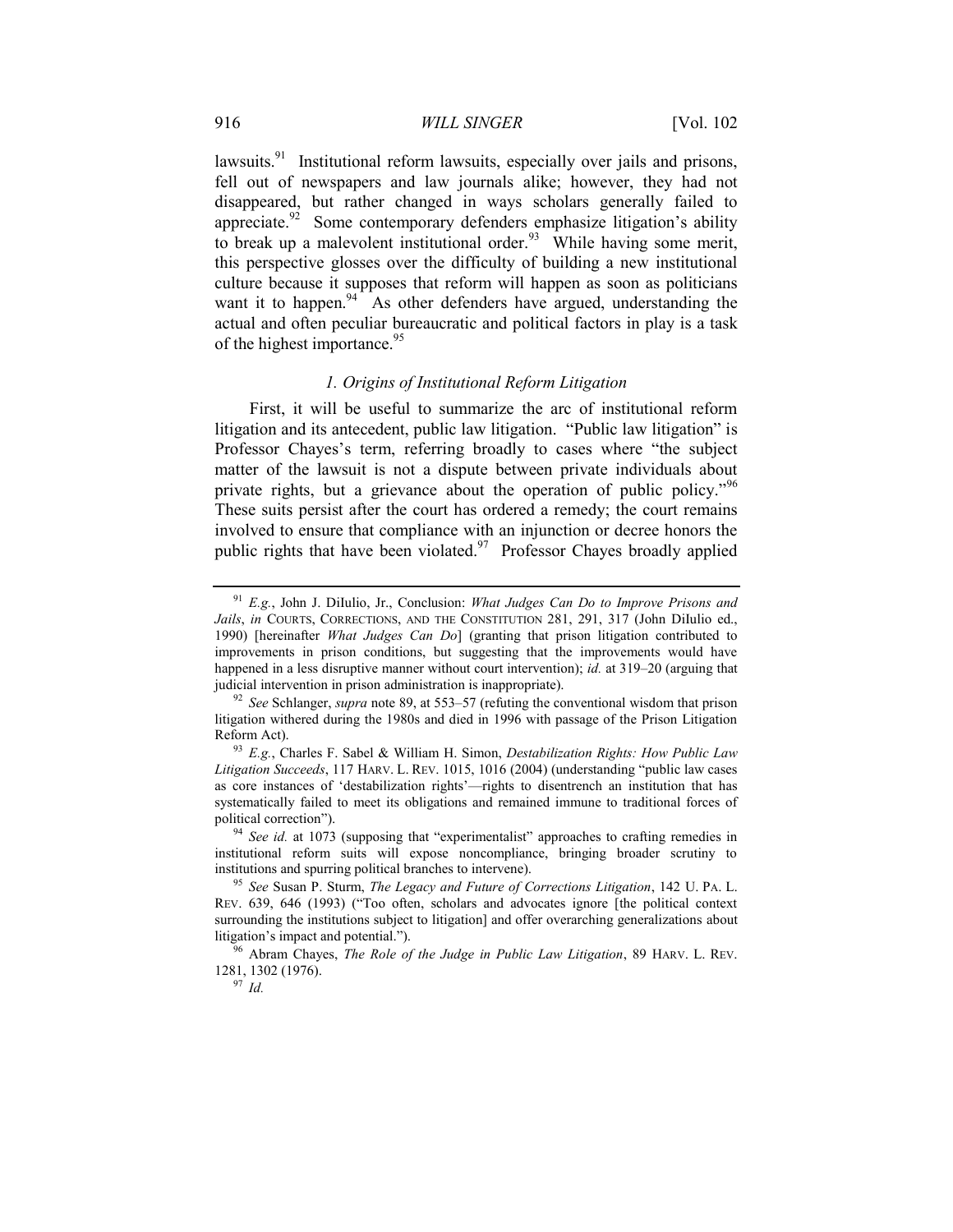lawsuits.[91] Institutional reform lawsuits, especially over jails and prisons, fell out of newspapers and law journals alike; however, they had not disappeared, but rather changed in ways scholars generally failed to appreciate.[92] Some contemporary defenders emphasize litigation's ability to break up a malevolent institutional order.[93] While having some merit, this perspective glosses over the difficulty of building a new institutional culture because it supposes that reform will happen as soon as politicians want it to happen.[94] As other defenders have argued, understanding the actual and often peculiar bureaucratic and political factors in play is a task of the highest importance.[95]

### *1. Origins of Institutional Reform Litigation*

First, it will be useful to summarize the arc of institutional reform litigation and its antecedent, public law litigation. "Public law litigation" is Professor Chayes's term, referring broadly to cases where "the subject matter of the lawsuit is not a dispute between private individuals about private rights, but a grievance about the operation of public policy."[96] These suits persist after the court has ordered a remedy; the court remains involved to ensure that compliance with an injunction or decree honors the public rights that have been violated.[97] Professor Chayes broadly applied

---

[91] *E.g.*, John J. DiIulio, Jr., Conclusion: *What Judges Can Do to Improve Prisons and Jails*, *in* COURTS, CORRECTIONS, AND THE CONSTITUTION 281, 291, 317 (John DiIulio ed., 1990) [hereinafter *What Judges Can Do*] (granting that prison litigation contributed to improvements in prison conditions, but suggesting that the improvements would have happened in a less disruptive manner without court intervention); *id.* at 319–20 (arguing that judicial intervention in prison administration is inappropriate).

[92] *See* Schlanger, *supra* note 89, at 553–57 (refuting the conventional wisdom that prison litigation withered during the 1980s and died in 1996 with passage of the Prison Litigation Reform Act).

[93] *E.g.*, Charles F. Sabel & William H. Simon, *Destabilization Rights: How Public Law Litigation Succeeds*, 117 HARV. L. REV. 1015, 1016 (2004) (understanding "public law cases as core instances of 'destabilization rights'—rights to disentrench an institution that has systematically failed to meet its obligations and remained immune to traditional forces of political correction").

[94] *See id.* at 1073 (supposing that "experimentalist" approaches to crafting remedies in institutional reform suits will expose noncompliance, bringing broader scrutiny to institutions and spurring political branches to intervene).

[95] *See* Susan P. Sturm, *The Legacy and Future of Corrections Litigation*, 142 U. PA. L. REV. 639, 646 (1993) ("Too often, scholars and advocates ignore [the political context surrounding the institutions subject to litigation] and offer overarching generalizations about litigation's impact and potential.").

[96] Abram Chayes, *The Role of the Judge in Public Law Litigation*, 89 HARV. L. REV. 1281, 1302 (1976).

[97] *Id.*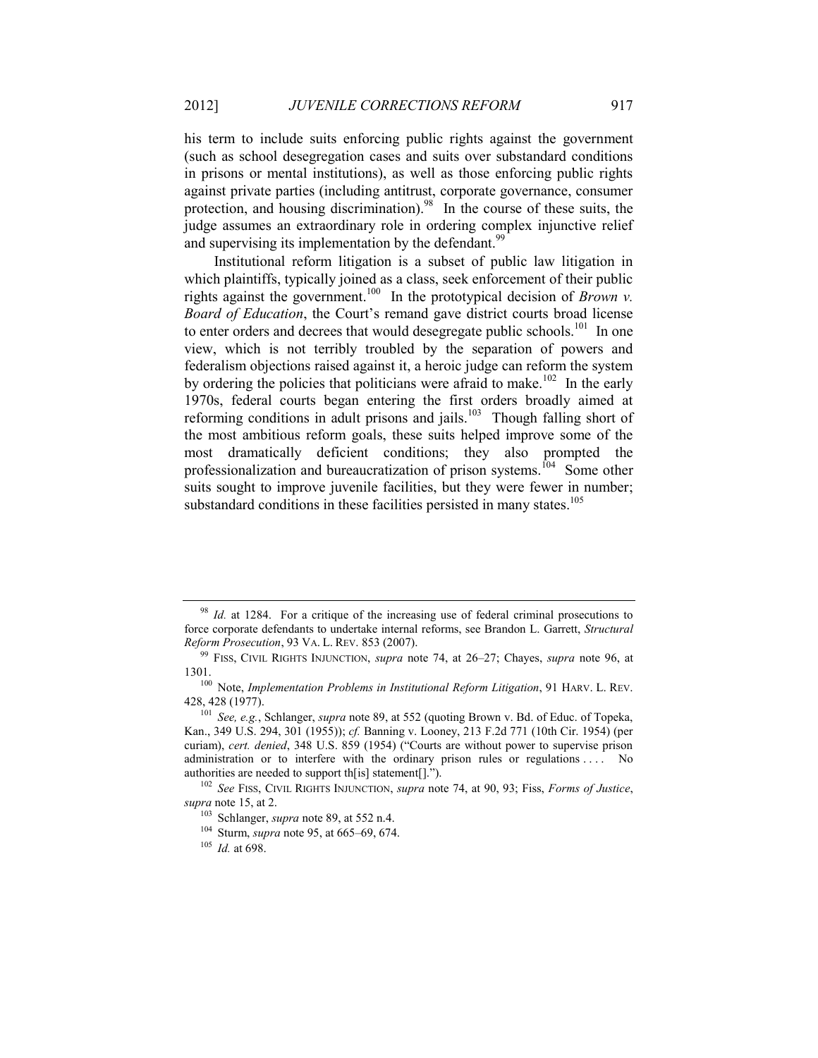his term to include suits enforcing public rights against the government (such as school desegregation cases and suits over substandard conditions in prisons or mental institutions), as well as those enforcing public rights against private parties (including antitrust, corporate governance, consumer protection, and housing discrimination).[98] In the course of these suits, the judge assumes an extraordinary role in ordering complex injunctive relief and supervising its implementation by the defendant.[99]

Institutional reform litigation is a subset of public law litigation in which plaintiffs, typically joined as a class, seek enforcement of their public rights against the government.[100] In the prototypical decision of *Brown v. Board of Education*, the Court's remand gave district courts broad license to enter orders and decrees that would desegregate public schools.[101] In one view, which is not terribly troubled by the separation of powers and federalism objections raised against it, a heroic judge can reform the system by ordering the policies that politicians were afraid to make.[102] In the early 1970s, federal courts began entering the first orders broadly aimed at reforming conditions in adult prisons and jails.[103] Though falling short of the most ambitious reform goals, these suits helped improve some of the most dramatically deficient conditions; they also prompted the professionalization and bureaucratization of prison systems.[104] Some other suits sought to improve juvenile facilities, but they were fewer in number; substandard conditions in these facilities persisted in many states.[105]

---

[98] *Id.* at 1284. For a critique of the increasing use of federal criminal prosecutions to force corporate defendants to undertake internal reforms, see Brandon L. Garrett, *Structural Reform Prosecution*, 93 VA. L. REV. 853 (2007).

[99] FISS, CIVIL RIGHTS INJUNCTION, *supra* note 74, at 26–27; Chayes, *supra* note 96, at 1301.

[100] Note, *Implementation Problems in Institutional Reform Litigation*, 91 HARV. L. REV. 428, 428 (1977).

[101] *See, e.g.*, Schlanger, *supra* note 89, at 552 (quoting Brown v. Bd. of Educ. of Topeka, Kan., 349 U.S. 294, 301 (1955)); *cf.* Banning v. Looney, 213 F.2d 771 (10th Cir. 1954) (per curiam), *cert. denied*, 348 U.S. 859 (1954) ("Courts are without power to supervise prison administration or to interfere with the ordinary prison rules or regulations . . . . No authorities are needed to support th[is] statement[].").

[102] *See* FISS, CIVIL RIGHTS INJUNCTION, *supra* note 74, at 90, 93; Fiss, *Forms of Justice*, *supra* note 15, at 2.

[103] Schlanger, *supra* note 89, at 552 n.4.

[104] Sturm, *supra* note 95, at 665–69, 674.

[105] *Id.* at 698.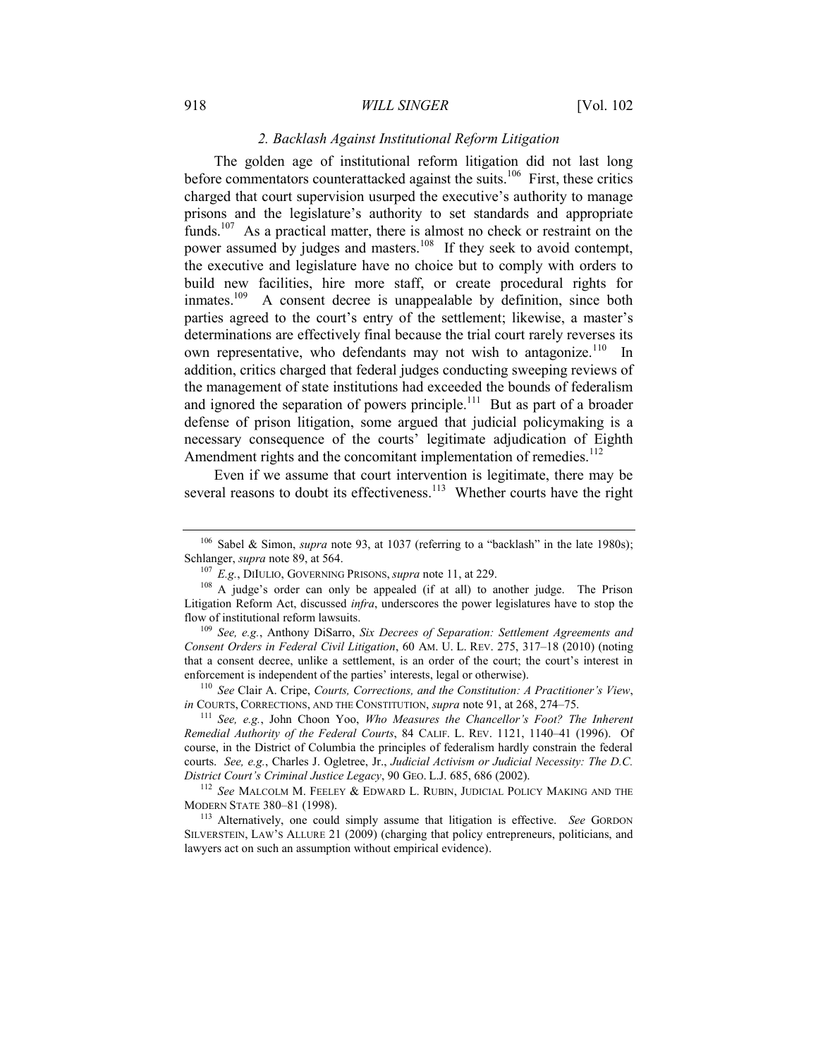### *2. Backlash Against Institutional Reform Litigation*

The golden age of institutional reform litigation did not last long before commentators counterattacked against the suits.[106] First, these critics charged that court supervision usurped the executive's authority to manage prisons and the legislature's authority to set standards and appropriate funds.[107] As a practical matter, there is almost no check or restraint on the power assumed by judges and masters.[108] If they seek to avoid contempt, the executive and legislature have no choice but to comply with orders to build new facilities, hire more staff, or create procedural rights for inmates.[109] A consent decree is unappealable by definition, since both parties agreed to the court's entry of the settlement; likewise, a master's determinations are effectively final because the trial court rarely reverses its own representative, who defendants may not wish to antagonize.[110] In addition, critics charged that federal judges conducting sweeping reviews of the management of state institutions had exceeded the bounds of federalism and ignored the separation of powers principle.[111] But as part of a broader defense of prison litigation, some argued that judicial policymaking is a necessary consequence of the courts' legitimate adjudication of Eighth Amendment rights and the concomitant implementation of remedies.[112]

Even if we assume that court intervention is legitimate, there may be several reasons to doubt its effectiveness.[113] Whether courts have the right

---

[106] Sabel & Simon, *supra* note 93, at 1037 (referring to a "backlash" in the late 1980s); Schlanger, *supra* note 89, at 564.

[107] *E.g.*, DIIULIO, GOVERNING PRISONS, *supra* note 11, at 229.

[108] A judge's order can only be appealed (if at all) to another judge. The Prison Litigation Reform Act, discussed *infra*, underscores the power legislatures have to stop the flow of institutional reform lawsuits.

[109] *See, e.g.*, Anthony DiSarro, *Six Decrees of Separation: Settlement Agreements and Consent Orders in Federal Civil Litigation*, 60 AM. U. L. REV. 275, 317–18 (2010) (noting that a consent decree, unlike a settlement, is an order of the court; the court's interest in enforcement is independent of the parties' interests, legal or otherwise).

[110] *See* Clair A. Cripe, *Courts, Corrections, and the Constitution: A Practitioner's View*, *in* COURTS, CORRECTIONS, AND THE CONSTITUTION, *supra* note 91, at 268, 274–75.

[111] *See, e.g.*, John Choon Yoo, *Who Measures the Chancellor's Foot? The Inherent Remedial Authority of the Federal Courts*, 84 CALIF. L. REV. 1121, 1140–41 (1996). Of course, in the District of Columbia the principles of federalism hardly constrain the federal courts. *See, e.g.*, Charles J. Ogletree, Jr., *Judicial Activism or Judicial Necessity: The D.C. District Court's Criminal Justice Legacy*, 90 GEO. L.J. 685, 686 (2002).

[112] *See* MALCOLM M. FEELEY & EDWARD L. RUBIN, JUDICIAL POLICY MAKING AND THE MODERN STATE 380–81 (1998).

[113] Alternatively, one could simply assume that litigation is effective. *See* GORDON SILVERSTEIN, LAW'S ALLURE 21 (2009) (charging that policy entrepreneurs, politicians, and lawyers act on such an assumption without empirical evidence).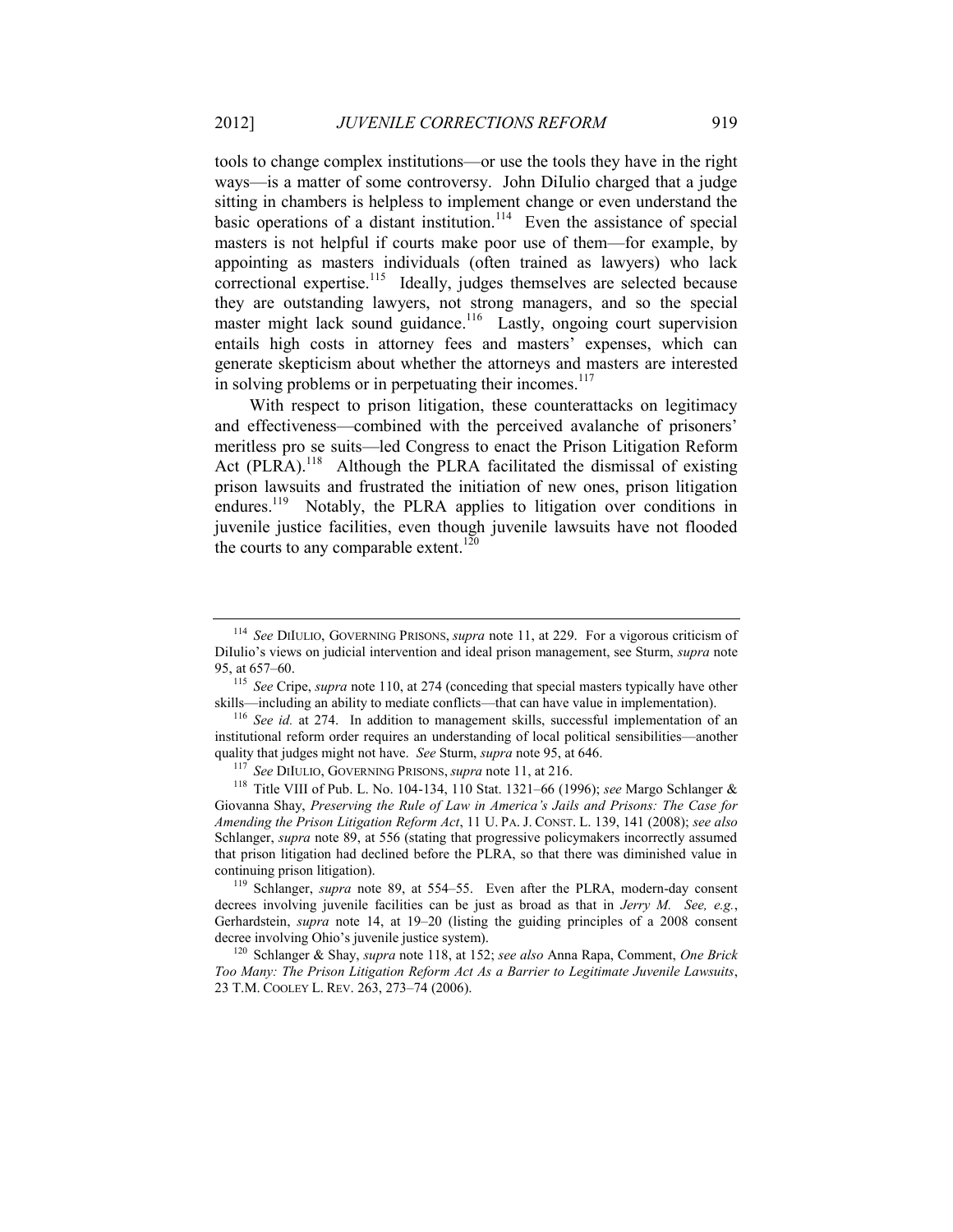tools to change complex institutions—or use the tools they have in the right ways—is a matter of some controversy. John DiIulio charged that a judge sitting in chambers is helpless to implement change or even understand the basic operations of a distant institution.[114] Even the assistance of special masters is not helpful if courts make poor use of them—for example, by appointing as masters individuals (often trained as lawyers) who lack correctional expertise.[115] Ideally, judges themselves are selected because they are outstanding lawyers, not strong managers, and so the special master might lack sound guidance.[116] Lastly, ongoing court supervision entails high costs in attorney fees and masters' expenses, which can generate skepticism about whether the attorneys and masters are interested in solving problems or in perpetuating their incomes.[117]

With respect to prison litigation, these counterattacks on legitimacy and effectiveness—combined with the perceived avalanche of prisoners' meritless pro se suits—led Congress to enact the Prison Litigation Reform Act (PLRA).[118] Although the PLRA facilitated the dismissal of existing prison lawsuits and frustrated the initiation of new ones, prison litigation endures.[119] Notably, the PLRA applies to litigation over conditions in juvenile justice facilities, even though juvenile lawsuits have not flooded the courts to any comparable extent.[120]

---

[114] *See* DIIULIO, GOVERNING PRISONS, *supra* note 11, at 229. For a vigorous criticism of DiIulio's views on judicial intervention and ideal prison management, see Sturm, *supra* note 95, at 657–60.

[115] *See* Cripe, *supra* note 110, at 274 (conceding that special masters typically have other skills—including an ability to mediate conflicts—that can have value in implementation).

[116] *See id.* at 274. In addition to management skills, successful implementation of an institutional reform order requires an understanding of local political sensibilities—another quality that judges might not have. *See* Sturm, *supra* note 95, at 646.

[117] *See* DIIULIO, GOVERNING PRISONS, *supra* note 11, at 216.

[118] Title VIII of Pub. L. No. 104-134, 110 Stat. 1321–66 (1996); *see* Margo Schlanger & Giovanna Shay, *Preserving the Rule of Law in America's Jails and Prisons: The Case for Amending the Prison Litigation Reform Act*, 11 U. PA. J. CONST. L. 139, 141 (2008); *see also* Schlanger, *supra* note 89, at 556 (stating that progressive policymakers incorrectly assumed that prison litigation had declined before the PLRA, so that there was diminished value in continuing prison litigation).

[119] Schlanger, *supra* note 89, at 554–55. Even after the PLRA, modern-day consent decrees involving juvenile facilities can be just as broad as that in *Jerry M. See, e.g.*, Gerhardstein, *supra* note 14, at 19–20 (listing the guiding principles of a 2008 consent decree involving Ohio's juvenile justice system).

[120] Schlanger & Shay, *supra* note 118, at 152; *see also* Anna Rapa, Comment, *One Brick Too Many: The Prison Litigation Reform Act As a Barrier to Legitimate Juvenile Lawsuits*, 23 T.M. COOLEY L. REV. 263, 273–74 (2006).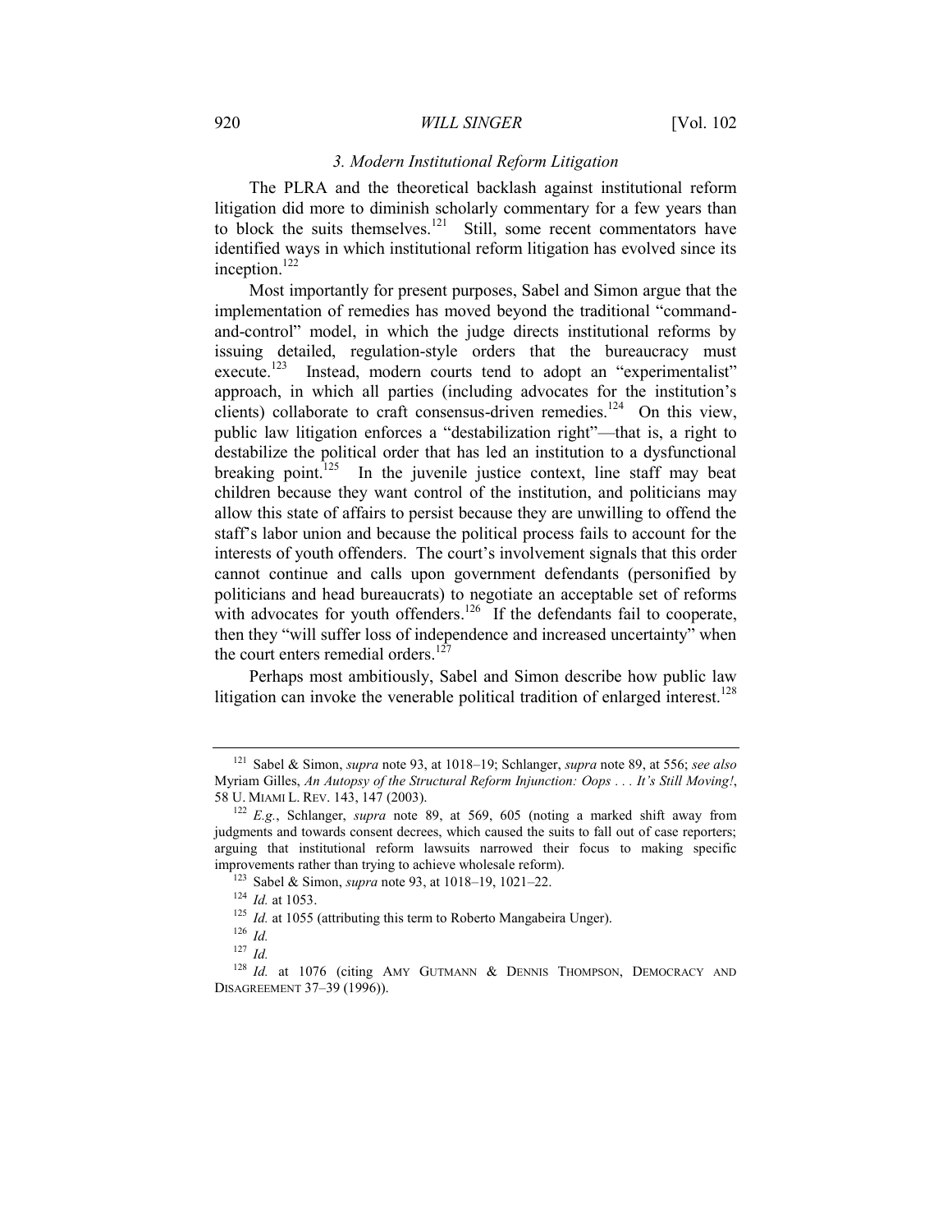### *3. Modern Institutional Reform Litigation*

The PLRA and the theoretical backlash against institutional reform litigation did more to diminish scholarly commentary for a few years than to block the suits themselves.[121] Still, some recent commentators have identified ways in which institutional reform litigation has evolved since its inception.[122]

Most importantly for present purposes, Sabel and Simon argue that the implementation of remedies has moved beyond the traditional "command-and-control" model, in which the judge directs institutional reforms by issuing detailed, regulation-style orders that the bureaucracy must execute.[123] Instead, modern courts tend to adopt an "experimentalist" approach, in which all parties (including advocates for the institution's clients) collaborate to craft consensus-driven remedies.[124] On this view, public law litigation enforces a "destabilization right"—that is, a right to destabilize the political order that has led an institution to a dysfunctional breaking point.[125] In the juvenile justice context, line staff may beat children because they want control of the institution, and politicians may allow this state of affairs to persist because they are unwilling to offend the staff's labor union and because the political process fails to account for the interests of youth offenders. The court's involvement signals that this order cannot continue and calls upon government defendants (personified by politicians and head bureaucrats) to negotiate an acceptable set of reforms with advocates for youth offenders.[126] If the defendants fail to cooperate, then they "will suffer loss of independence and increased uncertainty" when the court enters remedial orders.[127]

Perhaps most ambitiously, Sabel and Simon describe how public law litigation can invoke the venerable political tradition of enlarged interest.[128]

---

[121] Sabel & Simon, *supra* note 93, at 1018–19; Schlanger, *supra* note 89, at 556; *see also* Myriam Gilles, *An Autopsy of the Structural Reform Injunction: Oops . . . It's Still Moving!*, 58 U. MIAMI L. REV. 143, 147 (2003).

[122] *E.g.*, Schlanger, *supra* note 89, at 569, 605 (noting a marked shift away from judgments and towards consent decrees, which caused the suits to fall out of case reporters; arguing that institutional reform lawsuits narrowed their focus to making specific improvements rather than trying to achieve wholesale reform).

[123] Sabel & Simon, *supra* note 93, at 1018–19, 1021–22.

[124] *Id.* at 1053.

[125] *Id.* at 1055 (attributing this term to Roberto Mangabeira Unger).

[126] *Id.*

[127] *Id.*

[128] *Id.* at 1076 (citing AMY GUTMANN & DENNIS THOMPSON, DEMOCRACY AND DISAGREEMENT 37–39 (1996)).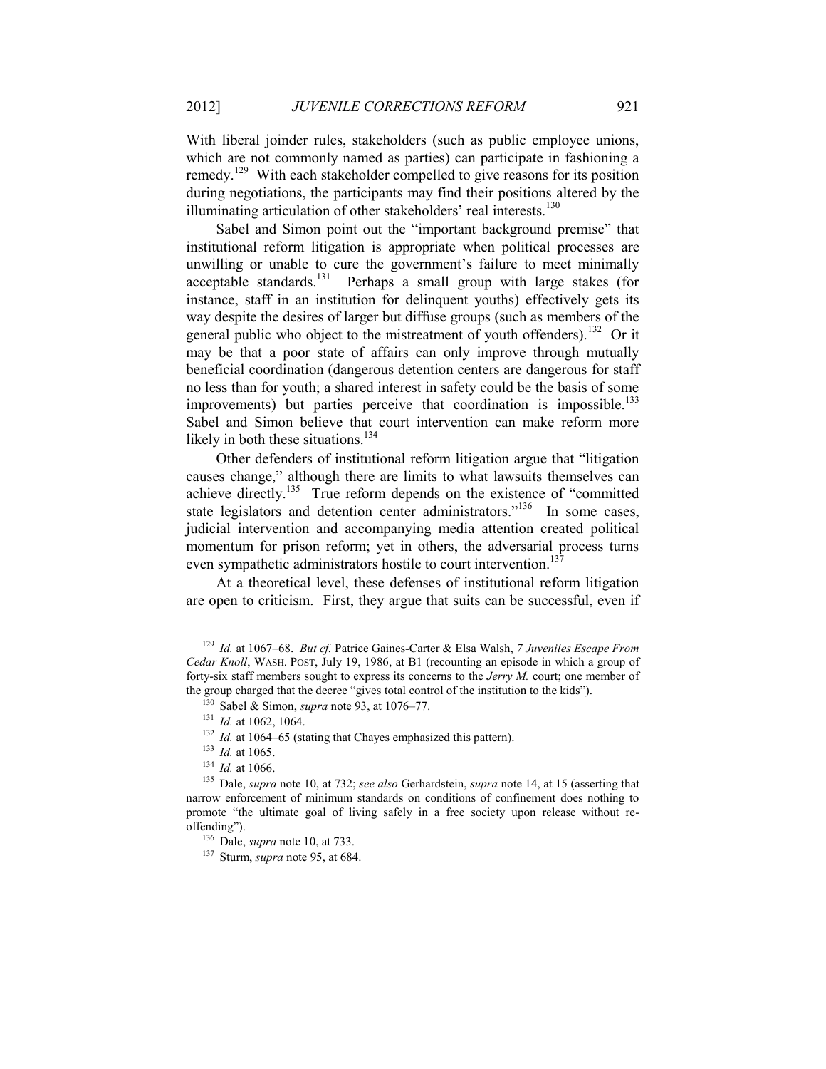With liberal joinder rules, stakeholders (such as public employee unions, which are not commonly named as parties) can participate in fashioning a remedy.[129] With each stakeholder compelled to give reasons for its position during negotiations, the participants may find their positions altered by the illuminating articulation of other stakeholders' real interests.[130]

Sabel and Simon point out the "important background premise" that institutional reform litigation is appropriate when political processes are unwilling or unable to cure the government's failure to meet minimally acceptable standards.[131] Perhaps a small group with large stakes (for instance, staff in an institution for delinquent youths) effectively gets its way despite the desires of larger but diffuse groups (such as members of the general public who object to the mistreatment of youth offenders).[132] Or it may be that a poor state of affairs can only improve through mutually beneficial coordination (dangerous detention centers are dangerous for staff no less than for youth; a shared interest in safety could be the basis of some improvements) but parties perceive that coordination is impossible.[133] Sabel and Simon believe that court intervention can make reform more likely in both these situations.[134]

Other defenders of institutional reform litigation argue that "litigation causes change," although there are limits to what lawsuits themselves can achieve directly.[135] True reform depends on the existence of "committed state legislators and detention center administrators."[136] In some cases, judicial intervention and accompanying media attention created political momentum for prison reform; yet in others, the adversarial process turns even sympathetic administrators hostile to court intervention.[137]

At a theoretical level, these defenses of institutional reform litigation are open to criticism. First, they argue that suits can be successful, even if

---

[129] *Id.* at 1067–68. *But cf.* Patrice Gaines-Carter & Elsa Walsh, *7 Juveniles Escape From Cedar Knoll*, WASH. POST, July 19, 1986, at B1 (recounting an episode in which a group of forty-six staff members sought to express its concerns to the *Jerry M.* court; one member of the group charged that the decree "gives total control of the institution to the kids").

[130] Sabel & Simon, *supra* note 93, at 1076–77.

[131] *Id.* at 1062, 1064.

[132] *Id.* at 1064–65 (stating that Chayes emphasized this pattern).

[133] *Id.* at 1065.

[134] *Id.* at 1066.

[135] Dale, *supra* note 10, at 732; *see also* Gerhardstein, *supra* note 14, at 15 (asserting that narrow enforcement of minimum standards on conditions of confinement does nothing to promote "the ultimate goal of living safely in a free society upon release without re-offending").

[136] Dale, *supra* note 10, at 733.

[137] Sturm, *supra* note 95, at 684.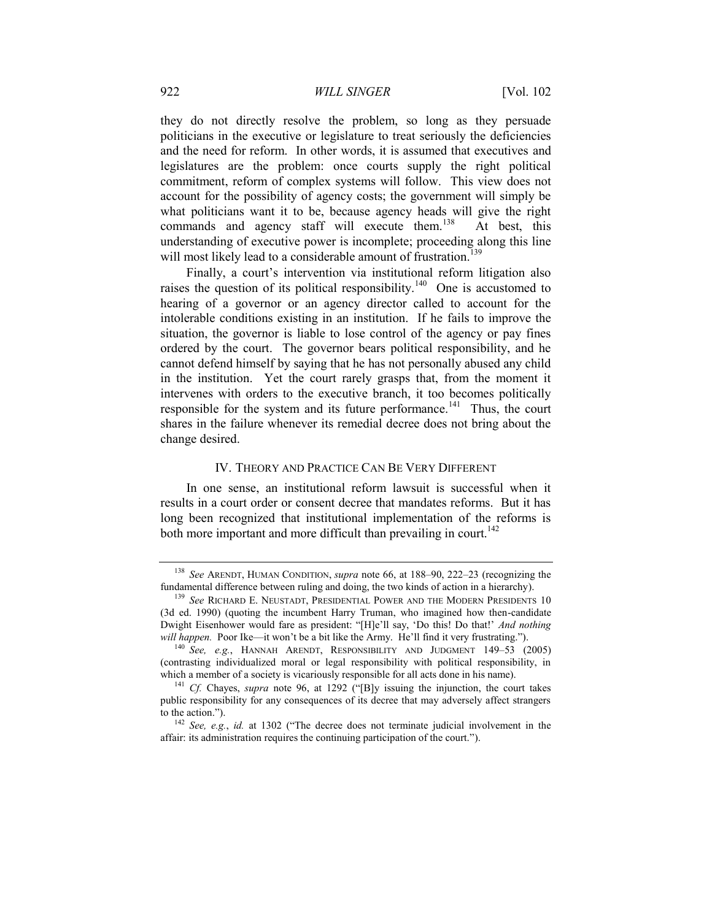they do not directly resolve the problem, so long as they persuade politicians in the executive or legislature to treat seriously the deficiencies and the need for reform. In other words, it is assumed that executives and legislatures are the problem: once courts supply the right political commitment, reform of complex systems will follow. This view does not account for the possibility of agency costs; the government will simply be what politicians want it to be, because agency heads will give the right commands and agency staff will execute them.[138] At best, this understanding of executive power is incomplete; proceeding along this line will most likely lead to a considerable amount of frustration.[139]

Finally, a court's intervention via institutional reform litigation also raises the question of its political responsibility.[140] One is accustomed to hearing of a governor or an agency director called to account for the intolerable conditions existing in an institution. If he fails to improve the situation, the governor is liable to lose control of the agency or pay fines ordered by the court. The governor bears political responsibility, and he cannot defend himself by saying that he has not personally abused any child in the institution. Yet the court rarely grasps that, from the moment it intervenes with orders to the executive branch, it too becomes politically responsible for the system and its future performance.[141] Thus, the court shares in the failure whenever its remedial decree does not bring about the change desired.

## IV. Theory and Practice Can Be Very Different

In one sense, an institutional reform lawsuit is successful when it results in a court order or consent decree that mandates reforms. But it has long been recognized that institutional implementation of the reforms is both more important and more difficult than prevailing in court.[142]

---

[138] *See* ARENDT, HUMAN CONDITION, *supra* note 66, at 188–90, 222–23 (recognizing the fundamental difference between ruling and doing, the two kinds of action in a hierarchy).

[139] *See* RICHARD E. NEUSTADT, PRESIDENTIAL POWER AND THE MODERN PRESIDENTS 10 (3d ed. 1990) (quoting the incumbent Harry Truman, who imagined how then-candidate Dwight Eisenhower would fare as president: "[H]e'll say, 'Do this! Do that!' *And nothing will happen.* Poor Ike—it won't be a bit like the Army. He'll find it very frustrating.").

[140] *See, e.g.*, HANNAH ARENDT, RESPONSIBILITY AND JUDGMENT 149–53 (2005) (contrasting individualized moral or legal responsibility with political responsibility, in which a member of a society is vicariously responsible for all acts done in his name).

[141] *Cf.* Chayes, *supra* note 96, at 1292 ("[B]y issuing the injunction, the court takes public responsibility for any consequences of its decree that may adversely affect strangers to the action.").

[142] *See, e.g.*, *id.* at 1302 ("The decree does not terminate judicial involvement in the affair: its administration requires the continuing participation of the court.").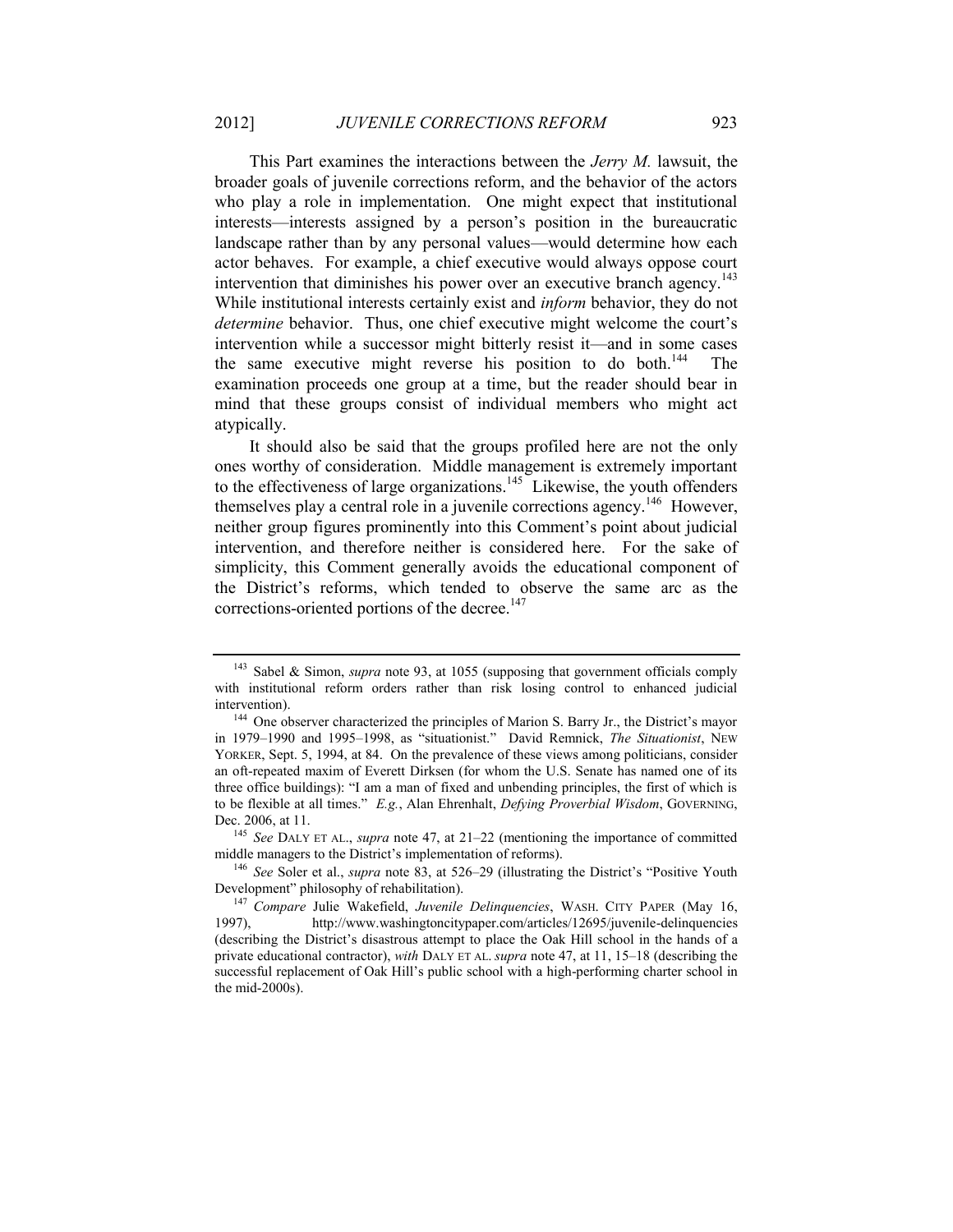This Part examines the interactions between the *Jerry M.* lawsuit, the broader goals of juvenile corrections reform, and the behavior of the actors who play a role in implementation. One might expect that institutional interests—interests assigned by a person's position in the bureaucratic landscape rather than by any personal values—would determine how each actor behaves. For example, a chief executive would always oppose court intervention that diminishes his power over an executive branch agency.[143] While institutional interests certainly exist and *inform* behavior, they do not *determine* behavior. Thus, one chief executive might welcome the court's intervention while a successor might bitterly resist it—and in some cases the same executive might reverse his position to do both.[144] The examination proceeds one group at a time, but the reader should bear in mind that these groups consist of individual members who might act atypically.

It should also be said that the groups profiled here are not the only ones worthy of consideration. Middle management is extremely important to the effectiveness of large organizations.[145] Likewise, the youth offenders themselves play a central role in a juvenile corrections agency.[146] However, neither group figures prominently into this Comment's point about judicial intervention, and therefore neither is considered here. For the sake of simplicity, this Comment generally avoids the educational component of the District's reforms, which tended to observe the same arc as the corrections-oriented portions of the decree.[147]

---

[143] Sabel & Simon, *supra* note 93, at 1055 (supposing that government officials comply with institutional reform orders rather than risk losing control to enhanced judicial intervention).

[144] One observer characterized the principles of Marion S. Barry Jr., the District's mayor in 1979–1990 and 1995–1998, as "situationist." David Remnick, *The Situationist*, NEW YORKER, Sept. 5, 1994, at 84. On the prevalence of these views among politicians, consider an oft-repeated maxim of Everett Dirksen (for whom the U.S. Senate has named one of its three office buildings): "I am a man of fixed and unbending principles, the first of which is to be flexible at all times." *E.g.*, Alan Ehrenhalt, *Defying Proverbial Wisdom*, GOVERNING, Dec. 2006, at 11.

[145] *See* DALY ET AL., *supra* note 47, at 21–22 (mentioning the importance of committed middle managers to the District's implementation of reforms).

[146] *See* Soler et al., *supra* note 83, at 526–29 (illustrating the District's "Positive Youth Development" philosophy of rehabilitation).

[147] *Compare* Julie Wakefield, *Juvenile Delinquencies*, WASH. CITY PAPER (May 16, 1997), http://www.washingtoncitypaper.com/articles/12695/juvenile-delinquencies (describing the District's disastrous attempt to place the Oak Hill school in the hands of a private educational contractor), *with* DALY ET AL. *supra* note 47, at 11, 15–18 (describing the successful replacement of Oak Hill's public school with a high-performing charter school in the mid-2000s).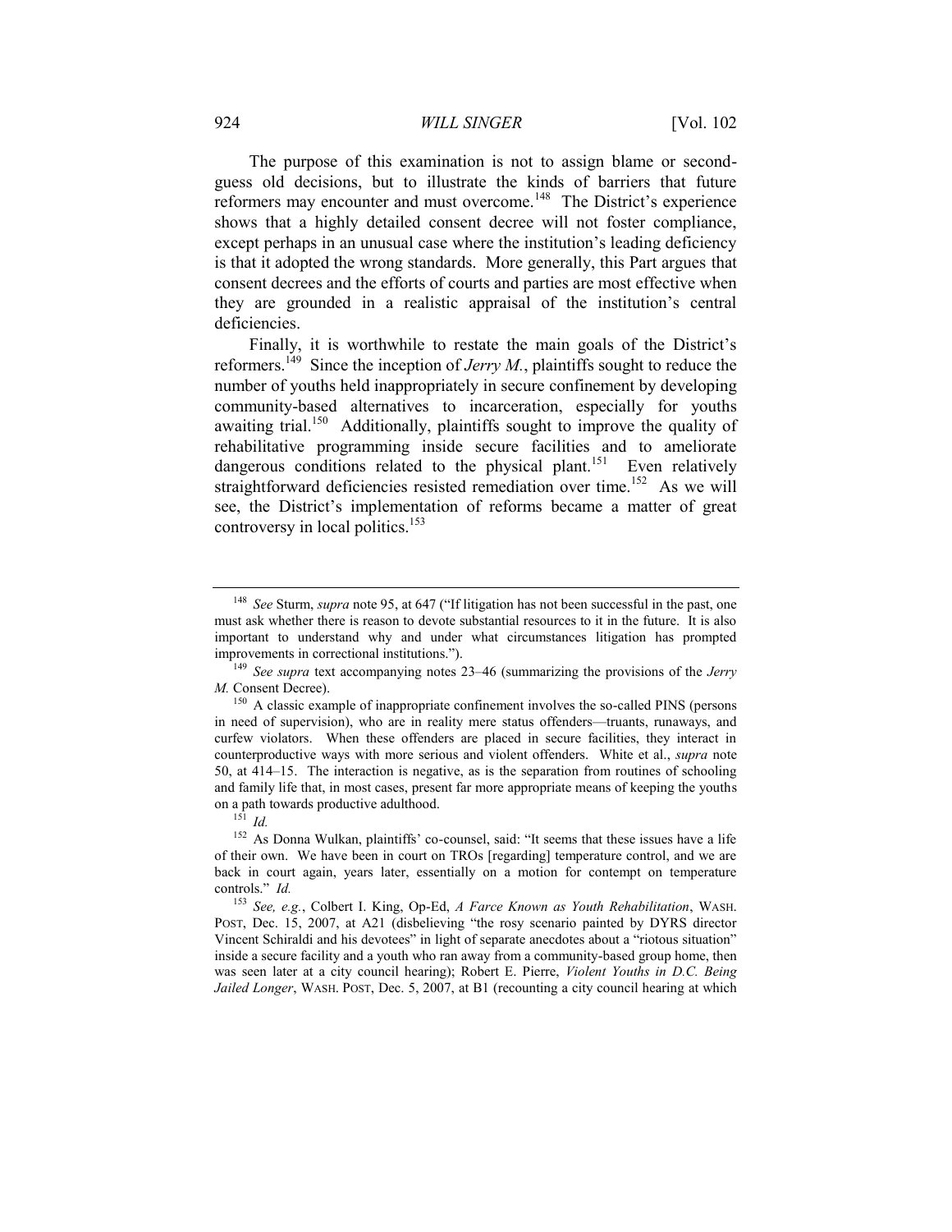The purpose of this examination is not to assign blame or second-guess old decisions, but to illustrate the kinds of barriers that future reformers may encounter and must overcome.[148] The District's experience shows that a highly detailed consent decree will not foster compliance, except perhaps in an unusual case where the institution's leading deficiency is that it adopted the wrong standards. More generally, this Part argues that consent decrees and the efforts of courts and parties are most effective when they are grounded in a realistic appraisal of the institution's central deficiencies.

Finally, it is worthwhile to restate the main goals of the District's reformers.[149] Since the inception of *Jerry M.*, plaintiffs sought to reduce the number of youths held inappropriately in secure confinement by developing community-based alternatives to incarceration, especially for youths awaiting trial.[150] Additionally, plaintiffs sought to improve the quality of rehabilitative programming inside secure facilities and to ameliorate dangerous conditions related to the physical plant.[151] Even relatively straightforward deficiencies resisted remediation over time.[152] As we will see, the District's implementation of reforms became a matter of great controversy in local politics.[153]

---

[148] *See* Sturm, *supra* note 95, at 647 ("If litigation has not been successful in the past, one must ask whether there is reason to devote substantial resources to it in the future. It is also important to understand why and under what circumstances litigation has prompted improvements in correctional institutions.").

[149] *See supra* text accompanying notes 23–46 (summarizing the provisions of the *Jerry M.* Consent Decree).

[150] A classic example of inappropriate confinement involves the so-called PINS (persons in need of supervision), who are in reality mere status offenders—truants, runaways, and curfew violators. When these offenders are placed in secure facilities, they interact in counterproductive ways with more serious and violent offenders. White et al., *supra* note 50, at 414–15. The interaction is negative, as is the separation from routines of schooling and family life that, in most cases, present far more appropriate means of keeping the youths on a path towards productive adulthood.

[151] *Id.*

[152] As Donna Wulkan, plaintiffs' co-counsel, said: "It seems that these issues have a life of their own. We have been in court on TROs [regarding] temperature control, and we are back in court again, years later, essentially on a motion for contempt on temperature controls." *Id.*

[153] *See, e.g.*, Colbert I. King, Op-Ed, *A Farce Known as Youth Rehabilitation*, WASH. POST, Dec. 15, 2007, at A21 (disbelieving "the rosy scenario painted by DYRS director Vincent Schiraldi and his devotees" in light of separate anecdotes about a "riotous situation" inside a secure facility and a youth who ran away from a community-based group home, then was seen later at a city council hearing); Robert E. Pierre, *Violent Youths in D.C. Being Jailed Longer*, WASH. POST, Dec. 5, 2007, at B1 (recounting a city council hearing at which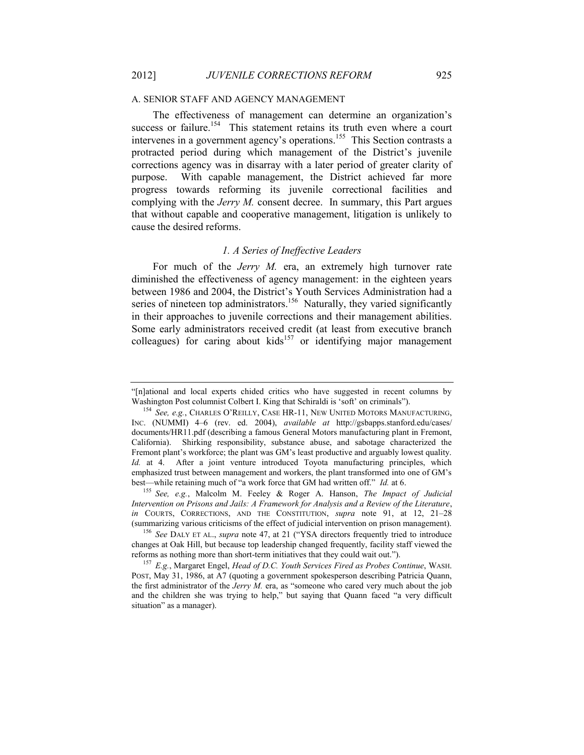## A. SENIOR STAFF AND AGENCY MANAGEMENT

The effectiveness of management can determine an organization's success or failure.[154] This statement retains its truth even where a court intervenes in a government agency's operations.[155] This Section contrasts a protracted period during which management of the District's juvenile corrections agency was in disarray with a later period of greater clarity of purpose. With capable management, the District achieved far more progress towards reforming its juvenile correctional facilities and complying with the *Jerry M.* consent decree. In summary, this Part argues that without capable and cooperative management, litigation is unlikely to cause the desired reforms.

### *1. A Series of Ineffective Leaders*

For much of the *Jerry M.* era, an extremely high turnover rate diminished the effectiveness of agency management: in the eighteen years between 1986 and 2004, the District's Youth Services Administration had a series of nineteen top administrators.[156] Naturally, they varied significantly in their approaches to juvenile corrections and their management abilities. Some early administrators received credit (at least from executive branch colleagues) for caring about kids[157] or identifying major management

---

"[n]ational and local experts chided critics who have suggested in recent columns by Washington Post columnist Colbert I. King that Schiraldi is 'soft' on criminals").

[154] *See, e.g.*, CHARLES O'REILLY, CASE HR-11, NEW UNITED MOTORS MANUFACTURING, INC. (NUMMI) 4–6 (rev. ed. 2004), *available at* http://gsbapps.stanford.edu/cases/documents/HR11.pdf (describing a famous General Motors manufacturing plant in Fremont, California). Shirking responsibility, substance abuse, and sabotage characterized the Fremont plant's workforce; the plant was GM's least productive and arguably lowest quality. *Id.* at 4. After a joint venture introduced Toyota manufacturing principles, which emphasized trust between management and workers, the plant transformed into one of GM's best—while retaining much of "a work force that GM had written off." *Id.* at 6.

[155] *See, e.g.*, Malcolm M. Feeley & Roger A. Hanson, *The Impact of Judicial Intervention on Prisons and Jails: A Framework for Analysis and a Review of the Literature*, *in* COURTS, CORRECTIONS, AND THE CONSTITUTION, *supra* note 91, at 12, 21–28 (summarizing various criticisms of the effect of judicial intervention on prison management).

[156] *See* DALY ET AL., *supra* note 47, at 21 ("YSA directors frequently tried to introduce changes at Oak Hill, but because top leadership changed frequently, facility staff viewed the reforms as nothing more than short-term initiatives that they could wait out.").

[157] *E.g.*, Margaret Engel, *Head of D.C. Youth Services Fired as Probes Continue*, WASH. POST, May 31, 1986, at A7 (quoting a government spokesperson describing Patricia Quann, the first administrator of the *Jerry M.* era, as "someone who cared very much about the job and the children she was trying to help," but saying that Quann faced "a very difficult situation" as a manager).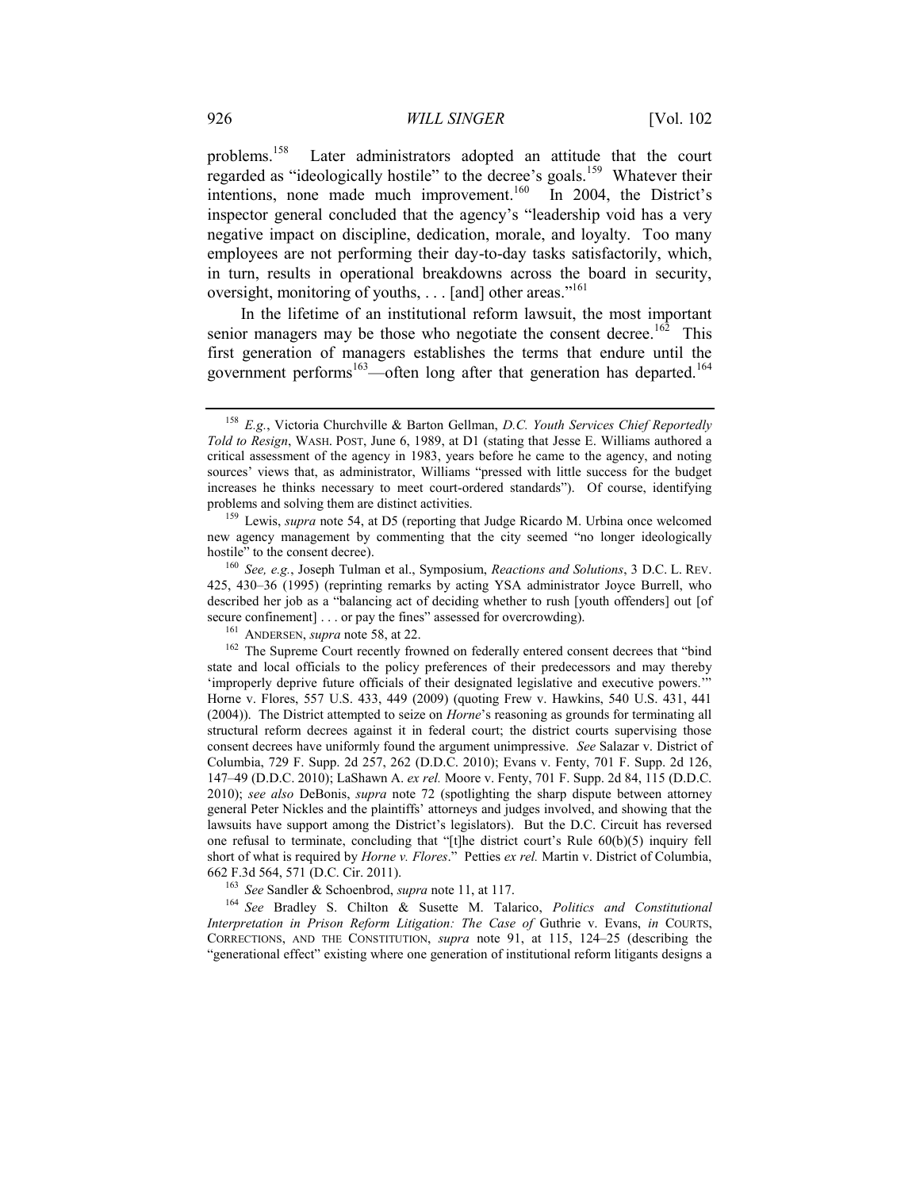problems.[158] Later administrators adopted an attitude that the court regarded as "ideologically hostile" to the decree's goals.[159] Whatever their intentions, none made much improvement.[160] In 2004, the District's inspector general concluded that the agency's "leadership void has a very negative impact on discipline, dedication, morale, and loyalty. Too many employees are not performing their day-to-day tasks satisfactorily, which, in turn, results in operational breakdowns across the board in security, oversight, monitoring of youths, . . . [and] other areas."[161]

In the lifetime of an institutional reform lawsuit, the most important senior managers may be those who negotiate the consent decree.[162] This first generation of managers establishes the terms that endure until the government performs[163]—often long after that generation has departed.[164]

---

[158] *E.g.*, Victoria Churchville & Barton Gellman, *D.C. Youth Services Chief Reportedly Told to Resign*, WASH. POST, June 6, 1989, at D1 (stating that Jesse E. Williams authored a critical assessment of the agency in 1983, years before he came to the agency, and noting sources' views that, as administrator, Williams "pressed with little success for the budget increases he thinks necessary to meet court-ordered standards"). Of course, identifying problems and solving them are distinct activities.

[159] Lewis, *supra* note 54, at D5 (reporting that Judge Ricardo M. Urbina once welcomed new agency management by commenting that the city seemed "no longer ideologically hostile" to the consent decree).

[160] *See, e.g.*, Joseph Tulman et al., Symposium, *Reactions and Solutions*, 3 D.C. L. REV. 425, 430–36 (1995) (reprinting remarks by acting YSA administrator Joyce Burrell, who described her job as a "balancing act of deciding whether to rush [youth offenders] out [of secure confinement] . . . or pay the fines" assessed for overcrowding).

[161] ANDERSEN, *supra* note 58, at 22.

[162] The Supreme Court recently frowned on federally entered consent decrees that "bind state and local officials to the policy preferences of their predecessors and may thereby 'improperly deprive future officials of their designated legislative and executive powers.'" Horne v. Flores, 557 U.S. 433, 449 (2009) (quoting Frew v. Hawkins, 540 U.S. 431, 441 (2004)). The District attempted to seize on *Horne*'s reasoning as grounds for terminating all structural reform decrees against it in federal court; the district courts supervising those consent decrees have uniformly found the argument unimpressive. *See* Salazar v. District of Columbia, 729 F. Supp. 2d 257, 262 (D.D.C. 2010); Evans v. Fenty, 701 F. Supp. 2d 126, 147–49 (D.D.C. 2010); LaShawn A. *ex rel.* Moore v. Fenty, 701 F. Supp. 2d 84, 115 (D.D.C. 2010); *see also* DeBonis, *supra* note 72 (spotlighting the sharp dispute between attorney general Peter Nickles and the plaintiffs' attorneys and judges involved, and showing that the lawsuits have support among the District's legislators). But the D.C. Circuit has reversed one refusal to terminate, concluding that "[t]he district court's Rule 60(b)(5) inquiry fell short of what is required by *Horne v. Flores*." Petties *ex rel.* Martin v. District of Columbia, 662 F.3d 564, 571 (D.C. Cir. 2011).

[163] *See* Sandler & Schoenbrod, *supra* note 11, at 117.

[164] *See* Bradley S. Chilton & Susette M. Talarico, *Politics and Constitutional Interpretation in Prison Reform Litigation: The Case of* Guthrie v. Evans, *in* COURTS, CORRECTIONS, AND THE CONSTITUTION, *supra* note 91, at 115, 124–25 (describing the "generational effect" existing where one generation of institutional reform litigants designs a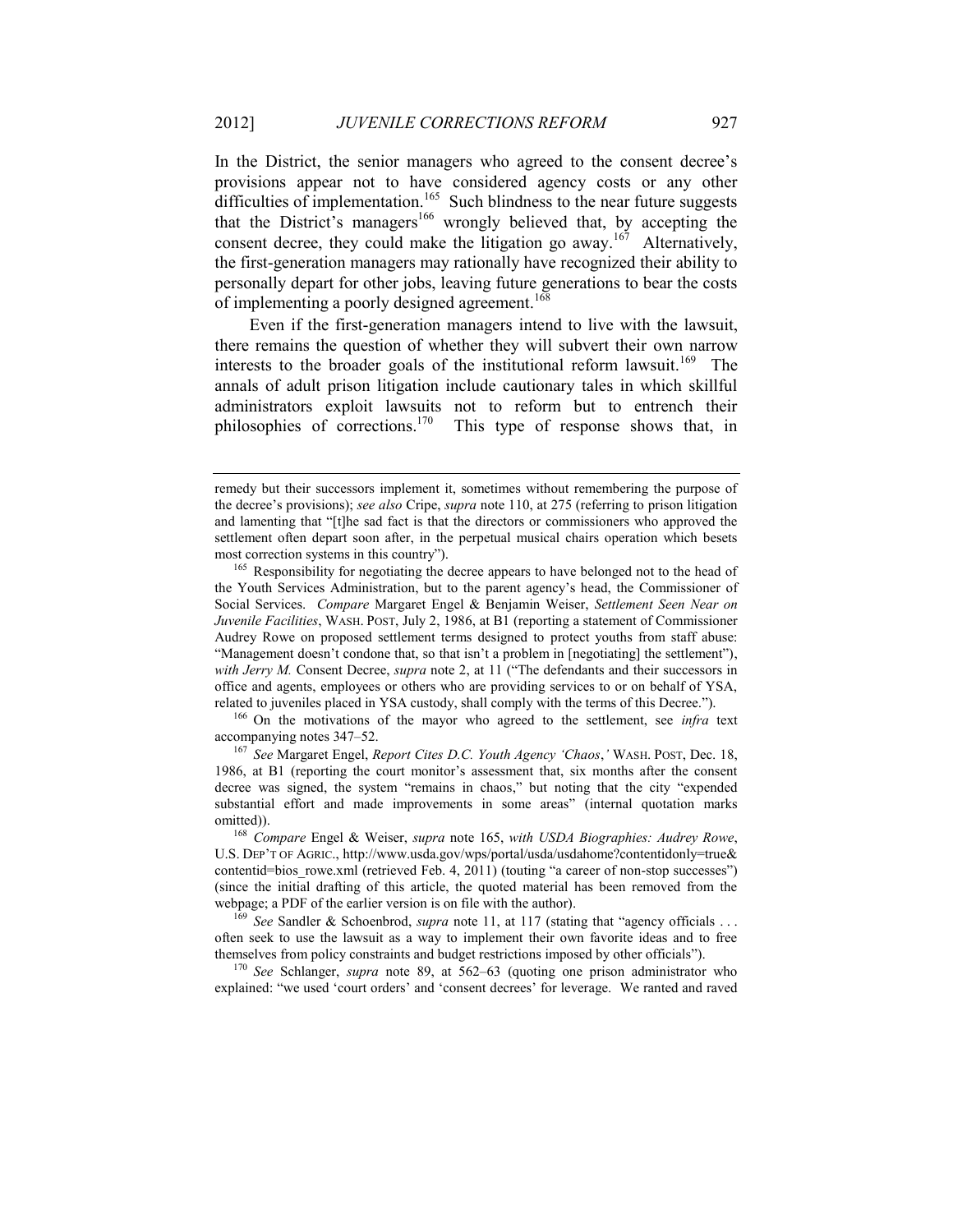In the District, the senior managers who agreed to the consent decree's provisions appear not to have considered agency costs or any other difficulties of implementation.[165] Such blindness to the near future suggests that the District's managers[166] wrongly believed that, by accepting the consent decree, they could make the litigation go away.[167] Alternatively, the first-generation managers may rationally have recognized their ability to personally depart for other jobs, leaving future generations to bear the costs of implementing a poorly designed agreement.[168]

Even if the first-generation managers intend to live with the lawsuit, there remains the question of whether they will subvert their own narrow interests to the broader goals of the institutional reform lawsuit.[169] The annals of adult prison litigation include cautionary tales in which skillful administrators exploit lawsuits not to reform but to entrench their philosophies of corrections.[170] This type of response shows that, in

---

remedy but their successors implement it, sometimes without remembering the purpose of the decree's provisions); *see also* Cripe, *supra* note 110, at 275 (referring to prison litigation and lamenting that "[t]he sad fact is that the directors or commissioners who approved the settlement often depart soon after, in the perpetual musical chairs operation which besets most correction systems in this country").

[165] Responsibility for negotiating the decree appears to have belonged not to the head of the Youth Services Administration, but to the parent agency's head, the Commissioner of Social Services. *Compare* Margaret Engel & Benjamin Weiser, *Settlement Seen Near on Juvenile Facilities*, WASH. POST, July 2, 1986, at B1 (reporting a statement of Commissioner Audrey Rowe on proposed settlement terms designed to protect youths from staff abuse: "Management doesn't condone that, so that isn't a problem in [negotiating] the settlement"), *with Jerry M.* Consent Decree, *supra* note 2, at 11 ("The defendants and their successors in office and agents, employees or others who are providing services to or on behalf of YSA, related to juveniles placed in YSA custody, shall comply with the terms of this Decree.").

[166] On the motivations of the mayor who agreed to the settlement, see *infra* text accompanying notes 347–52.

[167] *See* Margaret Engel, *Report Cites D.C. Youth Agency 'Chaos*,*'* WASH. POST, Dec. 18, 1986, at B1 (reporting the court monitor's assessment that, six months after the consent decree was signed, the system "remains in chaos," but noting that the city "expended substantial effort and made improvements in some areas" (internal quotation marks omitted)).

[168] *Compare* Engel & Weiser, *supra* note 165, *with USDA Biographies: Audrey Rowe*, U.S. DEP'T OF AGRIC., http://www.usda.gov/wps/portal/usda/usdahome?contentidonly=true&contentid=bios_rowe.xml (retrieved Feb. 4, 2011) (touting "a career of non-stop successes") (since the initial drafting of this article, the quoted material has been removed from the webpage; a PDF of the earlier version is on file with the author).

[169] *See* Sandler & Schoenbrod, *supra* note 11, at 117 (stating that "agency officials . . . often seek to use the lawsuit as a way to implement their own favorite ideas and to free themselves from policy constraints and budget restrictions imposed by other officials").

[170] *See* Schlanger, *supra* note 89, at 562–63 (quoting one prison administrator who explained: "we used 'court orders' and 'consent decrees' for leverage. We ranted and raved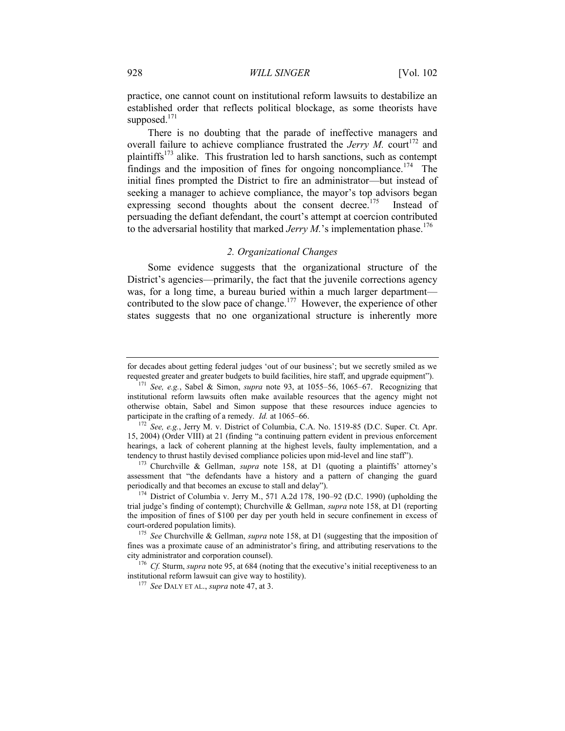practice, one cannot count on institutional reform lawsuits to destabilize an established order that reflects political blockage, as some theorists have supposed.[171]

There is no doubting that the parade of ineffective managers and overall failure to achieve compliance frustrated the *Jerry M.* court[172] and plaintiffs[173] alike. This frustration led to harsh sanctions, such as contempt findings and the imposition of fines for ongoing noncompliance.[174] The initial fines prompted the District to fire an administrator—but instead of seeking a manager to achieve compliance, the mayor's top advisors began expressing second thoughts about the consent decree.[175] Instead of persuading the defiant defendant, the court's attempt at coercion contributed to the adversarial hostility that marked *Jerry M.*'s implementation phase.[176]

### *2. Organizational Changes*

Some evidence suggests that the organizational structure of the District's agencies—primarily, the fact that the juvenile corrections agency was, for a long time, a bureau buried within a much larger department—contributed to the slow pace of change.[177] However, the experience of other states suggests that no one organizational structure is inherently more

---

for decades about getting federal judges 'out of our business'; but we secretly smiled as we requested greater and greater budgets to build facilities, hire staff, and upgrade equipment").

[171] *See, e.g.*, Sabel & Simon, *supra* note 93, at 1055–56, 1065–67. Recognizing that institutional reform lawsuits often make available resources that the agency might not otherwise obtain, Sabel and Simon suppose that these resources induce agencies to participate in the crafting of a remedy. *Id.* at 1065–66.

[172] *See, e.g.*, Jerry M. v. District of Columbia, C.A. No. 1519-85 (D.C. Super. Ct. Apr. 15, 2004) (Order VIII) at 21 (finding "a continuing pattern evident in previous enforcement hearings, a lack of coherent planning at the highest levels, faulty implementation, and a tendency to thrust hastily devised compliance policies upon mid-level and line staff").

[173] Churchville & Gellman, *supra* note 158, at D1 (quoting a plaintiffs' attorney's assessment that "the defendants have a history and a pattern of changing the guard periodically and that becomes an excuse to stall and delay").

[174] District of Columbia v. Jerry M., 571 A.2d 178, 190–92 (D.C. 1990) (upholding the trial judge's finding of contempt); Churchville & Gellman, *supra* note 158, at D1 (reporting the imposition of fines of $100 per day per youth held in secure confinement in excess of court-ordered population limits).

[175] *See* Churchville & Gellman, *supra* note 158, at D1 (suggesting that the imposition of fines was a proximate cause of an administrator's firing, and attributing reservations to the city administrator and corporation counsel).

[176] *Cf.* Sturm, *supra* note 95, at 684 (noting that the executive's initial receptiveness to an institutional reform lawsuit can give way to hostility).

[177] *See* DALY ET AL., *supra* note 47, at 3.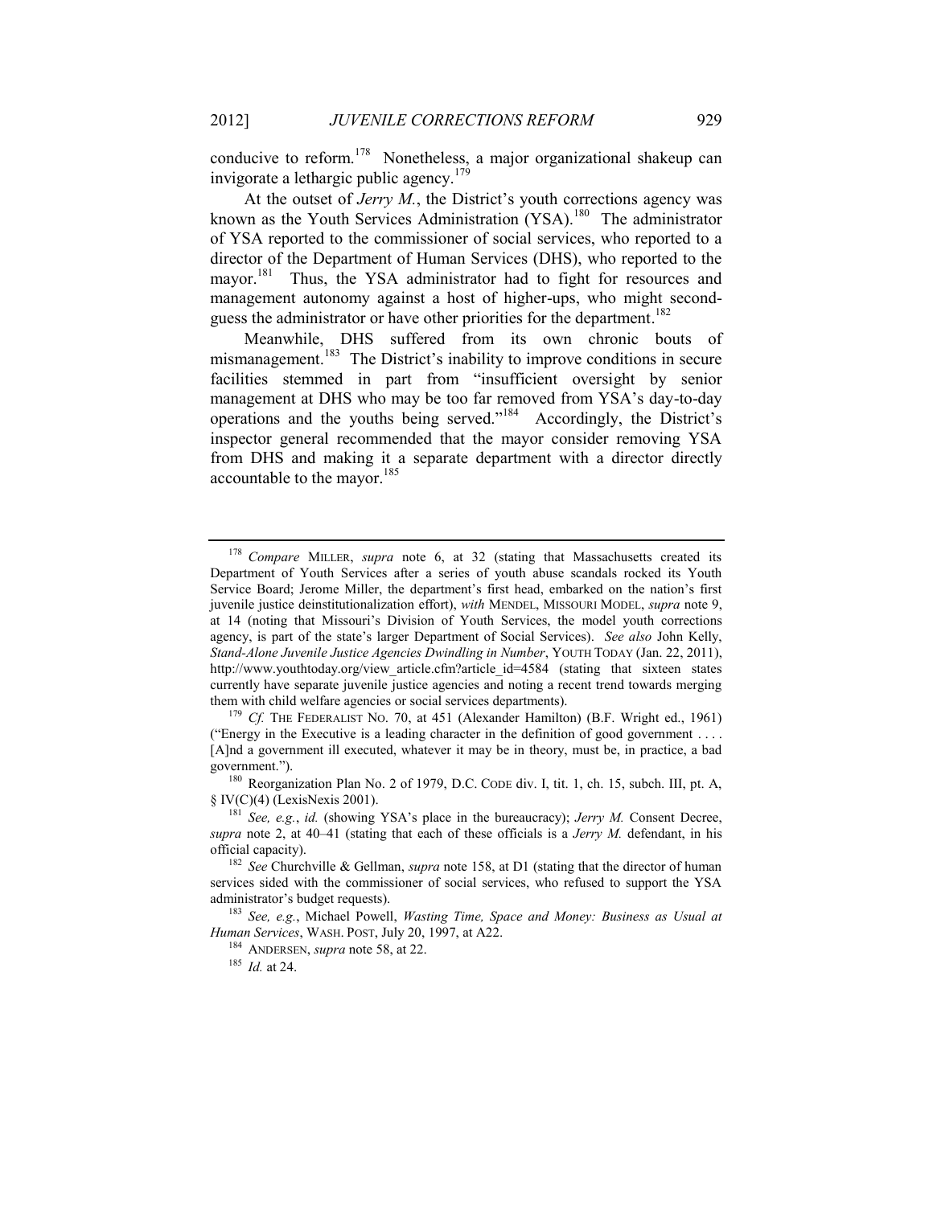conducive to reform.[178] Nonetheless, a major organizational shakeup can invigorate a lethargic public agency.[179]

At the outset of *Jerry M.*, the District's youth corrections agency was known as the Youth Services Administration (YSA).[180] The administrator of YSA reported to the commissioner of social services, who reported to a director of the Department of Human Services (DHS), who reported to the mayor.[181] Thus, the YSA administrator had to fight for resources and management autonomy against a host of higher-ups, who might second-guess the administrator or have other priorities for the department.[182]

Meanwhile, DHS suffered from its own chronic bouts of mismanagement.[183] The District's inability to improve conditions in secure facilities stemmed in part from "insufficient oversight by senior management at DHS who may be too far removed from YSA's day-to-day operations and the youths being served."[184] Accordingly, the District's inspector general recommended that the mayor consider removing YSA from DHS and making it a separate department with a director directly accountable to the mayor.[185]

---

[178] *Compare* MILLER, *supra* note 6, at 32 (stating that Massachusetts created its Department of Youth Services after a series of youth abuse scandals rocked its Youth Service Board; Jerome Miller, the department's first head, embarked on the nation's first juvenile justice deinstitutionalization effort), *with* MENDEL, MISSOURI MODEL, *supra* note 9, at 14 (noting that Missouri's Division of Youth Services, the model youth corrections agency, is part of the state's larger Department of Social Services). *See also* John Kelly, *Stand-Alone Juvenile Justice Agencies Dwindling in Number*, YOUTH TODAY (Jan. 22, 2011), http://www.youthtoday.org/view_article.cfm?article_id=4584 (stating that sixteen states currently have separate juvenile justice agencies and noting a recent trend towards merging them with child welfare agencies or social services departments).

[179] *Cf.* THE FEDERALIST NO. 70, at 451 (Alexander Hamilton) (B.F. Wright ed., 1961) ("Energy in the Executive is a leading character in the definition of good government . . . . [A]nd a government ill executed, whatever it may be in theory, must be, in practice, a bad government.").

[180] Reorganization Plan No. 2 of 1979, D.C. CODE div. I, tit. 1, ch. 15, subch. III, pt. A, § IV(C)(4) (LexisNexis 2001).

[181] *See, e.g.*, *id.* (showing YSA's place in the bureaucracy); *Jerry M.* Consent Decree, *supra* note 2, at 40–41 (stating that each of these officials is a *Jerry M.* defendant, in his official capacity).

[182] *See* Churchville & Gellman, *supra* note 158, at D1 (stating that the director of human services sided with the commissioner of social services, who refused to support the YSA administrator's budget requests).

[183] *See, e.g.*, Michael Powell, *Wasting Time, Space and Money: Business as Usual at Human Services*, WASH. POST, July 20, 1997, at A22.

[184] ANDERSEN, *supra* note 58, at 22.

[185] *Id.* at 24.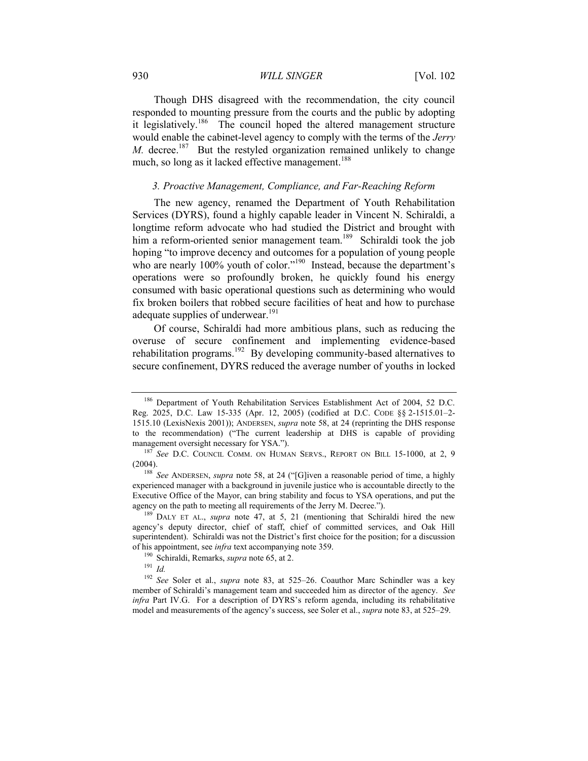Though DHS disagreed with the recommendation, the city council responded to mounting pressure from the courts and the public by adopting it legislatively.[186] The council hoped the altered management structure would enable the cabinet-level agency to comply with the terms of the *Jerry M.* decree.[187] But the restyled organization remained unlikely to change much, so long as it lacked effective management.[188]

### *3. Proactive Management, Compliance, and Far-Reaching Reform*

The new agency, renamed the Department of Youth Rehabilitation Services (DYRS), found a highly capable leader in Vincent N. Schiraldi, a longtime reform advocate who had studied the District and brought with him a reform-oriented senior management team.[189] Schiraldi took the job hoping "to improve decency and outcomes for a population of young people who are nearly 100% youth of color."[190] Instead, because the department's operations were so profoundly broken, he quickly found his energy consumed with basic operational questions such as determining who would fix broken boilers that robbed secure facilities of heat and how to purchase adequate supplies of underwear.[191]

Of course, Schiraldi had more ambitious plans, such as reducing the overuse of secure confinement and implementing evidence-based rehabilitation programs.[192] By developing community-based alternatives to secure confinement, DYRS reduced the average number of youths in locked

---

[186] Department of Youth Rehabilitation Services Establishment Act of 2004, 52 D.C. Reg. 2025, D.C. Law 15-335 (Apr. 12, 2005) (codified at D.C. CODE §§ 2-1515.01–2-1515.10 (LexisNexis 2001)); ANDERSEN, *supra* note 58, at 24 (reprinting the DHS response to the recommendation) ("The current leadership at DHS is capable of providing management oversight necessary for YSA.").

[187] *See* D.C. COUNCIL COMM. ON HUMAN SERVS., REPORT ON BILL 15-1000, at 2, 9 (2004).

[188] *See* ANDERSEN, *supra* note 58, at 24 ("[G]iven a reasonable period of time, a highly experienced manager with a background in juvenile justice who is accountable directly to the Executive Office of the Mayor, can bring stability and focus to YSA operations, and put the agency on the path to meeting all requirements of the Jerry M. Decree.").

[189] DALY ET AL., *supra* note 47, at 5, 21 (mentioning that Schiraldi hired the new agency's deputy director, chief of staff, chief of committed services, and Oak Hill superintendent). Schiraldi was not the District's first choice for the position; for a discussion of his appointment, see *infra* text accompanying note 359.

[190] Schiraldi, Remarks, *supra* note 65, at 2.

[191] *Id.*

[192] *See* Soler et al., *supra* note 83, at 525–26. Coauthor Marc Schindler was a key member of Schiraldi's management team and succeeded him as director of the agency. *See infra* Part IV.G. For a description of DYRS's reform agenda, including its rehabilitative model and measurements of the agency's success, see Soler et al., *supra* note 83, at 525–29.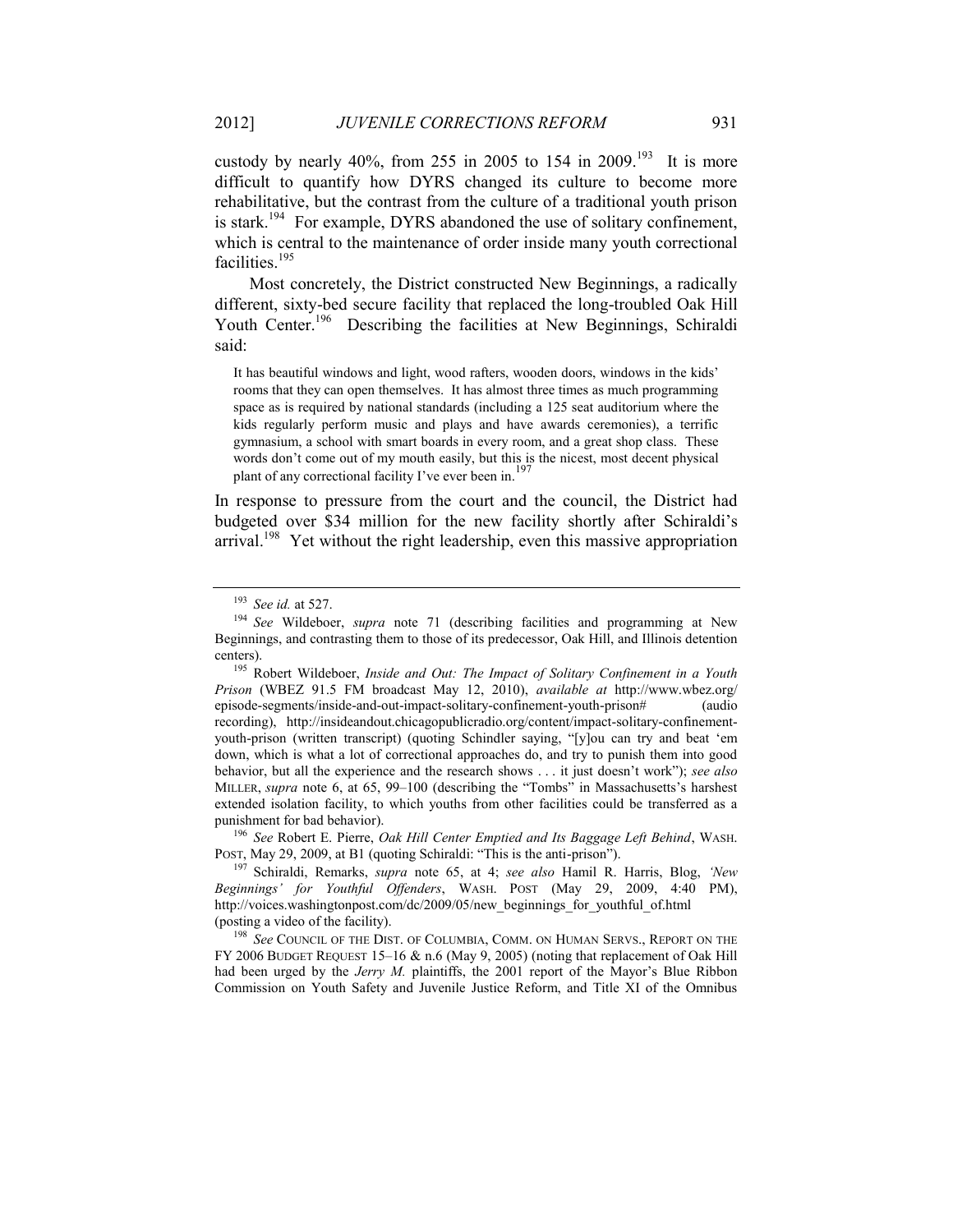custody by nearly 40%, from 255 in 2005 to 154 in 2009.[193] It is more difficult to quantify how DYRS changed its culture to become more rehabilitative, but the contrast from the culture of a traditional youth prison is stark.[194] For example, DYRS abandoned the use of solitary confinement, which is central to the maintenance of order inside many youth correctional facilities.[195]

Most concretely, the District constructed New Beginnings, a radically different, sixty-bed secure facility that replaced the long-troubled Oak Hill Youth Center.[196] Describing the facilities at New Beginnings, Schiraldi said:

> It has beautiful windows and light, wood rafters, wooden doors, windows in the kids' rooms that they can open themselves. It has almost three times as much programming space as is required by national standards (including a 125 seat auditorium where the kids regularly perform music and plays and have awards ceremonies), a terrific gymnasium, a school with smart boards in every room, and a great shop class. These words don't come out of my mouth easily, but this is the nicest, most decent physical plant of any correctional facility I've ever been in.[197]

In response to pressure from the court and the council, the District had budgeted over $34 million for the new facility shortly after Schiraldi's arrival.[198] Yet without the right leadership, even this massive appropriation

---

[193] *See id.* at 527.

[194] *See* Wildeboer, *supra* note 71 (describing facilities and programming at New Beginnings, and contrasting them to those of its predecessor, Oak Hill, and Illinois detention centers).

[195] Robert Wildeboer, *Inside and Out: The Impact of Solitary Confinement in a Youth Prison* (WBEZ 91.5 FM broadcast May 12, 2010), *available at* http://www.wbez.org/episode-segments/inside-and-out-impact-solitary-confinement-youth-prison# (audio recording), http://insideandout.chicagopublicradio.org/content/impact-solitary-confinement-youth-prison (written transcript) (quoting Schindler saying, "[y]ou can try and beat 'em down, which is what a lot of correctional approaches do, and try to punish them into good behavior, but all the experience and the research shows . . . it just doesn't work"); *see also* MILLER, *supra* note 6, at 65, 99–100 (describing the "Tombs" in Massachusetts's harshest extended isolation facility, to which youths from other facilities could be transferred as a punishment for bad behavior).

[196] *See* Robert E. Pierre, *Oak Hill Center Emptied and Its Baggage Left Behind*, WASH. POST, May 29, 2009, at B1 (quoting Schiraldi: "This is the anti-prison").

[197] Schiraldi, Remarks, *supra* note 65, at 4; *see also* Hamil R. Harris, Blog, *'New Beginnings' for Youthful Offenders*, WASH. POST (May 29, 2009, 4:40 PM), http://voices.washingtonpost.com/dc/2009/05/new_beginnings_for_youthful_of.html (posting a video of the facility).

[198] *See* COUNCIL OF THE DIST. OF COLUMBIA, COMM. ON HUMAN SERVS., REPORT ON THE FY 2006 BUDGET REQUEST 15–16 & n.6 (May 9, 2005) (noting that replacement of Oak Hill had been urged by the *Jerry M.* plaintiffs, the 2001 report of the Mayor's Blue Ribbon Commission on Youth Safety and Juvenile Justice Reform, and Title XI of the Omnibus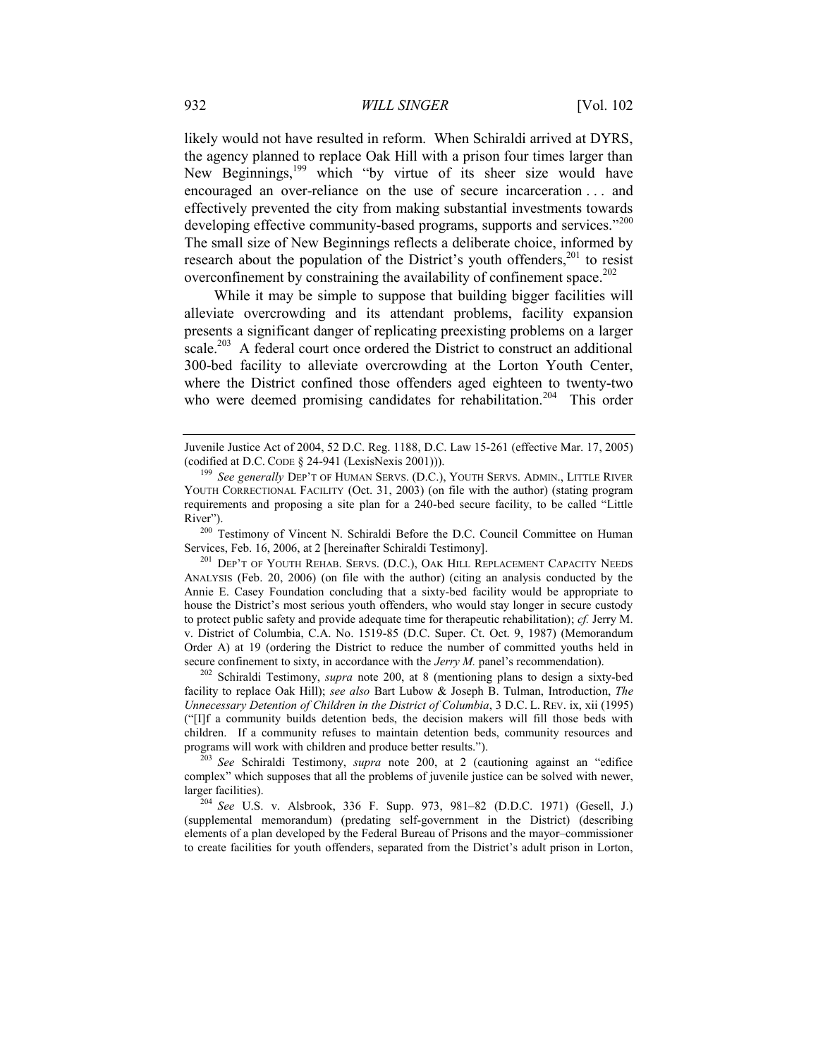likely would not have resulted in reform. When Schiraldi arrived at DYRS, the agency planned to replace Oak Hill with a prison four times larger than New Beginnings,[199] which "by virtue of its sheer size would have encouraged an over-reliance on the use of secure incarceration . . . and effectively prevented the city from making substantial investments towards developing effective community-based programs, supports and services."[200] The small size of New Beginnings reflects a deliberate choice, informed by research about the population of the District's youth offenders,[201] to resist overconfinement by constraining the availability of confinement space.[202]

While it may be simple to suppose that building bigger facilities will alleviate overcrowding and its attendant problems, facility expansion presents a significant danger of replicating preexisting problems on a larger scale.[203] A federal court once ordered the District to construct an additional 300-bed facility to alleviate overcrowding at the Lorton Youth Center, where the District confined those offenders aged eighteen to twenty-two who were deemed promising candidates for rehabilitation.[204] This order

---

Juvenile Justice Act of 2004, 52 D.C. Reg. 1188, D.C. Law 15-261 (effective Mar. 17, 2005) (codified at D.C. CODE § 24-941 (LexisNexis 2001))).

[199] *See generally* DEP'T OF HUMAN SERVS. (D.C.), YOUTH SERVS. ADMIN., LITTLE RIVER YOUTH CORRECTIONAL FACILITY (Oct. 31, 2003) (on file with the author) (stating program requirements and proposing a site plan for a 240-bed secure facility, to be called "Little River").

[200] Testimony of Vincent N. Schiraldi Before the D.C. Council Committee on Human Services, Feb. 16, 2006, at 2 [hereinafter Schiraldi Testimony].

[201] DEP'T OF YOUTH REHAB. SERVS. (D.C.), OAK HILL REPLACEMENT CAPACITY NEEDS ANALYSIS (Feb. 20, 2006) (on file with the author) (citing an analysis conducted by the Annie E. Casey Foundation concluding that a sixty-bed facility would be appropriate to house the District's most serious youth offenders, who would stay longer in secure custody to protect public safety and provide adequate time for therapeutic rehabilitation); *cf.* Jerry M. v. District of Columbia, C.A. No. 1519-85 (D.C. Super. Ct. Oct. 9, 1987) (Memorandum Order A) at 19 (ordering the District to reduce the number of committed youths held in secure confinement to sixty, in accordance with the *Jerry M.* panel's recommendation).

[202] Schiraldi Testimony, *supra* note 200, at 8 (mentioning plans to design a sixty-bed facility to replace Oak Hill); *see also* Bart Lubow & Joseph B. Tulman, Introduction, *The Unnecessary Detention of Children in the District of Columbia*, 3 D.C. L. REV. ix, xii (1995) ("[I]f a community builds detention beds, the decision makers will fill those beds with children. If a community refuses to maintain detention beds, community resources and programs will work with children and produce better results.").

[203] *See* Schiraldi Testimony, *supra* note 200, at 2 (cautioning against an "edifice complex" which supposes that all the problems of juvenile justice can be solved with newer, larger facilities).

[204] *See* U.S. v. Alsbrook, 336 F. Supp. 973, 981–82 (D.D.C. 1971) (Gesell, J.) (supplemental memorandum) (predating self-government in the District) (describing elements of a plan developed by the Federal Bureau of Prisons and the mayor–commissioner to create facilities for youth offenders, separated from the District's adult prison in Lorton,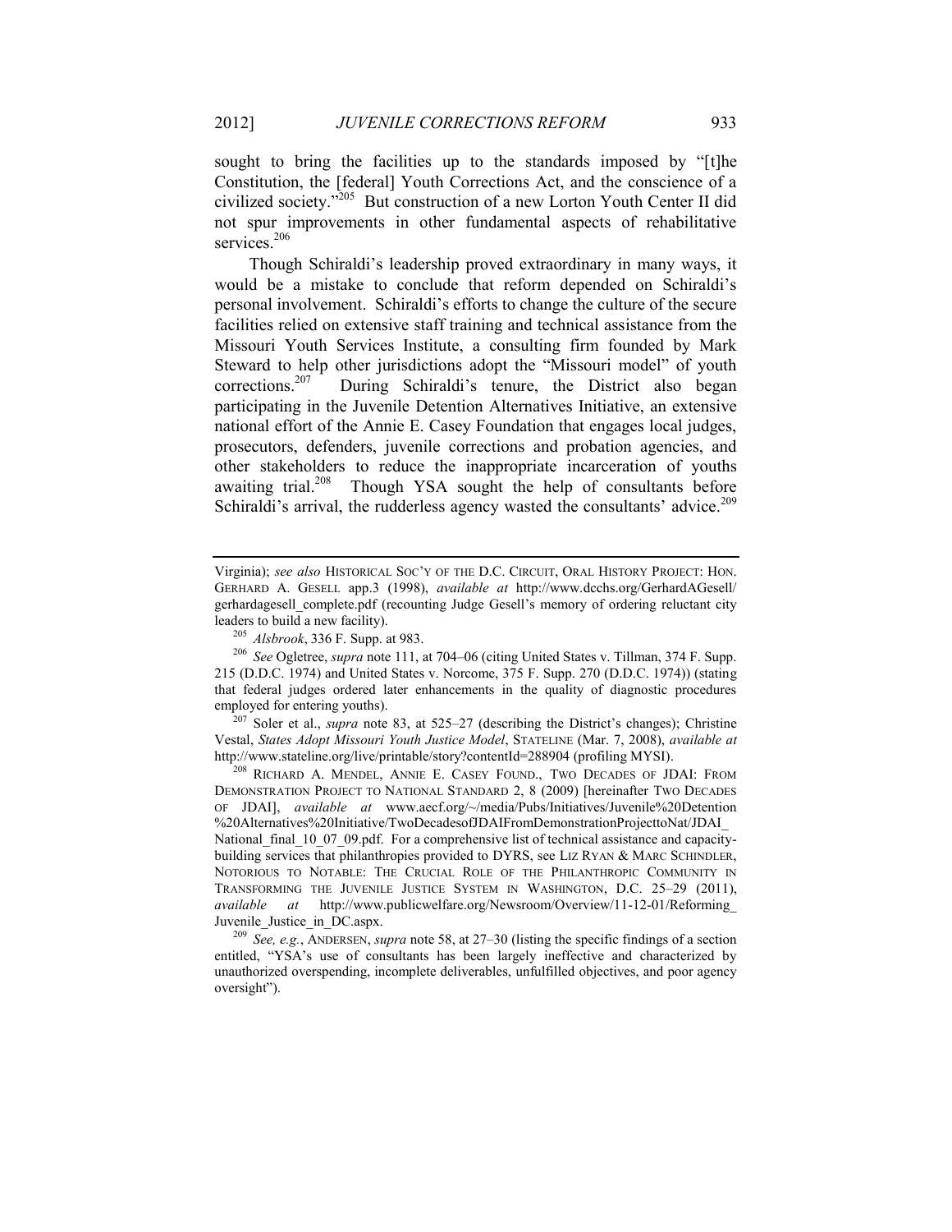sought to bring the facilities up to the standards imposed by "[t]he Constitution, the [federal] Youth Corrections Act, and the conscience of a civilized society."[205] But construction of a new Lorton Youth Center II did not spur improvements in other fundamental aspects of rehabilitative services.[206]

Though Schiraldi's leadership proved extraordinary in many ways, it would be a mistake to conclude that reform depended on Schiraldi's personal involvement. Schiraldi's efforts to change the culture of the secure facilities relied on extensive staff training and technical assistance from the Missouri Youth Services Institute, a consulting firm founded by Mark Steward to help other jurisdictions adopt the "Missouri model" of youth corrections.[207] During Schiraldi's tenure, the District also began participating in the Juvenile Detention Alternatives Initiative, an extensive national effort of the Annie E. Casey Foundation that engages local judges, prosecutors, defenders, juvenile corrections and probation agencies, and other stakeholders to reduce the inappropriate incarceration of youths awaiting trial.[208] Though YSA sought the help of consultants before Schiraldi's arrival, the rudderless agency wasted the consultants' advice.[209]

---

Virginia); *see also* HISTORICAL SOC'Y OF THE D.C. CIRCUIT, ORAL HISTORY PROJECT: HON. GERHARD A. GESELL app.3 (1998), *available at* http://www.dcchs.org/GerhardAGesell/gerhardagesell_complete.pdf (recounting Judge Gesell's memory of ordering reluctant city leaders to build a new facility).

[205] *Alsbrook*, 336 F. Supp. at 983.

[206] *See* Ogletree, *supra* note 111, at 704–06 (citing United States v. Tillman, 374 F. Supp. 215 (D.D.C. 1974) and United States v. Norcome, 375 F. Supp. 270 (D.D.C. 1974)) (stating that federal judges ordered later enhancements in the quality of diagnostic procedures employed for entering youths).

[207] Soler et al., *supra* note 83, at 525–27 (describing the District's changes); Christine Vestal, *States Adopt Missouri Youth Justice Model*, STATELINE (Mar. 7, 2008), *available at* http://www.stateline.org/live/printable/story?contentId=288904 (profiling MYSI).

[208] RICHARD A. MENDEL, ANNIE E. CASEY FOUND., TWO DECADES OF JDAI: FROM DEMONSTRATION PROJECT TO NATIONAL STANDARD 2, 8 (2009) [hereinafter TWO DECADES OF JDAI], *available at* www.aecf.org/~/media/Pubs/Initiatives/Juvenile%20Detention%20Alternatives%20Initiative/TwoDecadesofJDAIFromDemonstrationProjecttoNat/JDAI_National_final_10_07_09.pdf. For a comprehensive list of technical assistance and capacity-building services that philanthropies provided to DYRS, see LIZ RYAN & MARC SCHINDLER, NOTORIOUS TO NOTABLE: THE CRUCIAL ROLE OF THE PHILANTHROPIC COMMUNITY IN TRANSFORMING THE JUVENILE JUSTICE SYSTEM IN WASHINGTON, D.C. 25–29 (2011), *available at* http://www.publicwelfare.org/Newsroom/Overview/11-12-01/Reforming_Juvenile_Justice_in_DC.aspx.

[209] *See, e.g.*, ANDERSEN, *supra* note 58, at 27–30 (listing the specific findings of a section entitled, "YSA's use of consultants has been largely ineffective and characterized by unauthorized overspending, incomplete deliverables, unfulfilled objectives, and poor agency oversight").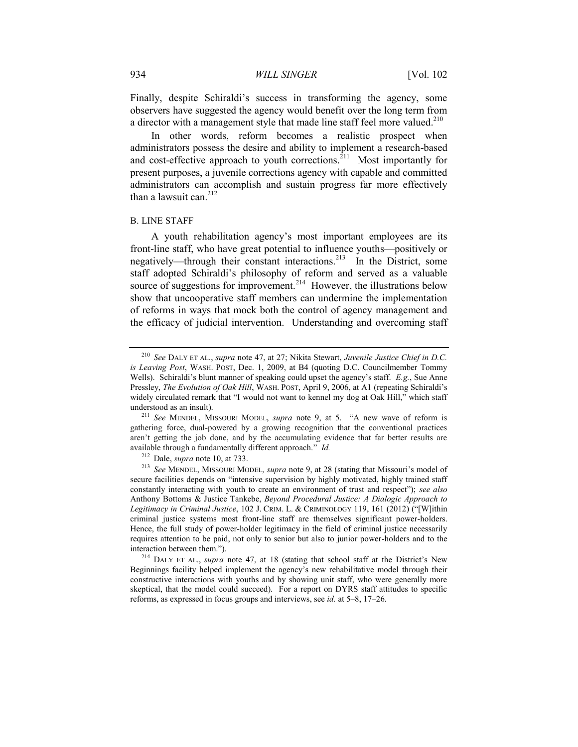Finally, despite Schiraldi's success in transforming the agency, some observers have suggested the agency would benefit over the long term from a director with a management style that made line staff feel more valued.[210]

In other words, reform becomes a realistic prospect when administrators possess the desire and ability to implement a research-based and cost-effective approach to youth corrections.[211] Most importantly for present purposes, a juvenile corrections agency with capable and committed administrators can accomplish and sustain progress far more effectively than a lawsuit can.[212]

### B. LINE STAFF

A youth rehabilitation agency's most important employees are its front-line staff, who have great potential to influence youths—positively or negatively—through their constant interactions.[213] In the District, some staff adopted Schiraldi's philosophy of reform and served as a valuable source of suggestions for improvement.[214] However, the illustrations below show that uncooperative staff members can undermine the implementation of reforms in ways that mock both the control of agency management and the efficacy of judicial intervention. Understanding and overcoming staff

---

[210] *See* DALY ET AL., *supra* note 47, at 27; Nikita Stewart, *Juvenile Justice Chief in D.C. is Leaving Post*, WASH. POST, Dec. 1, 2009, at B4 (quoting D.C. Councilmember Tommy Wells). Schiraldi's blunt manner of speaking could upset the agency's staff. *E.g.*, Sue Anne Pressley, *The Evolution of Oak Hill*, WASH. POST, April 9, 2006, at A1 (repeating Schiraldi's widely circulated remark that "I would not want to kennel my dog at Oak Hill," which staff understood as an insult).

[211] *See* MENDEL, MISSOURI MODEL, *supra* note 9, at 5. "A new wave of reform is gathering force, dual-powered by a growing recognition that the conventional practices aren't getting the job done, and by the accumulating evidence that far better results are available through a fundamentally different approach." *Id.*

[212] Dale, *supra* note 10, at 733.

[213] *See* MENDEL, MISSOURI MODEL, *supra* note 9, at 28 (stating that Missouri's model of secure facilities depends on "intensive supervision by highly motivated, highly trained staff constantly interacting with youth to create an environment of trust and respect"); *see also* Anthony Bottoms & Justice Tankebe, *Beyond Procedural Justice: A Dialogic Approach to Legitimacy in Criminal Justice*, 102 J. CRIM. L. & CRIMINOLOGY 119, 161 (2012) ("[W]ithin criminal justice systems most front-line staff are themselves significant power-holders. Hence, the full study of power-holder legitimacy in the field of criminal justice necessarily requires attention to be paid, not only to senior but also to junior power-holders and to the interaction between them.").

[214] DALY ET AL., *supra* note 47, at 18 (stating that school staff at the District's New Beginnings facility helped implement the agency's new rehabilitative model through their constructive interactions with youths and by showing unit staff, who were generally more skeptical, that the model could succeed). For a report on DYRS staff attitudes to specific reforms, as expressed in focus groups and interviews, see *id.* at 5–8, 17–26.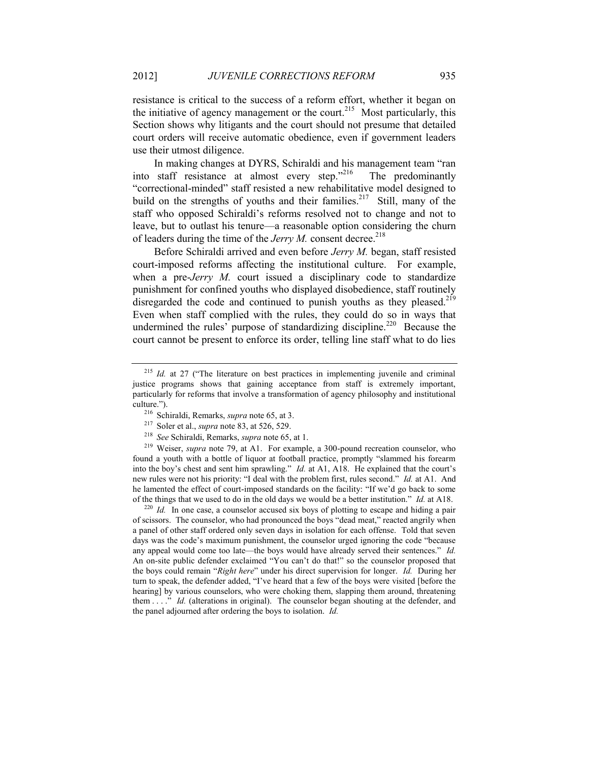resistance is critical to the success of a reform effort, whether it began on the initiative of agency management or the court.[215] Most particularly, this Section shows why litigants and the court should not presume that detailed court orders will receive automatic obedience, even if government leaders use their utmost diligence.

In making changes at DYRS, Schiraldi and his management team "ran into staff resistance at almost every step."[216] The predominantly "correctional-minded" staff resisted a new rehabilitative model designed to build on the strengths of youths and their families.[217] Still, many of the staff who opposed Schiraldi's reforms resolved not to change and not to leave, but to outlast his tenure—a reasonable option considering the churn of leaders during the time of the *Jerry M.* consent decree.[218]

Before Schiraldi arrived and even before *Jerry M.* began, staff resisted court-imposed reforms affecting the institutional culture. For example, when a pre-*Jerry M.* court issued a disciplinary code to standardize punishment for confined youths who displayed disobedience, staff routinely disregarded the code and continued to punish youths as they pleased.[219] Even when staff complied with the rules, they could do so in ways that undermined the rules' purpose of standardizing discipline.[220] Because the court cannot be present to enforce its order, telling line staff what to do lies

---

[215] *Id.* at 27 ("The literature on best practices in implementing juvenile and criminal justice programs shows that gaining acceptance from staff is extremely important, particularly for reforms that involve a transformation of agency philosophy and institutional culture.").

[216] Schiraldi, Remarks, *supra* note 65, at 3.

[217] Soler et al., *supra* note 83, at 526, 529.

[218] *See* Schiraldi, Remarks, *supra* note 65, at 1.

[219] Weiser, *supra* note 79, at A1. For example, a 300-pound recreation counselor, who found a youth with a bottle of liquor at football practice, promptly "slammed his forearm into the boy's chest and sent him sprawling." *Id.* at A1, A18. He explained that the court's new rules were not his priority: "I deal with the problem first, rules second." *Id.* at A1. And he lamented the effect of court-imposed standards on the facility: "If we'd go back to some of the things that we used to do in the old days we would be a better institution." *Id.* at A18.

[220] *Id.* In one case, a counselor accused six boys of plotting to escape and hiding a pair of scissors. The counselor, who had pronounced the boys "dead meat," reacted angrily when a panel of other staff ordered only seven days in isolation for each offense. Told that seven days was the code's maximum punishment, the counselor urged ignoring the code "because any appeal would come too late—the boys would have already served their sentences." *Id.* An on-site public defender exclaimed "You can't do that!" so the counselor proposed that the boys could remain "*Right here*" under his direct supervision for longer. *Id.* During her turn to speak, the defender added, "I've heard that a few of the boys were visited [before the hearing] by various counselors, who were choking them, slapping them around, threatening them . . . ." *Id.* (alterations in original). The counselor began shouting at the defender, and the panel adjourned after ordering the boys to isolation. *Id.*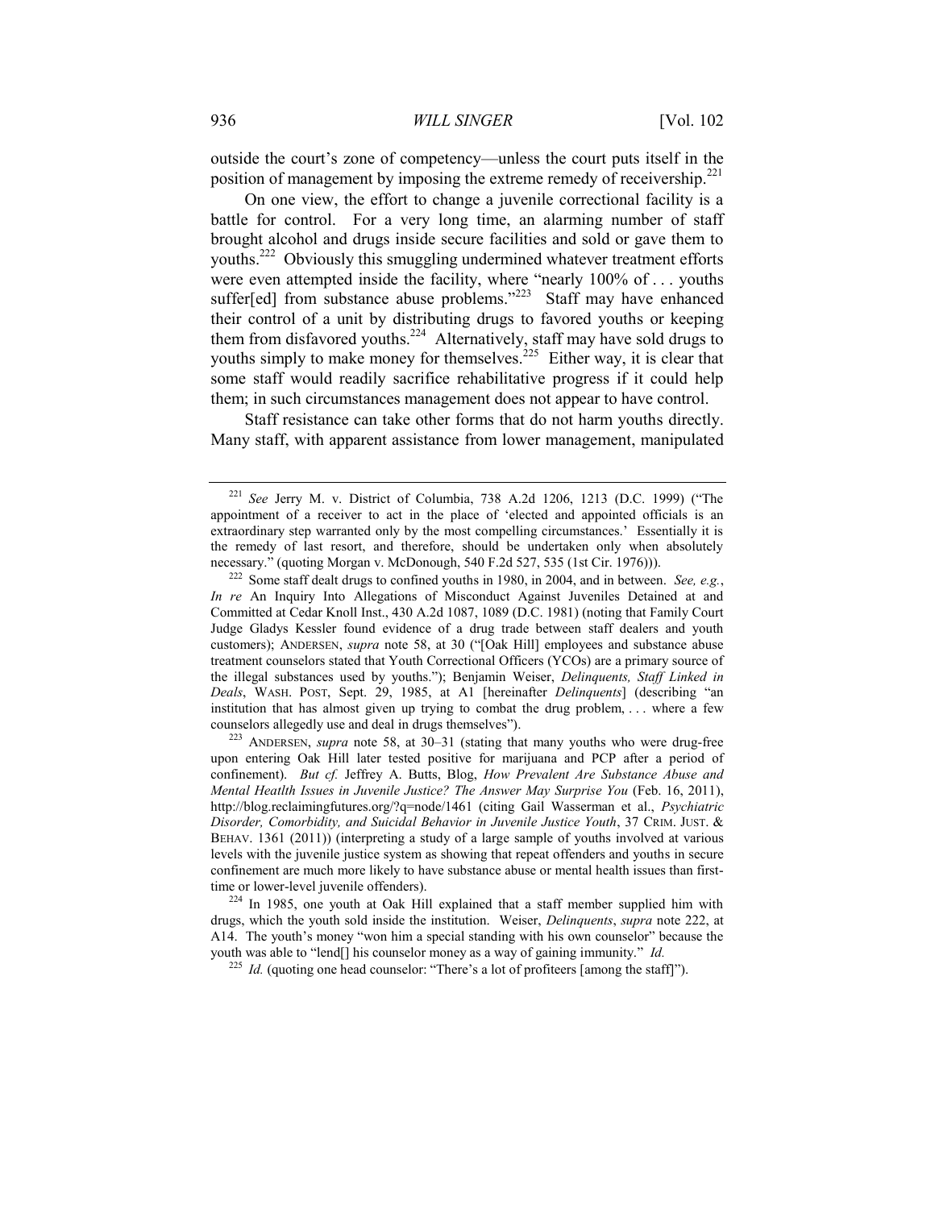outside the court's zone of competency—unless the court puts itself in the position of management by imposing the extreme remedy of receivership.[221]

On one view, the effort to change a juvenile correctional facility is a battle for control. For a very long time, an alarming number of staff brought alcohol and drugs inside secure facilities and sold or gave them to youths.[222] Obviously this smuggling undermined whatever treatment efforts were even attempted inside the facility, where "nearly 100% of . . . youths suffer[ed] from substance abuse problems."[223] Staff may have enhanced their control of a unit by distributing drugs to favored youths or keeping them from disfavored youths.[224] Alternatively, staff may have sold drugs to youths simply to make money for themselves.[225] Either way, it is clear that some staff would readily sacrifice rehabilitative progress if it could help them; in such circumstances management does not appear to have control.

Staff resistance can take other forms that do not harm youths directly. Many staff, with apparent assistance from lower management, manipulated

---

[221] *See* Jerry M. v. District of Columbia, 738 A.2d 1206, 1213 (D.C. 1999) ("The appointment of a receiver to act in the place of 'elected and appointed officials is an extraordinary step warranted only by the most compelling circumstances.' Essentially it is the remedy of last resort, and therefore, should be undertaken only when absolutely necessary." (quoting Morgan v. McDonough, 540 F.2d 527, 535 (1st Cir. 1976))).

[222] Some staff dealt drugs to confined youths in 1980, in 2004, and in between. *See, e.g.*, *In re* An Inquiry Into Allegations of Misconduct Against Juveniles Detained at and Committed at Cedar Knoll Inst., 430 A.2d 1087, 1089 (D.C. 1981) (noting that Family Court Judge Gladys Kessler found evidence of a drug trade between staff dealers and youth customers); ANDERSEN, *supra* note 58, at 30 ("[Oak Hill] employees and substance abuse treatment counselors stated that Youth Correctional Officers (YCOs) are a primary source of the illegal substances used by youths."); Benjamin Weiser, *Delinquents, Staff Linked in Deals*, WASH. POST, Sept. 29, 1985, at A1 [hereinafter *Delinquents*] (describing "an institution that has almost given up trying to combat the drug problem, . . . where a few counselors allegedly use and deal in drugs themselves").

[223] ANDERSEN, *supra* note 58, at 30–31 (stating that many youths who were drug-free upon entering Oak Hill later tested positive for marijuana and PCP after a period of confinement). *But cf.* Jeffrey A. Butts, Blog, *How Prevalent Are Substance Abuse and Mental Heatlth Issues in Juvenile Justice? The Answer May Surprise You* (Feb. 16, 2011), http://blog.reclaimingfutures.org/?q=node/1461 (citing Gail Wasserman et al., *Psychiatric Disorder, Comorbidity, and Suicidal Behavior in Juvenile Justice Youth*, 37 CRIM. JUST. & BEHAV. 1361 (2011)) (interpreting a study of a large sample of youths involved at various levels with the juvenile justice system as showing that repeat offenders and youths in secure confinement are much more likely to have substance abuse or mental health issues than first-time or lower-level juvenile offenders).

[224] In 1985, one youth at Oak Hill explained that a staff member supplied him with drugs, which the youth sold inside the institution. Weiser, *Delinquents*, *supra* note 222, at A14. The youth's money "won him a special standing with his own counselor" because the youth was able to "lend[] his counselor money as a way of gaining immunity." *Id.*

[225] *Id.* (quoting one head counselor: "There's a lot of profiteers [among the staff]").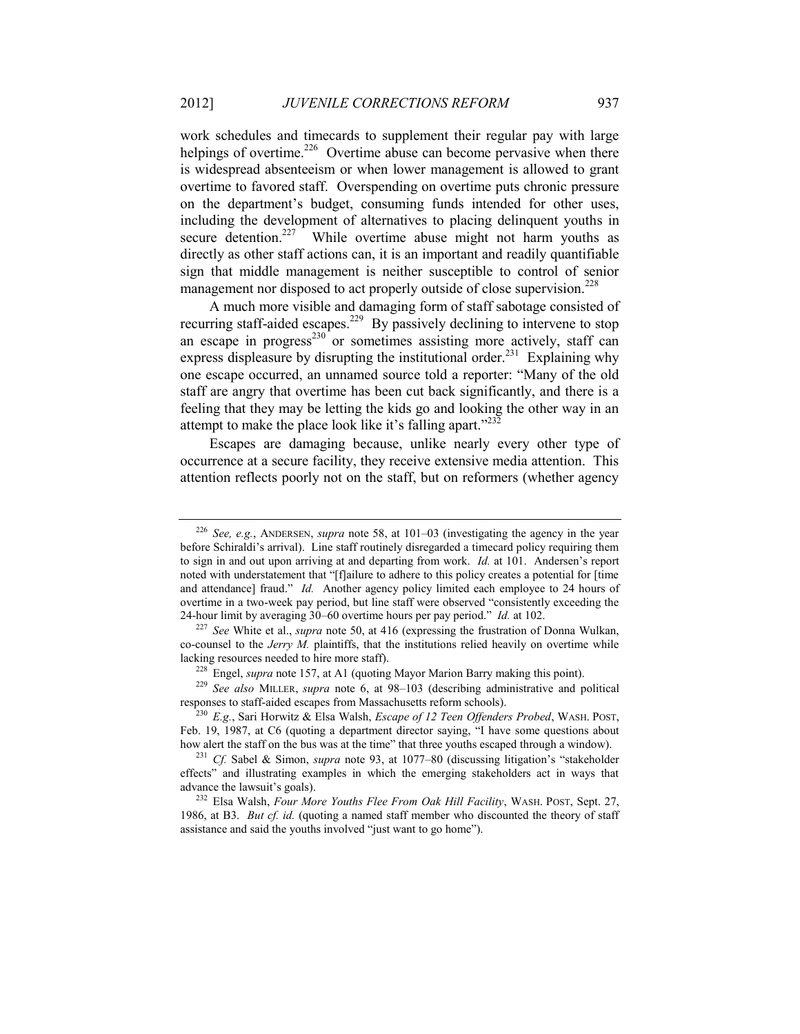work schedules and timecards to supplement their regular pay with large helpings of overtime.[226] Overtime abuse can become pervasive when there is widespread absenteeism or when lower management is allowed to grant overtime to favored staff. Overspending on overtime puts chronic pressure on the department's budget, consuming funds intended for other uses, including the development of alternatives to placing delinquent youths in secure detention.[227] While overtime abuse might not harm youths as directly as other staff actions can, it is an important and readily quantifiable sign that middle management is neither susceptible to control of senior management nor disposed to act properly outside of close supervision.[228]

A much more visible and damaging form of staff sabotage consisted of recurring staff-aided escapes.[229] By passively declining to intervene to stop an escape in progress[230] or sometimes assisting more actively, staff can express displeasure by disrupting the institutional order.[231] Explaining why one escape occurred, an unnamed source told a reporter: "Many of the old staff are angry that overtime has been cut back significantly, and there is a feeling that they may be letting the kids go and looking the other way in an attempt to make the place look like it's falling apart."[232]

Escapes are damaging because, unlike nearly every other type of occurrence at a secure facility, they receive extensive media attention. This attention reflects poorly not on the staff, but on reformers (whether agency

---

[226] *See, e.g.*, ANDERSEN, *supra* note 58, at 101–03 (investigating the agency in the year before Schiraldi's arrival). Line staff routinely disregarded a timecard policy requiring them to sign in and out upon arriving at and departing from work. *Id.* at 101. Andersen's report noted with understatement that "[f]ailure to adhere to this policy creates a potential for [time and attendance] fraud." *Id.* Another agency policy limited each employee to 24 hours of overtime in a two-week pay period, but line staff were observed "consistently exceeding the 24-hour limit by averaging 30–60 overtime hours per pay period." *Id.* at 102.

[227] *See* White et al., *supra* note 50, at 416 (expressing the frustration of Donna Wulkan, co-counsel to the *Jerry M.* plaintiffs, that the institutions relied heavily on overtime while lacking resources needed to hire more staff).

[228] Engel, *supra* note 157, at A1 (quoting Mayor Marion Barry making this point).

[229] *See also* MILLER, *supra* note 6, at 98–103 (describing administrative and political responses to staff-aided escapes from Massachusetts reform schools).

[230] *E.g.*, Sari Horwitz & Elsa Walsh, *Escape of 12 Teen Offenders Probed*, WASH. POST, Feb. 19, 1987, at C6 (quoting a department director saying, "I have some questions about how alert the staff on the bus was at the time" that three youths escaped through a window).

[231] *Cf.* Sabel & Simon, *supra* note 93, at 1077–80 (discussing litigation's "stakeholder effects" and illustrating examples in which the emerging stakeholders act in ways that advance the lawsuit's goals).

[232] Elsa Walsh, *Four More Youths Flee From Oak Hill Facility*, WASH. POST, Sept. 27, 1986, at B3. *But cf. id.* (quoting a named staff member who discounted the theory of staff assistance and said the youths involved "just want to go home").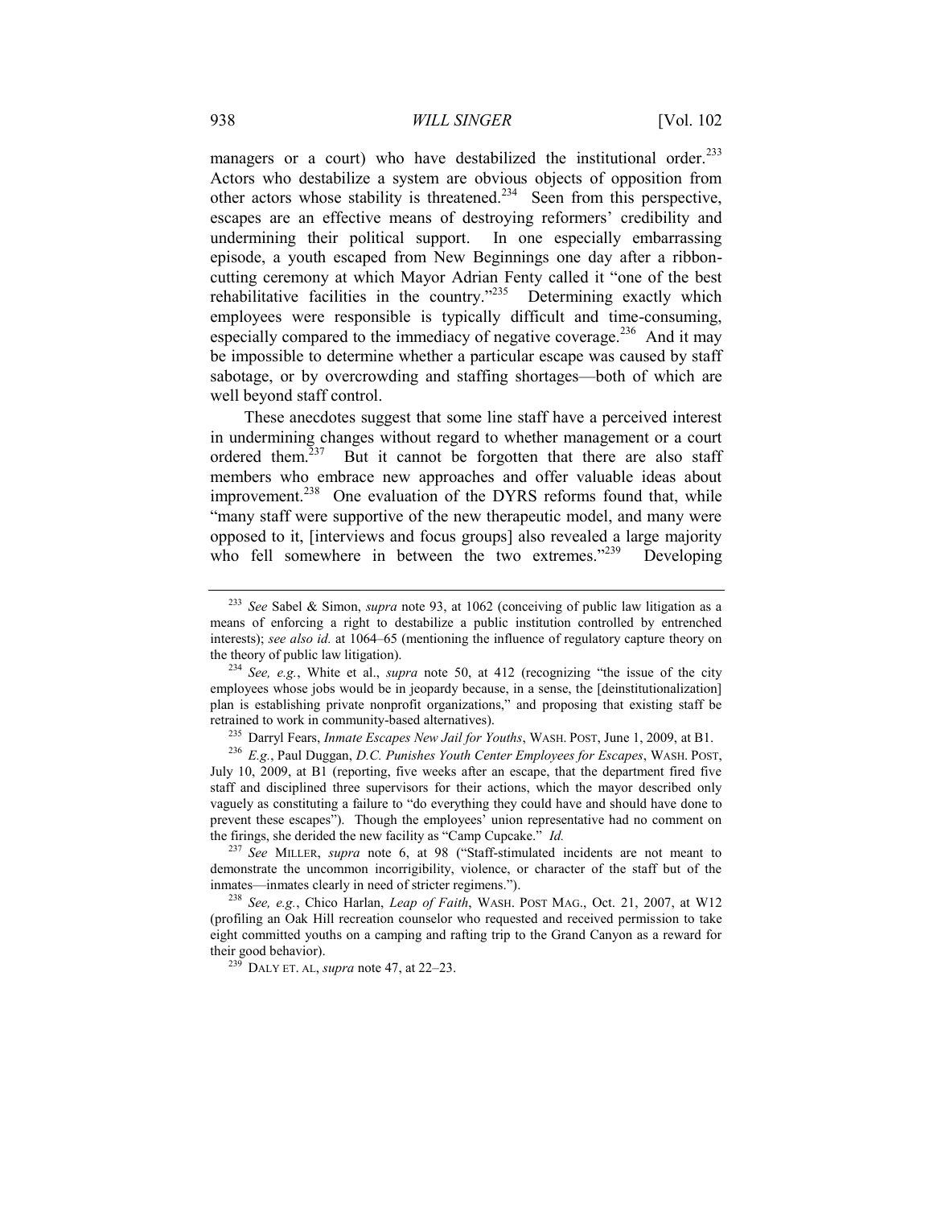managers or a court) who have destabilized the institutional order.[233] Actors who destabilize a system are obvious objects of opposition from other actors whose stability is threatened.[234] Seen from this perspective, escapes are an effective means of destroying reformers' credibility and undermining their political support. In one especially embarrassing episode, a youth escaped from New Beginnings one day after a ribbon-cutting ceremony at which Mayor Adrian Fenty called it "one of the best rehabilitative facilities in the country."[235] Determining exactly which employees were responsible is typically difficult and time-consuming, especially compared to the immediacy of negative coverage.[236] And it may be impossible to determine whether a particular escape was caused by staff sabotage, or by overcrowding and staffing shortages—both of which are well beyond staff control.

These anecdotes suggest that some line staff have a perceived interest in undermining changes without regard to whether management or a court ordered them.[237] But it cannot be forgotten that there are also staff members who embrace new approaches and offer valuable ideas about improvement.[238] One evaluation of the DYRS reforms found that, while "many staff were supportive of the new therapeutic model, and many were opposed to it, [interviews and focus groups] also revealed a large majority who fell somewhere in between the two extremes."[239] Developing

---

[233] *See* Sabel & Simon, *supra* note 93, at 1062 (conceiving of public law litigation as a means of enforcing a right to destabilize a public institution controlled by entrenched interests); *see also id.* at 1064–65 (mentioning the influence of regulatory capture theory on the theory of public law litigation).

[234] *See, e.g.*, White et al., *supra* note 50, at 412 (recognizing "the issue of the city employees whose jobs would be in jeopardy because, in a sense, the [deinstitutionalization] plan is establishing private nonprofit organizations," and proposing that existing staff be retrained to work in community-based alternatives).

[235] Darryl Fears, *Inmate Escapes New Jail for Youths*, WASH. POST, June 1, 2009, at B1.

[236] *E.g.*, Paul Duggan, *D.C. Punishes Youth Center Employees for Escapes*, WASH. POST, July 10, 2009, at B1 (reporting, five weeks after an escape, that the department fired five staff and disciplined three supervisors for their actions, which the mayor described only vaguely as constituting a failure to "do everything they could have and should have done to prevent these escapes"). Though the employees' union representative had no comment on the firings, she derided the new facility as "Camp Cupcake." *Id.*

[237] *See* MILLER, *supra* note 6, at 98 ("Staff-stimulated incidents are not meant to demonstrate the uncommon incorrigibility, violence, or character of the staff but of the inmates—inmates clearly in need of stricter regimens.").

[238] *See, e.g.*, Chico Harlan, *Leap of Faith*, WASH. POST MAG., Oct. 21, 2007, at W12 (profiling an Oak Hill recreation counselor who requested and received permission to take eight committed youths on a camping and rafting trip to the Grand Canyon as a reward for their good behavior).

[239] DALY ET. AL, *supra* note 47, at 22–23.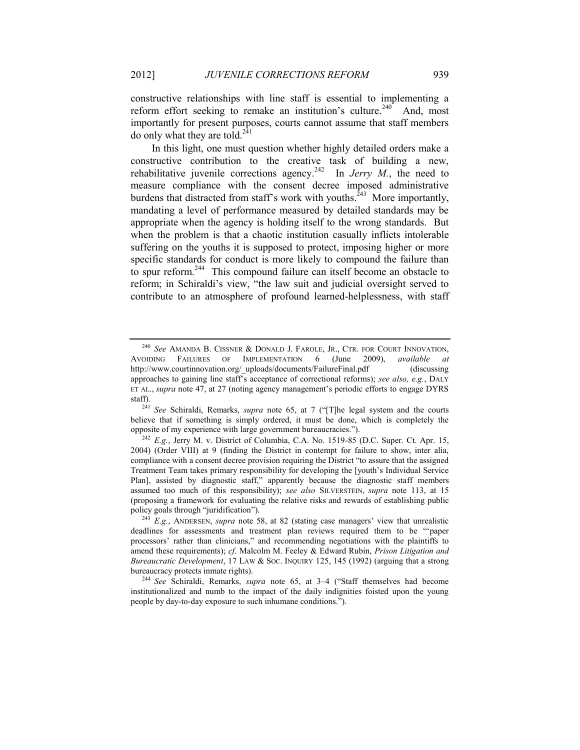constructive relationships with line staff is essential to implementing a reform effort seeking to remake an institution's culture.[240] And, most importantly for present purposes, courts cannot assume that staff members do only what they are told.[241]

In this light, one must question whether highly detailed orders make a constructive contribution to the creative task of building a new, rehabilitative juvenile corrections agency.[242] In *Jerry M.*, the need to measure compliance with the consent decree imposed administrative burdens that distracted from staff's work with youths.[243] More importantly, mandating a level of performance measured by detailed standards may be appropriate when the agency is holding itself to the wrong standards. But when the problem is that a chaotic institution casually inflicts intolerable suffering on the youths it is supposed to protect, imposing higher or more specific standards for conduct is more likely to compound the failure than to spur reform.[244] This compound failure can itself become an obstacle to reform; in Schiraldi's view, "the law suit and judicial oversight served to contribute to an atmosphere of profound learned-helplessness, with staff

---

[240] *See* AMANDA B. CISSNER & DONALD J. FAROLE, JR., CTR. FOR COURT INNOVATION, AVOIDING FAILURES OF IMPLEMENTATION 6 (June 2009), *available at* http://www.courtinnovation.org/_uploads/documents/FailureFinal.pdf (discussing approaches to gaining line staff's acceptance of correctional reforms); *see also, e.g.*, DALY ET AL., *supra* note 47, at 27 (noting agency management's periodic efforts to engage DYRS staff).

[241] *See* Schiraldi, Remarks, *supra* note 65, at 7 ("[T]he legal system and the courts believe that if something is simply ordered, it must be done, which is completely the opposite of my experience with large government bureaucracies.").

[242] *E.g.*, Jerry M. v. District of Columbia, C.A. No. 1519-85 (D.C. Super. Ct. Apr. 15, 2004) (Order VIII) at 9 (finding the District in contempt for failure to show, inter alia, compliance with a consent decree provision requiring the District "to assure that the assigned Treatment Team takes primary responsibility for developing the [youth's Individual Service Plan], assisted by diagnostic staff," apparently because the diagnostic staff members assumed too much of this responsibility); *see also* SILVERSTEIN, *supra* note 113, at 15 (proposing a framework for evaluating the relative risks and rewards of establishing public policy goals through "juridification").

[243] *E.g.*, ANDERSEN, *supra* note 58, at 82 (stating case managers' view that unrealistic deadlines for assessments and treatment plan reviews required them to be "'paper processors' rather than clinicians," and recommending negotiations with the plaintiffs to amend these requirements); *cf*. Malcolm M. Feeley & Edward Rubin, *Prison Litigation and Bureaucratic Development*, 17 LAW & SOC. INQUIRY 125, 145 (1992) (arguing that a strong bureaucracy protects inmate rights).

[244] *See* Schiraldi, Remarks, *supra* note 65, at 3–4 ("Staff themselves had become institutionalized and numb to the impact of the daily indignities foisted upon the young people by day-to-day exposure to such inhumane conditions.").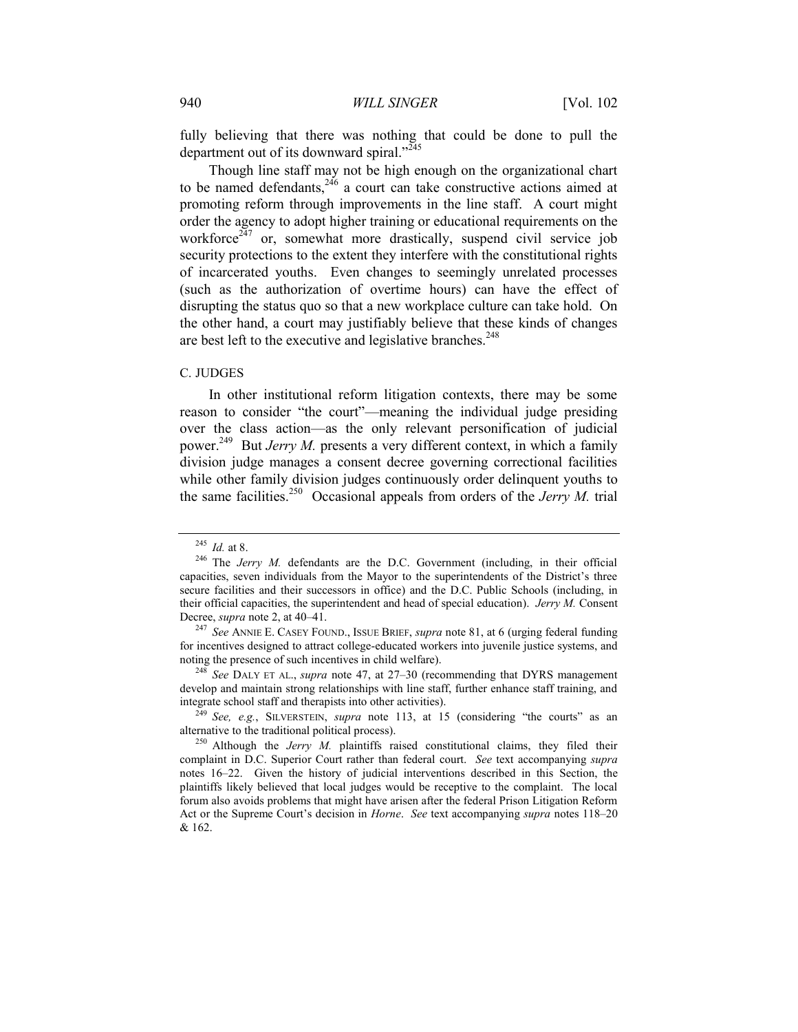fully believing that there was nothing that could be done to pull the department out of its downward spiral."[245]

Though line staff may not be high enough on the organizational chart to be named defendants,[246] a court can take constructive actions aimed at promoting reform through improvements in the line staff. A court might order the agency to adopt higher training or educational requirements on the workforce[247] or, somewhat more drastically, suspend civil service job security protections to the extent they interfere with the constitutional rights of incarcerated youths. Even changes to seemingly unrelated processes (such as the authorization of overtime hours) can have the effect of disrupting the status quo so that a new workplace culture can take hold. On the other hand, a court may justifiably believe that these kinds of changes are best left to the executive and legislative branches.[248]

### C. JUDGES

In other institutional reform litigation contexts, there may be some reason to consider "the court"—meaning the individual judge presiding over the class action—as the only relevant personification of judicial power.[249] But *Jerry M.* presents a very different context, in which a family division judge manages a consent decree governing correctional facilities while other family division judges continuously order delinquent youths to the same facilities.[250] Occasional appeals from orders of the *Jerry M.* trial

---

[245] *Id.* at 8.

[246] The *Jerry M.* defendants are the D.C. Government (including, in their official capacities, seven individuals from the Mayor to the superintendents of the District's three secure facilities and their successors in office) and the D.C. Public Schools (including, in their official capacities, the superintendent and head of special education). *Jerry M.* Consent Decree, *supra* note 2, at 40–41.

[247] *See* ANNIE E. CASEY FOUND., ISSUE BRIEF, *supra* note 81, at 6 (urging federal funding for incentives designed to attract college-educated workers into juvenile justice systems, and noting the presence of such incentives in child welfare).

[248] *See* DALY ET AL., *supra* note 47, at 27–30 (recommending that DYRS management develop and maintain strong relationships with line staff, further enhance staff training, and integrate school staff and therapists into other activities).

[249] *See, e.g.*, SILVERSTEIN, *supra* note 113, at 15 (considering "the courts" as an alternative to the traditional political process).

[250] Although the *Jerry M.* plaintiffs raised constitutional claims, they filed their complaint in D.C. Superior Court rather than federal court. *See* text accompanying *supra* notes 16–22. Given the history of judicial interventions described in this Section, the plaintiffs likely believed that local judges would be receptive to the complaint. The local forum also avoids problems that might have arisen after the federal Prison Litigation Reform Act or the Supreme Court's decision in *Horne*. *See* text accompanying *supra* notes 118–20 & 162.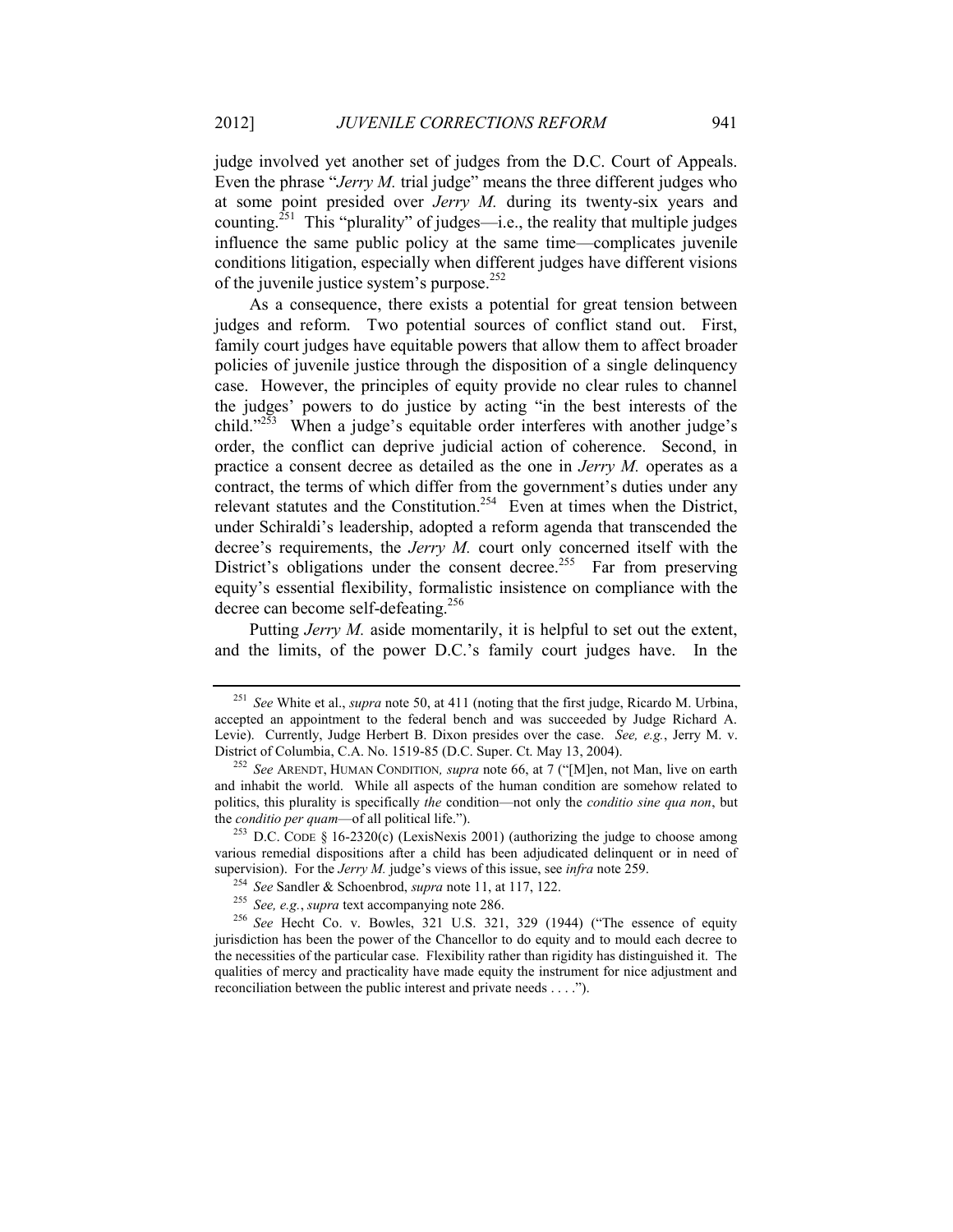judge involved yet another set of judges from the D.C. Court of Appeals. Even the phrase "*Jerry M.* trial judge" means the three different judges who at some point presided over *Jerry M.* during its twenty-six years and counting.[251] This "plurality" of judges—i.e., the reality that multiple judges influence the same public policy at the same time—complicates juvenile conditions litigation, especially when different judges have different visions of the juvenile justice system's purpose.[252]

As a consequence, there exists a potential for great tension between judges and reform. Two potential sources of conflict stand out. First, family court judges have equitable powers that allow them to affect broader policies of juvenile justice through the disposition of a single delinquency case. However, the principles of equity provide no clear rules to channel the judges' powers to do justice by acting "in the best interests of the child."[253] When a judge's equitable order interferes with another judge's order, the conflict can deprive judicial action of coherence. Second, in practice a consent decree as detailed as the one in *Jerry M.* operates as a contract, the terms of which differ from the government's duties under any relevant statutes and the Constitution.[254] Even at times when the District, under Schiraldi's leadership, adopted a reform agenda that transcended the decree's requirements, the *Jerry M.* court only concerned itself with the District's obligations under the consent decree.[255] Far from preserving equity's essential flexibility, formalistic insistence on compliance with the decree can become self-defeating.[256]

Putting *Jerry M.* aside momentarily, it is helpful to set out the extent, and the limits, of the power D.C.'s family court judges have. In the

---

[251] *See* White et al., *supra* note 50, at 411 (noting that the first judge, Ricardo M. Urbina, accepted an appointment to the federal bench and was succeeded by Judge Richard A. Levie). Currently, Judge Herbert B. Dixon presides over the case. *See, e.g.*, Jerry M. v. District of Columbia, C.A. No. 1519-85 (D.C. Super. Ct. May 13, 2004).

[252] *See* ARENDT, HUMAN CONDITION, *supra* note 66, at 7 ("[M]en, not Man, live on earth and inhabit the world. While all aspects of the human condition are somehow related to politics, this plurality is specifically *the* condition—not only the *conditio sine qua non*, but the *conditio per quam*—of all political life.").

[253] D.C. CODE § 16-2320(c) (LexisNexis 2001) (authorizing the judge to choose among various remedial dispositions after a child has been adjudicated delinquent or in need of supervision). For the *Jerry M.* judge's views of this issue, see *infra* note 259.

[254] *See* Sandler & Schoenbrod, *supra* note 11, at 117, 122.

[255] *See, e.g.*, *supra* text accompanying note 286.

[256] *See* Hecht Co. v. Bowles, 321 U.S. 321, 329 (1944) ("The essence of equity jurisdiction has been the power of the Chancellor to do equity and to mould each decree to the necessities of the particular case. Flexibility rather than rigidity has distinguished it. The qualities of mercy and practicality have made equity the instrument for nice adjustment and reconciliation between the public interest and private needs . . . .").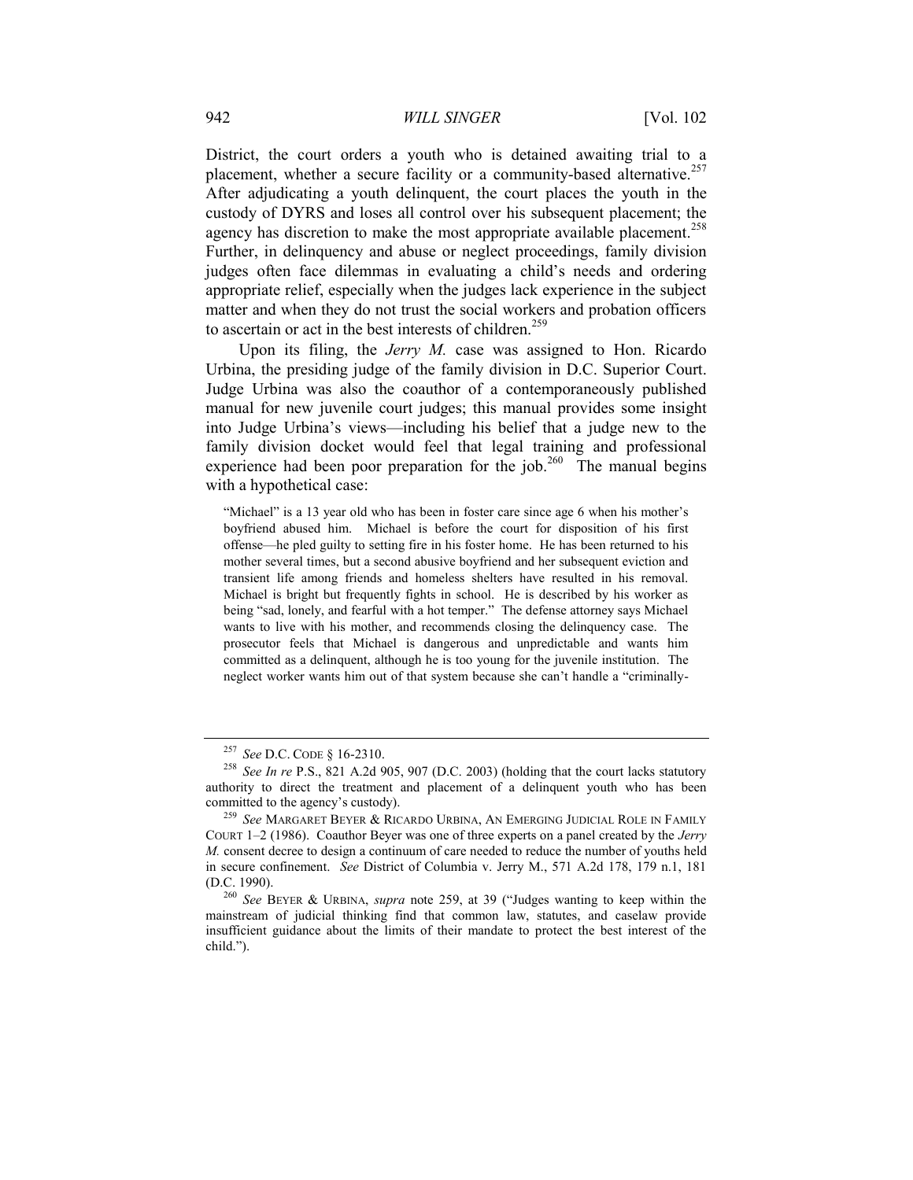District, the court orders a youth who is detained awaiting trial to a placement, whether a secure facility or a community-based alternative.[257] After adjudicating a youth delinquent, the court places the youth in the custody of DYRS and loses all control over his subsequent placement; the agency has discretion to make the most appropriate available placement.[258] Further, in delinquency and abuse or neglect proceedings, family division judges often face dilemmas in evaluating a child's needs and ordering appropriate relief, especially when the judges lack experience in the subject matter and when they do not trust the social workers and probation officers to ascertain or act in the best interests of children.[259]

Upon its filing, the *Jerry M.* case was assigned to Hon. Ricardo Urbina, the presiding judge of the family division in D.C. Superior Court. Judge Urbina was also the coauthor of a contemporaneously published manual for new juvenile court judges; this manual provides some insight into Judge Urbina's views—including his belief that a judge new to the family division docket would feel that legal training and professional experience had been poor preparation for the job.[260] The manual begins with a hypothetical case:

> "Michael" is a 13 year old who has been in foster care since age 6 when his mother's boyfriend abused him. Michael is before the court for disposition of his first offense—he pled guilty to setting fire in his foster home. He has been returned to his mother several times, but a second abusive boyfriend and her subsequent eviction and transient life among friends and homeless shelters have resulted in his removal. Michael is bright but frequently fights in school. He is described by his worker as being "sad, lonely, and fearful with a hot temper." The defense attorney says Michael wants to live with his mother, and recommends closing the delinquency case. The prosecutor feels that Michael is dangerous and unpredictable and wants him committed as a delinquent, although he is too young for the juvenile institution. The neglect worker wants him out of that system because she can't handle a "criminally-

---

[257] *See* D.C. CODE § 16-2310.

[258] *See In re* P.S., 821 A.2d 905, 907 (D.C. 2003) (holding that the court lacks statutory authority to direct the treatment and placement of a delinquent youth who has been committed to the agency's custody).

[259] *See* MARGARET BEYER & RICARDO URBINA, AN EMERGING JUDICIAL ROLE IN FAMILY COURT 1–2 (1986). Coauthor Beyer was one of three experts on a panel created by the *Jerry M.* consent decree to design a continuum of care needed to reduce the number of youths held in secure confinement. *See* District of Columbia v. Jerry M., 571 A.2d 178, 179 n.1, 181 (D.C. 1990).

[260] *See* BEYER & URBINA, *supra* note 259, at 39 ("Judges wanting to keep within the mainstream of judicial thinking find that common law, statutes, and caselaw provide insufficient guidance about the limits of their mandate to protect the best interest of the child.").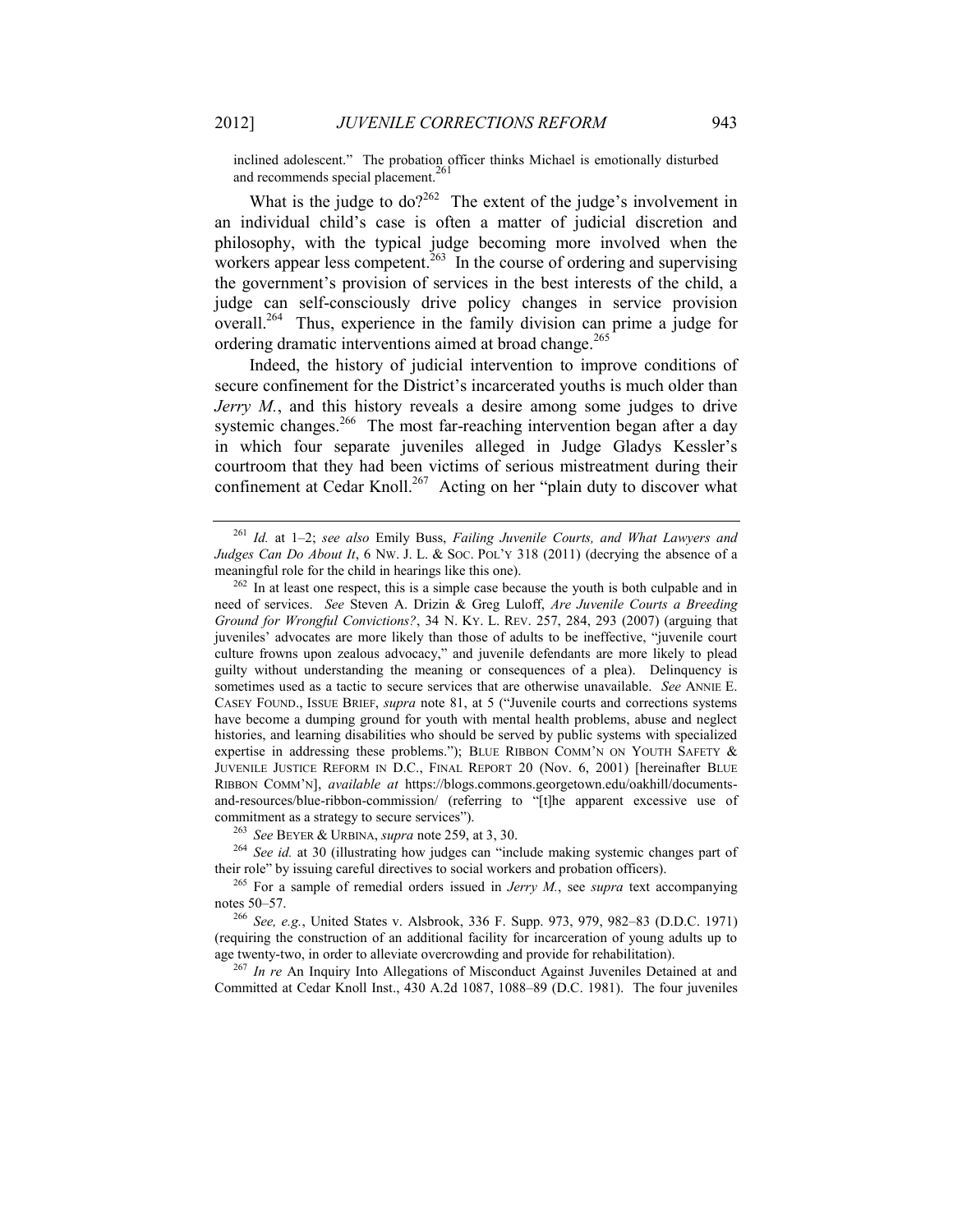inclined adolescent." The probation officer thinks Michael is emotionally disturbed and recommends special placement.[261]

What is the judge to do?[262] The extent of the judge's involvement in an individual child's case is often a matter of judicial discretion and philosophy, with the typical judge becoming more involved when the workers appear less competent.[263] In the course of ordering and supervising the government's provision of services in the best interests of the child, a judge can self-consciously drive policy changes in service provision overall.[264] Thus, experience in the family division can prime a judge for ordering dramatic interventions aimed at broad change.[265]

Indeed, the history of judicial intervention to improve conditions of secure confinement for the District's incarcerated youths is much older than *Jerry M.*, and this history reveals a desire among some judges to drive systemic changes.[266] The most far-reaching intervention began after a day in which four separate juveniles alleged in Judge Gladys Kessler's courtroom that they had been victims of serious mistreatment during their confinement at Cedar Knoll.[267] Acting on her "plain duty to discover what

---

[261] *Id.* at 1–2; *see also* Emily Buss, *Failing Juvenile Courts, and What Lawyers and Judges Can Do About It*, 6 NW. J. L. & SOC. POL'Y 318 (2011) (decrying the absence of a meaningful role for the child in hearings like this one).

[262] In at least one respect, this is a simple case because the youth is both culpable and in need of services. *See* Steven A. Drizin & Greg Luloff, *Are Juvenile Courts a Breeding Ground for Wrongful Convictions?*, 34 N. KY. L. REV. 257, 284, 293 (2007) (arguing that juveniles' advocates are more likely than those of adults to be ineffective, "juvenile court culture frowns upon zealous advocacy," and juvenile defendants are more likely to plead guilty without understanding the meaning or consequences of a plea). Delinquency is sometimes used as a tactic to secure services that are otherwise unavailable. *See* ANNIE E. CASEY FOUND., ISSUE BRIEF, *supra* note 81, at 5 ("Juvenile courts and corrections systems have become a dumping ground for youth with mental health problems, abuse and neglect histories, and learning disabilities who should be served by public systems with specialized expertise in addressing these problems."); BLUE RIBBON COMM'N ON YOUTH SAFETY & JUVENILE JUSTICE REFORM IN D.C., FINAL REPORT 20 (Nov. 6, 2001) [hereinafter BLUE RIBBON COMM'N], *available at* https://blogs.commons.georgetown.edu/oakhill/documents-and-resources/blue-ribbon-commission/ (referring to "[t]he apparent excessive use of commitment as a strategy to secure services").

[263] *See* BEYER & URBINA, *supra* note 259, at 3, 30.

[264] *See id.* at 30 (illustrating how judges can "include making systemic changes part of their role" by issuing careful directives to social workers and probation officers).

[265] For a sample of remedial orders issued in *Jerry M.*, see *supra* text accompanying notes 50–57.

[266] *See, e.g.*, United States v. Alsbrook, 336 F. Supp. 973, 979, 982–83 (D.D.C. 1971) (requiring the construction of an additional facility for incarceration of young adults up to age twenty-two, in order to alleviate overcrowding and provide for rehabilitation).

[267] *In re* An Inquiry Into Allegations of Misconduct Against Juveniles Detained at and Committed at Cedar Knoll Inst., 430 A.2d 1087, 1088–89 (D.C. 1981). The four juveniles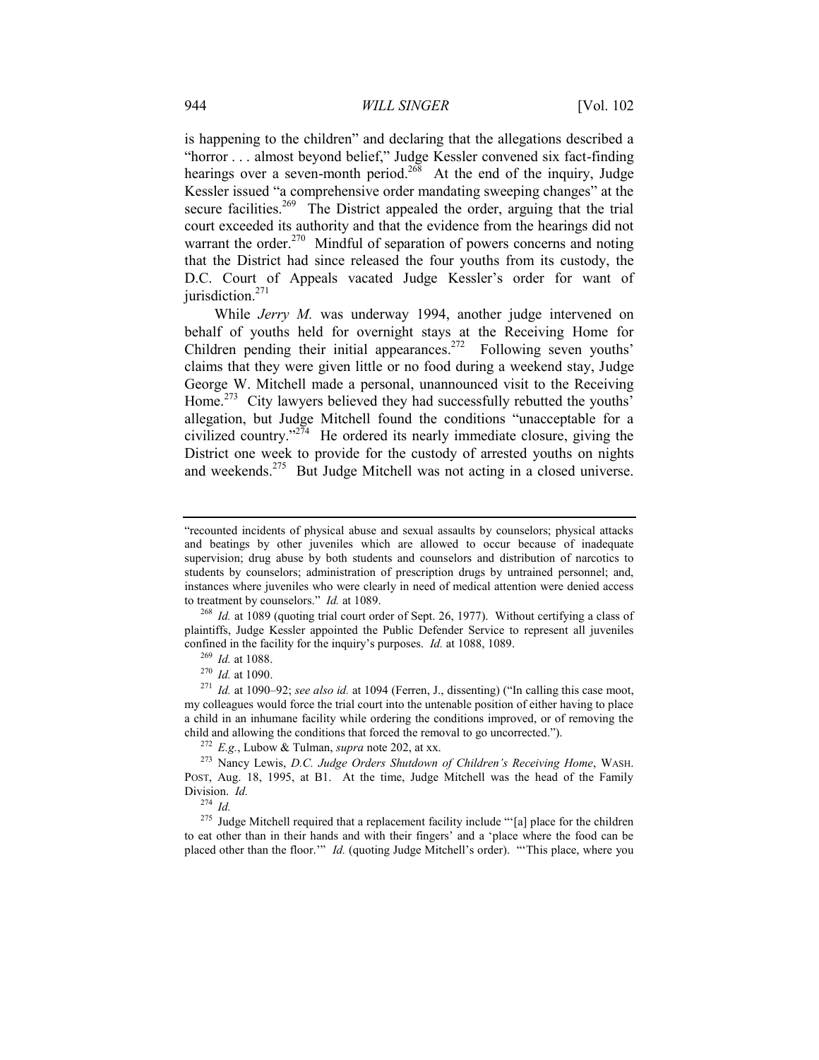is happening to the children" and declaring that the allegations described a "horror . . . almost beyond belief," Judge Kessler convened six fact-finding hearings over a seven-month period.[268] At the end of the inquiry, Judge Kessler issued "a comprehensive order mandating sweeping changes" at the secure facilities.[269] The District appealed the order, arguing that the trial court exceeded its authority and that the evidence from the hearings did not warrant the order.[270] Mindful of separation of powers concerns and noting that the District had since released the four youths from its custody, the D.C. Court of Appeals vacated Judge Kessler's order for want of jurisdiction.[271]

While *Jerry M.* was underway 1994, another judge intervened on behalf of youths held for overnight stays at the Receiving Home for Children pending their initial appearances.[272] Following seven youths' claims that they were given little or no food during a weekend stay, Judge George W. Mitchell made a personal, unannounced visit to the Receiving Home.[273] City lawyers believed they had successfully rebutted the youths' allegation, but Judge Mitchell found the conditions "unacceptable for a civilized country."[274] He ordered its nearly immediate closure, giving the District one week to provide for the custody of arrested youths on nights and weekends.[275] But Judge Mitchell was not acting in a closed universe.

---

"recounted incidents of physical abuse and sexual assaults by counselors; physical attacks and beatings by other juveniles which are allowed to occur because of inadequate supervision; drug abuse by both students and counselors and distribution of narcotics to students by counselors; administration of prescription drugs by untrained personnel; and, instances where juveniles who were clearly in need of medical attention were denied access to treatment by counselors." *Id.* at 1089.

[268] *Id.* at 1089 (quoting trial court order of Sept. 26, 1977). Without certifying a class of plaintiffs, Judge Kessler appointed the Public Defender Service to represent all juveniles confined in the facility for the inquiry's purposes. *Id.* at 1088, 1089.

[269] *Id.* at 1088.

[270] *Id.* at 1090.

[271] *Id.* at 1090–92; *see also id.* at 1094 (Ferren, J., dissenting) ("In calling this case moot, my colleagues would force the trial court into the untenable position of either having to place a child in an inhumane facility while ordering the conditions improved, or of removing the child and allowing the conditions that forced the removal to go uncorrected.").

[272] *E.g.*, Lubow & Tulman, *supra* note 202, at xx.

[273] Nancy Lewis, *D.C. Judge Orders Shutdown of Children's Receiving Home*, WASH. POST, Aug. 18, 1995, at B1. At the time, Judge Mitchell was the head of the Family Division. *Id.*

[274] *Id.*

[275] Judge Mitchell required that a replacement facility include "'[a] place for the children to eat other than in their hands and with their fingers' and a 'place where the food can be placed other than the floor.'" *Id.* (quoting Judge Mitchell's order). "'This place, where you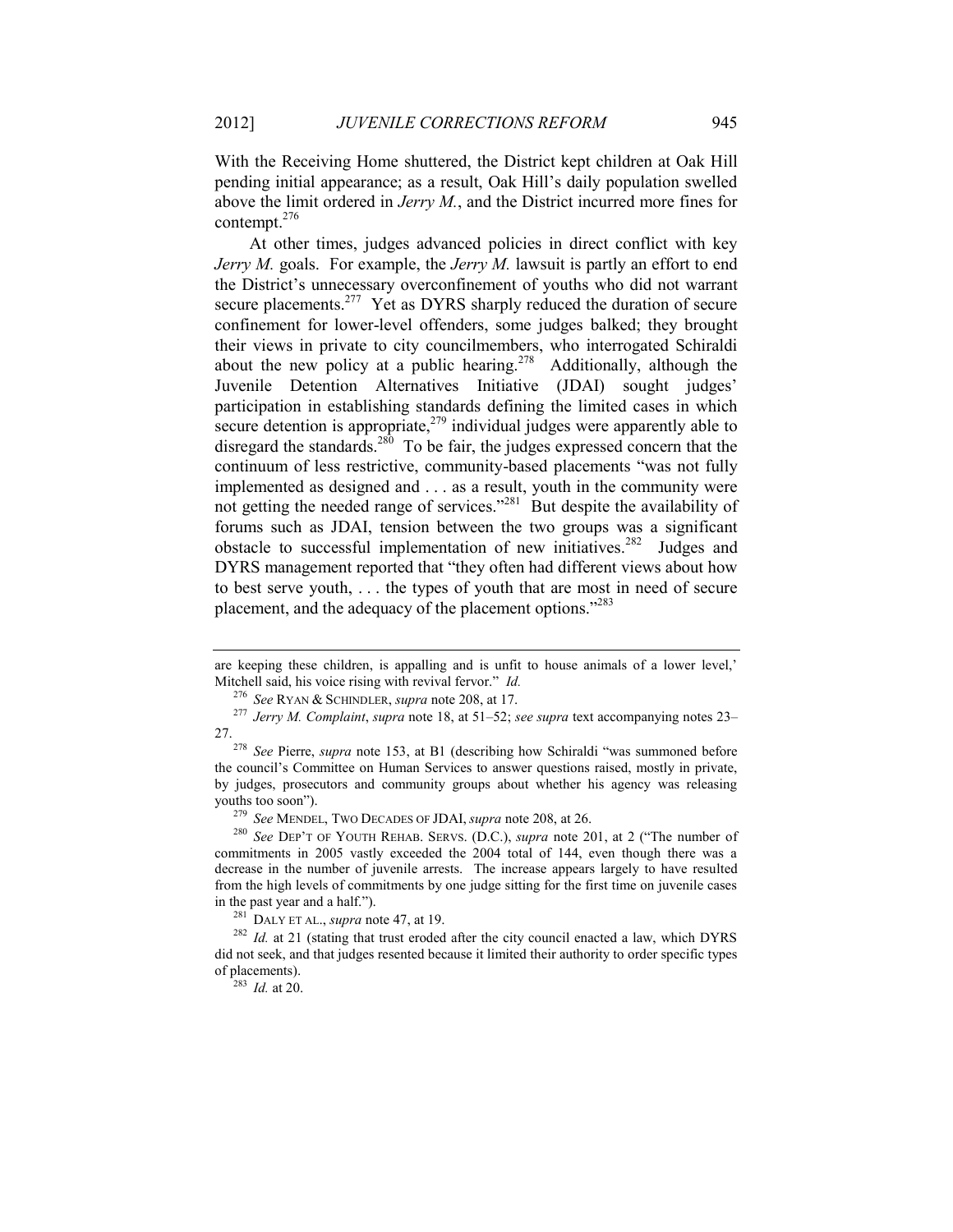With the Receiving Home shuttered, the District kept children at Oak Hill pending initial appearance; as a result, Oak Hill's daily population swelled above the limit ordered in *Jerry M.*, and the District incurred more fines for contempt.[276]

At other times, judges advanced policies in direct conflict with key *Jerry M.* goals. For example, the *Jerry M.* lawsuit is partly an effort to end the District's unnecessary overconfinement of youths who did not warrant secure placements.[277] Yet as DYRS sharply reduced the duration of secure confinement for lower-level offenders, some judges balked; they brought their views in private to city councilmembers, who interrogated Schiraldi about the new policy at a public hearing.[278] Additionally, although the Juvenile Detention Alternatives Initiative (JDAI) sought judges' participation in establishing standards defining the limited cases in which secure detention is appropriate,[279] individual judges were apparently able to disregard the standards.[280] To be fair, the judges expressed concern that the continuum of less restrictive, community-based placements "was not fully implemented as designed and . . . as a result, youth in the community were not getting the needed range of services."[281] But despite the availability of forums such as JDAI, tension between the two groups was a significant obstacle to successful implementation of new initiatives.[282] Judges and DYRS management reported that "they often had different views about how to best serve youth, . . . the types of youth that are most in need of secure placement, and the adequacy of the placement options."[283]

---

are keeping these children, is appalling and is unfit to house animals of a lower level,' Mitchell said, his voice rising with revival fervor." *Id.*

[276] *See* RYAN & SCHINDLER, *supra* note 208, at 17.

[277] *Jerry M. Complaint*, *supra* note 18, at 51–52; *see supra* text accompanying notes 23–27.

[278] *See* Pierre, *supra* note 153, at B1 (describing how Schiraldi "was summoned before the council's Committee on Human Services to answer questions raised, mostly in private, by judges, prosecutors and community groups about whether his agency was releasing youths too soon").

[279] *See* MENDEL, TWO DECADES OF JDAI, *supra* note 208, at 26.

[280] *See* DEP'T OF YOUTH REHAB. SERVS. (D.C.), *supra* note 201, at 2 ("The number of commitments in 2005 vastly exceeded the 2004 total of 144, even though there was a decrease in the number of juvenile arrests. The increase appears largely to have resulted from the high levels of commitments by one judge sitting for the first time on juvenile cases in the past year and a half.").

[281] DALY ET AL., *supra* note 47, at 19.

[282] *Id.* at 21 (stating that trust eroded after the city council enacted a law, which DYRS did not seek, and that judges resented because it limited their authority to order specific types of placements).

[283] *Id.* at 20.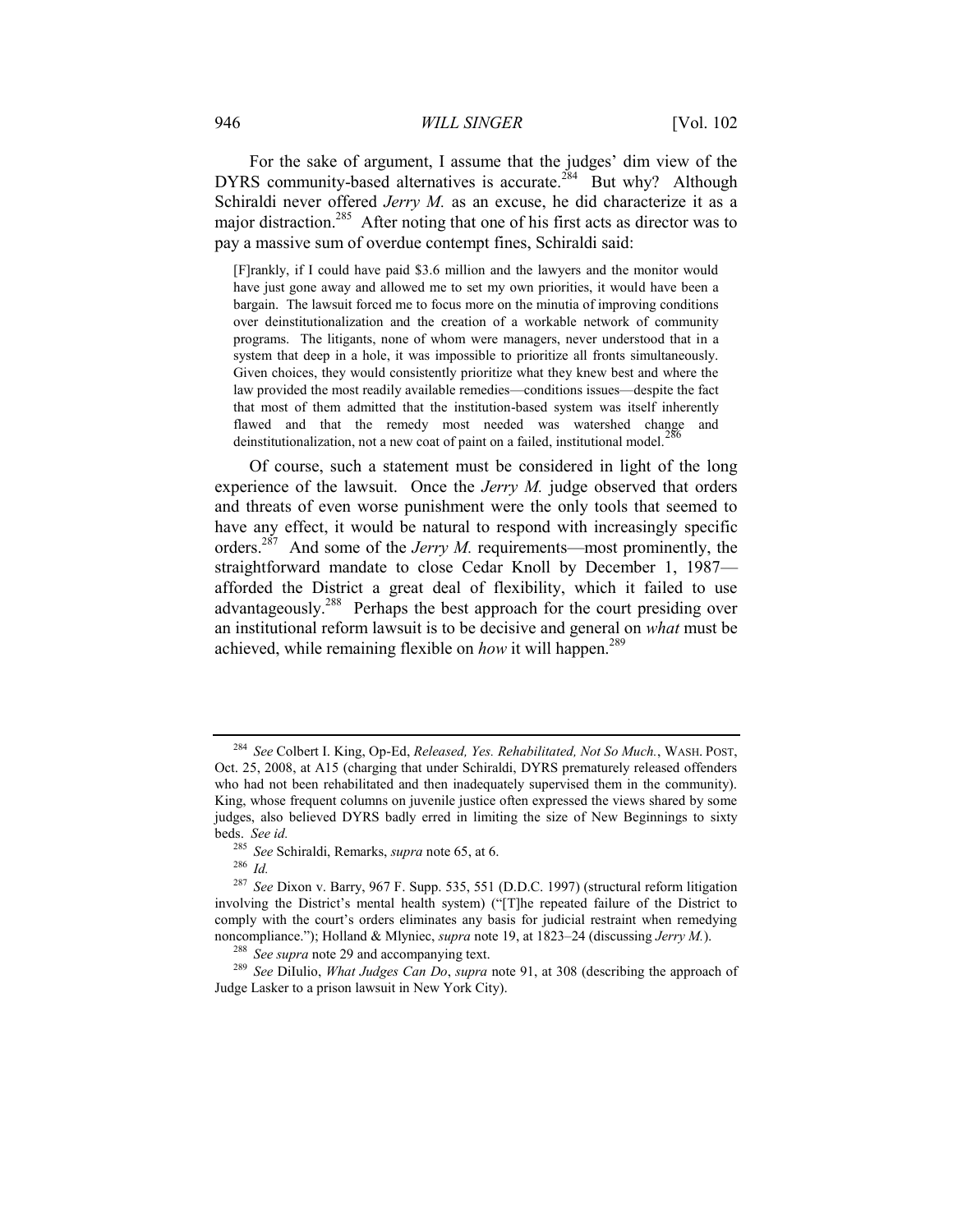For the sake of argument, I assume that the judges' dim view of the DYRS community-based alternatives is accurate.[284] But why? Although Schiraldi never offered *Jerry M.* as an excuse, he did characterize it as a major distraction.[285] After noting that one of his first acts as director was to pay a massive sum of overdue contempt fines, Schiraldi said:

> [F]rankly, if I could have paid $3.6 million and the lawyers and the monitor would have just gone away and allowed me to set my own priorities, it would have been a bargain. The lawsuit forced me to focus more on the minutia of improving conditions over deinstitutionalization and the creation of a workable network of community programs. The litigants, none of whom were managers, never understood that in a system that deep in a hole, it was impossible to prioritize all fronts simultaneously. Given choices, they would consistently prioritize what they knew best and where the law provided the most readily available remedies—conditions issues—despite the fact that most of them admitted that the institution-based system was itself inherently flawed and that the remedy most needed was watershed change and deinstitutionalization, not a new coat of paint on a failed, institutional model.[286]

Of course, such a statement must be considered in light of the long experience of the lawsuit. Once the *Jerry M.* judge observed that orders and threats of even worse punishment were the only tools that seemed to have any effect, it would be natural to respond with increasingly specific orders.[287] And some of the *Jerry M.* requirements—most prominently, the straightforward mandate to close Cedar Knoll by December 1, 1987—afforded the District a great deal of flexibility, which it failed to use advantageously.[288] Perhaps the best approach for the court presiding over an institutional reform lawsuit is to be decisive and general on *what* must be achieved, while remaining flexible on *how* it will happen.[289]

---

[284] *See* Colbert I. King, Op-Ed, *Released, Yes. Rehabilitated, Not So Much.*, WASH. POST, Oct. 25, 2008, at A15 (charging that under Schiraldi, DYRS prematurely released offenders who had not been rehabilitated and then inadequately supervised them in the community). King, whose frequent columns on juvenile justice often expressed the views shared by some judges, also believed DYRS badly erred in limiting the size of New Beginnings to sixty beds. *See id.*

[285] *See* Schiraldi, Remarks, *supra* note 65, at 6.

[286] *Id.*

[287] *See* Dixon v. Barry, 967 F. Supp. 535, 551 (D.D.C. 1997) (structural reform litigation involving the District's mental health system) ("[T]he repeated failure of the District to comply with the court's orders eliminates any basis for judicial restraint when remedying noncompliance."); Holland & Mlyniec, *supra* note 19, at 1823–24 (discussing *Jerry M.*).

[288] *See supra* note 29 and accompanying text.

[289] *See* DiIulio, *What Judges Can Do*, *supra* note 91, at 308 (describing the approach of Judge Lasker to a prison lawsuit in New York City).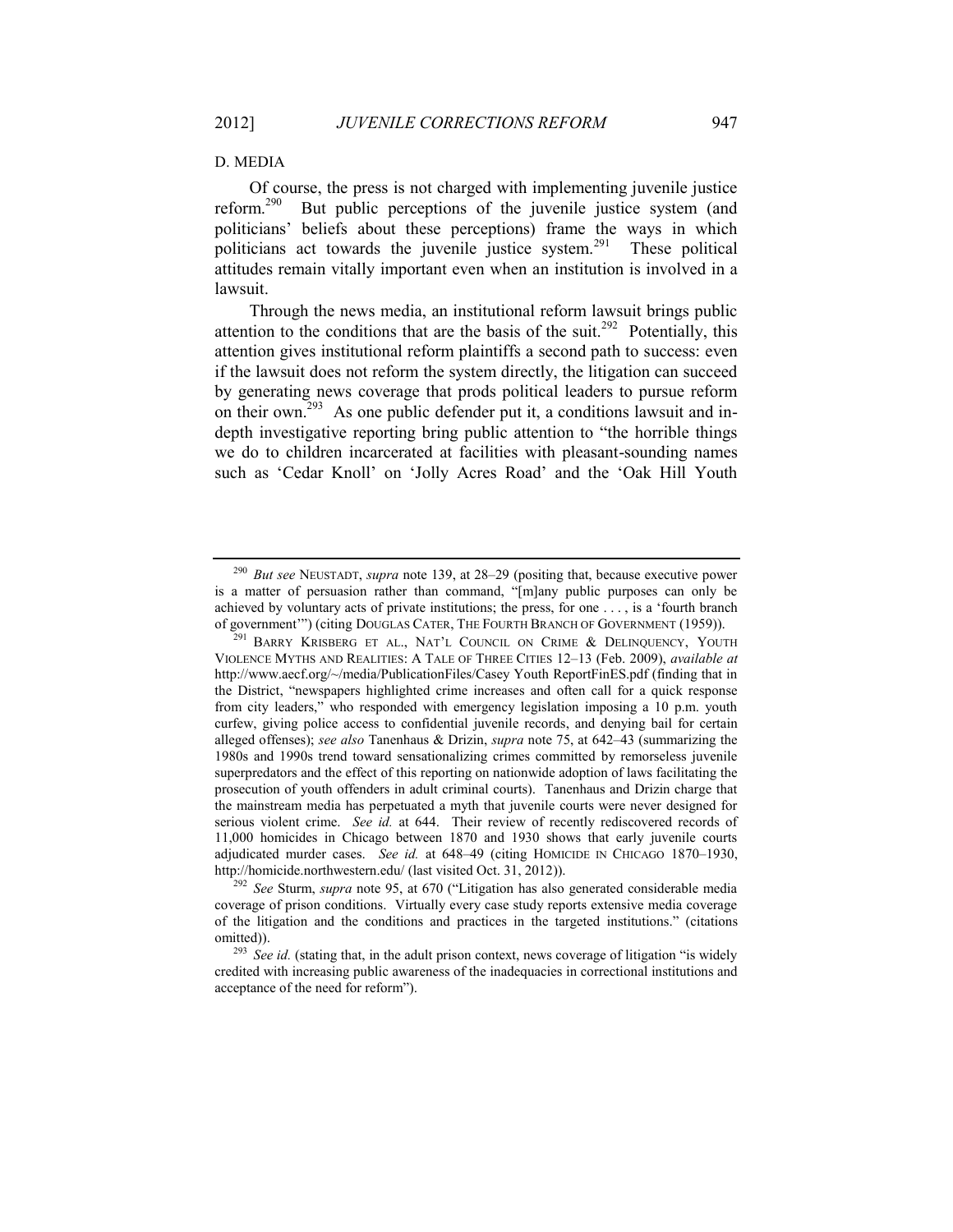## D. MEDIA

Of course, the press is not charged with implementing juvenile justice reform.[290] But public perceptions of the juvenile justice system (and politicians' beliefs about these perceptions) frame the ways in which politicians act towards the juvenile justice system.[291] These political attitudes remain vitally important even when an institution is involved in a lawsuit.

Through the news media, an institutional reform lawsuit brings public attention to the conditions that are the basis of the suit.[292] Potentially, this attention gives institutional reform plaintiffs a second path to success: even if the lawsuit does not reform the system directly, the litigation can succeed by generating news coverage that prods political leaders to pursue reform on their own.[293] As one public defender put it, a conditions lawsuit and in-depth investigative reporting bring public attention to "the horrible things we do to children incarcerated at facilities with pleasant-sounding names such as 'Cedar Knoll' on 'Jolly Acres Road' and the 'Oak Hill Youth

---

[290] *But see* NEUSTADT, *supra* note 139, at 28–29 (positing that, because executive power is a matter of persuasion rather than command, "[m]any public purposes can only be achieved by voluntary acts of private institutions; the press, for one . . . , is a 'fourth branch of government'") (citing DOUGLAS CATER, THE FOURTH BRANCH OF GOVERNMENT (1959)).

[291] BARRY KRISBERG ET AL., NAT'L COUNCIL ON CRIME & DELINQUENCY, YOUTH VIOLENCE MYTHS AND REALITIES: A TALE OF THREE CITIES 12–13 (Feb. 2009), *available at* http://www.aecf.org/~/media/PublicationFiles/Casey Youth ReportFinES.pdf (finding that in the District, "newspapers highlighted crime increases and often call for a quick response from city leaders," who responded with emergency legislation imposing a 10 p.m. youth curfew, giving police access to confidential juvenile records, and denying bail for certain alleged offenses); *see also* Tanenhaus & Drizin, *supra* note 75, at 642–43 (summarizing the 1980s and 1990s trend toward sensationalizing crimes committed by remorseless juvenile superpredators and the effect of this reporting on nationwide adoption of laws facilitating the prosecution of youth offenders in adult criminal courts). Tanenhaus and Drizin charge that the mainstream media has perpetuated a myth that juvenile courts were never designed for serious violent crime. *See id.* at 644. Their review of recently rediscovered records of 11,000 homicides in Chicago between 1870 and 1930 shows that early juvenile courts adjudicated murder cases. *See id.* at 648–49 (citing HOMICIDE IN CHICAGO 1870–1930, http://homicide.northwestern.edu/ (last visited Oct. 31, 2012)).

[292] *See* Sturm, *supra* note 95, at 670 ("Litigation has also generated considerable media coverage of prison conditions. Virtually every case study reports extensive media coverage of the litigation and the conditions and practices in the targeted institutions." (citations omitted)).

[293] *See id.* (stating that, in the adult prison context, news coverage of litigation "is widely credited with increasing public awareness of the inadequacies in correctional institutions and acceptance of the need for reform").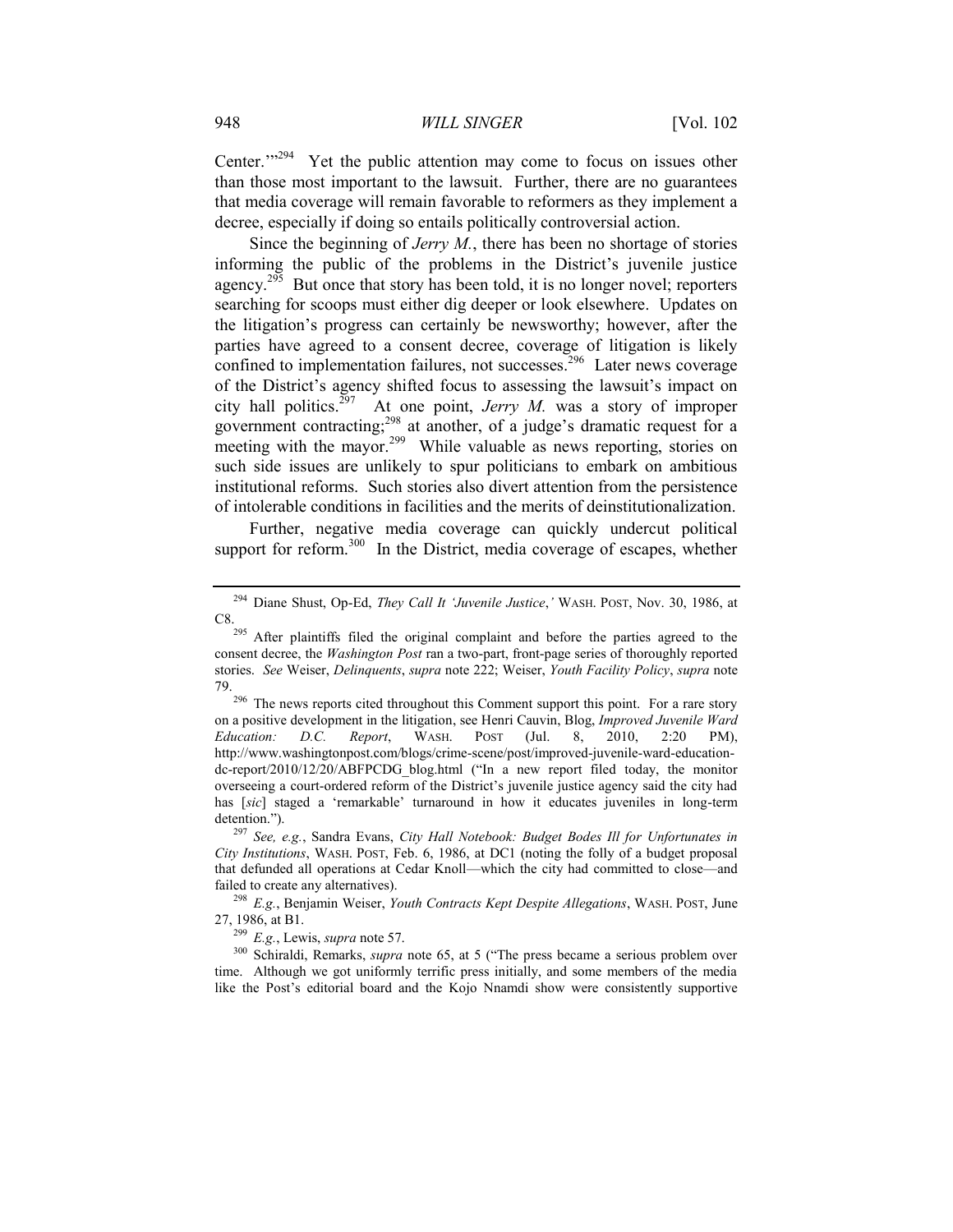Center.'"[294] Yet the public attention may come to focus on issues other than those most important to the lawsuit. Further, there are no guarantees that media coverage will remain favorable to reformers as they implement a decree, especially if doing so entails politically controversial action.

Since the beginning of *Jerry M.*, there has been no shortage of stories informing the public of the problems in the District's juvenile justice agency.[295] But once that story has been told, it is no longer novel; reporters searching for scoops must either dig deeper or look elsewhere. Updates on the litigation's progress can certainly be newsworthy; however, after the parties have agreed to a consent decree, coverage of litigation is likely confined to implementation failures, not successes.[296] Later news coverage of the District's agency shifted focus to assessing the lawsuit's impact on city hall politics.[297] At one point, *Jerry M.* was a story of improper government contracting;[298] at another, of a judge's dramatic request for a meeting with the mayor.[299] While valuable as news reporting, stories on such side issues are unlikely to spur politicians to embark on ambitious institutional reforms. Such stories also divert attention from the persistence of intolerable conditions in facilities and the merits of deinstitutionalization.

Further, negative media coverage can quickly undercut political support for reform.[300] In the District, media coverage of escapes, whether

---

[294] Diane Shust, Op-Ed, *They Call It 'Juvenile Justice*,*'* WASH. POST, Nov. 30, 1986, at C8.

[295] After plaintiffs filed the original complaint and before the parties agreed to the consent decree, the *Washington Post* ran a two-part, front-page series of thoroughly reported stories. *See* Weiser, *Delinquents*, *supra* note 222; Weiser, *Youth Facility Policy*, *supra* note 79.

[296] The news reports cited throughout this Comment support this point. For a rare story on a positive development in the litigation, see Henri Cauvin, Blog, *Improved Juvenile Ward Education: D.C. Report*, WASH. POST (Jul. 8, 2010, 2:20 PM), http://www.washingtonpost.com/blogs/crime-scene/post/improved-juvenile-ward-education-dc-report/2010/12/20/ABFPCDG_blog.html ("In a new report filed today, the monitor overseeing a court-ordered reform of the District's juvenile justice agency said the city had has [*sic*] staged a 'remarkable' turnaround in how it educates juveniles in long-term detention.").

[297] *See, e.g.*, Sandra Evans, *City Hall Notebook: Budget Bodes Ill for Unfortunates in City Institutions*, WASH. POST, Feb. 6, 1986, at DC1 (noting the folly of a budget proposal that defunded all operations at Cedar Knoll—which the city had committed to close—and failed to create any alternatives).

[298] *E.g.*, Benjamin Weiser, *Youth Contracts Kept Despite Allegations*, WASH. POST, June 27, 1986, at B1.

[299] *E.g.*, Lewis, *supra* note 57.

[300] Schiraldi, Remarks, *supra* note 65, at 5 ("The press became a serious problem over time. Although we got uniformly terrific press initially, and some members of the media like the Post's editorial board and the Kojo Nnamdi show were consistently supportive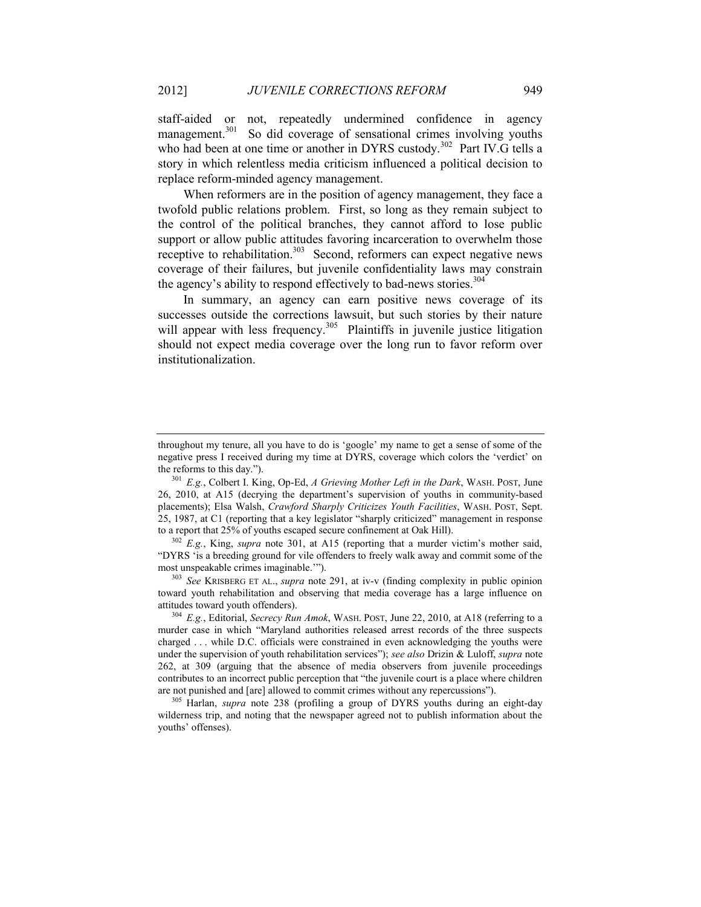staff-aided or not, repeatedly undermined confidence in agency management.[301] So did coverage of sensational crimes involving youths who had been at one time or another in DYRS custody.[302] Part IV.G tells a story in which relentless media criticism influenced a political decision to replace reform-minded agency management.

When reformers are in the position of agency management, they face a twofold public relations problem. First, so long as they remain subject to the control of the political branches, they cannot afford to lose public support or allow public attitudes favoring incarceration to overwhelm those receptive to rehabilitation.[303] Second, reformers can expect negative news coverage of their failures, but juvenile confidentiality laws may constrain the agency's ability to respond effectively to bad-news stories.[304]

In summary, an agency can earn positive news coverage of its successes outside the corrections lawsuit, but such stories by their nature will appear with less frequency.[305] Plaintiffs in juvenile justice litigation should not expect media coverage over the long run to favor reform over institutionalization.

---

throughout my tenure, all you have to do is 'google' my name to get a sense of some of the negative press I received during my time at DYRS, coverage which colors the 'verdict' on the reforms to this day.").

[301] *E.g.*, Colbert I. King, Op-Ed, *A Grieving Mother Left in the Dark*, WASH. POST, June 26, 2010, at A15 (decrying the department's supervision of youths in community-based placements); Elsa Walsh, *Crawford Sharply Criticizes Youth Facilities*, WASH. POST, Sept. 25, 1987, at C1 (reporting that a key legislator "sharply criticized" management in response to a report that 25% of youths escaped secure confinement at Oak Hill).

[302] *E.g.*, King, *supra* note 301, at A15 (reporting that a murder victim's mother said, "DYRS 'is a breeding ground for vile offenders to freely walk away and commit some of the most unspeakable crimes imaginable.'").

[303] *See* KRISBERG ET AL., *supra* note 291, at iv-v (finding complexity in public opinion toward youth rehabilitation and observing that media coverage has a large influence on attitudes toward youth offenders).

[304] *E.g.*, Editorial, *Secrecy Run Amok*, WASH. POST, June 22, 2010, at A18 (referring to a murder case in which "Maryland authorities released arrest records of the three suspects charged . . . while D.C. officials were constrained in even acknowledging the youths were under the supervision of youth rehabilitation services"); *see also* Drizin & Luloff, *supra* note 262, at 309 (arguing that the absence of media observers from juvenile proceedings contributes to an incorrect public perception that "the juvenile court is a place where children are not punished and [are] allowed to commit crimes without any repercussions").

[305] Harlan, *supra* note 238 (profiling a group of DYRS youths during an eight-day wilderness trip, and noting that the newspaper agreed not to publish information about the youths' offenses).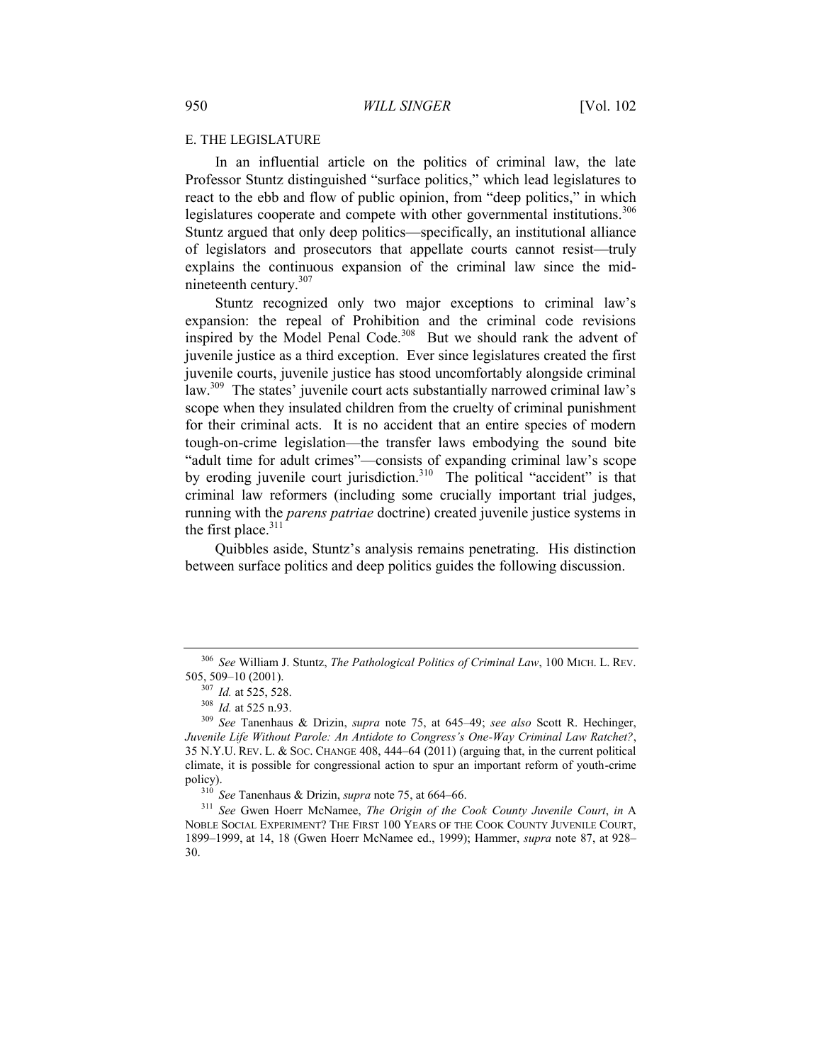### E. THE LEGISLATURE

In an influential article on the politics of criminal law, the late Professor Stuntz distinguished "surface politics," which lead legislatures to react to the ebb and flow of public opinion, from "deep politics," in which legislatures cooperate and compete with other governmental institutions.[306] Stuntz argued that only deep politics—specifically, an institutional alliance of legislators and prosecutors that appellate courts cannot resist—truly explains the continuous expansion of the criminal law since the mid-nineteenth century.[307]

Stuntz recognized only two major exceptions to criminal law's expansion: the repeal of Prohibition and the criminal code revisions inspired by the Model Penal Code.[308] But we should rank the advent of juvenile justice as a third exception. Ever since legislatures created the first juvenile courts, juvenile justice has stood uncomfortably alongside criminal law.[309] The states' juvenile court acts substantially narrowed criminal law's scope when they insulated children from the cruelty of criminal punishment for their criminal acts. It is no accident that an entire species of modern tough-on-crime legislation—the transfer laws embodying the sound bite "adult time for adult crimes"—consists of expanding criminal law's scope by eroding juvenile court jurisdiction.[310] The political "accident" is that criminal law reformers (including some crucially important trial judges, running with the *parens patriae* doctrine) created juvenile justice systems in the first place.[311]

Quibbles aside, Stuntz's analysis remains penetrating. His distinction between surface politics and deep politics guides the following discussion.

---

[306] *See* William J. Stuntz, *The Pathological Politics of Criminal Law*, 100 MICH. L. REV. 505, 509–10 (2001).

[307] *Id.* at 525, 528.

[308] *Id.* at 525 n.93.

[309] *See* Tanenhaus & Drizin, *supra* note 75, at 645–49; *see also* Scott R. Hechinger, *Juvenile Life Without Parole: An Antidote to Congress's One-Way Criminal Law Ratchet?*, 35 N.Y.U. REV. L. & SOC. CHANGE 408, 444–64 (2011) (arguing that, in the current political climate, it is possible for congressional action to spur an important reform of youth-crime policy).

[310] *See* Tanenhaus & Drizin, *supra* note 75, at 664–66.

[311] *See* Gwen Hoerr McNamee, *The Origin of the Cook County Juvenile Court*, *in* A NOBLE SOCIAL EXPERIMENT? THE FIRST 100 YEARS OF THE COOK COUNTY JUVENILE COURT, 1899–1999, at 14, 18 (Gwen Hoerr McNamee ed., 1999); Hammer, *supra* note 87, at 928–30.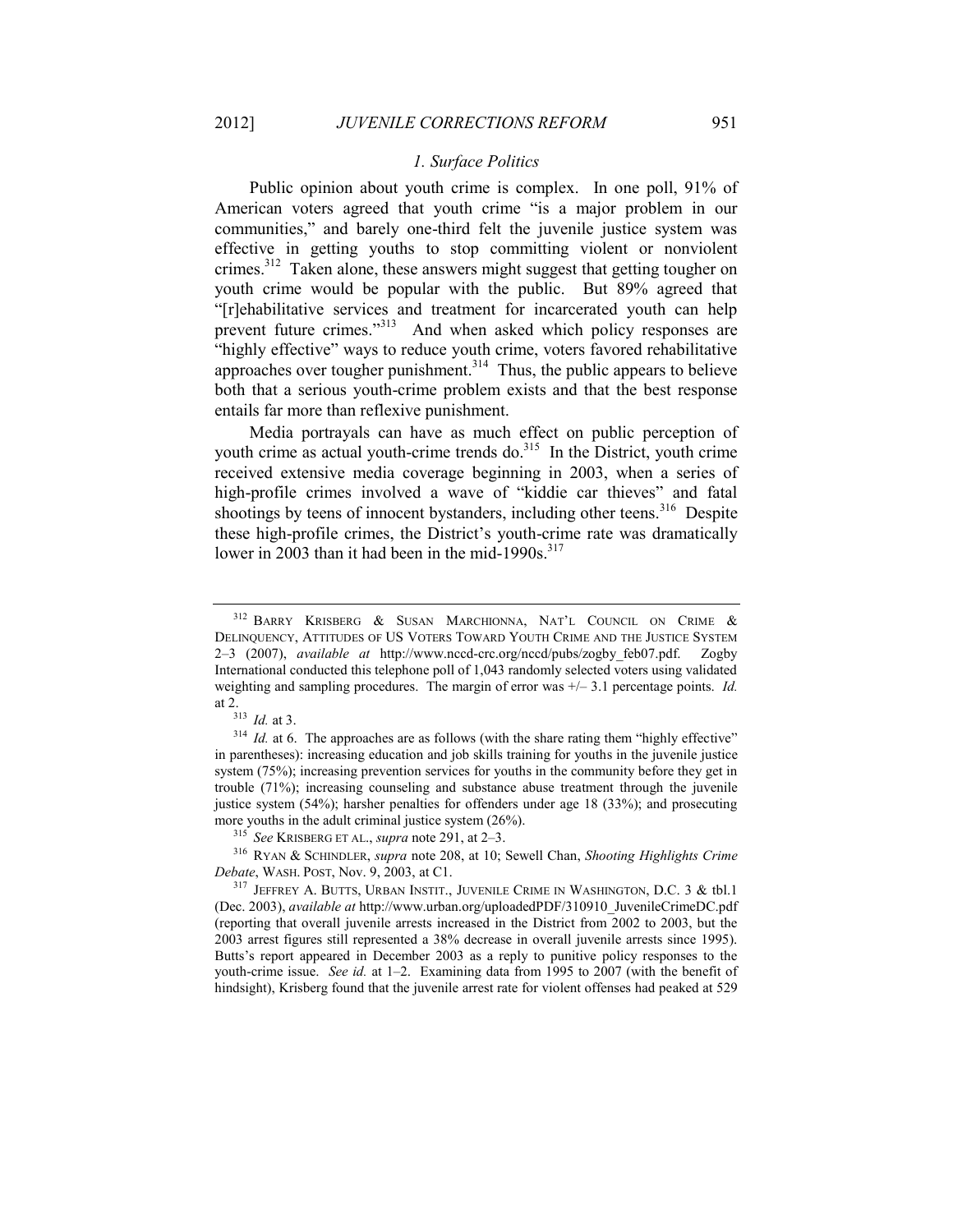### *1. Surface Politics*

Public opinion about youth crime is complex. In one poll, 91% of American voters agreed that youth crime "is a major problem in our communities," and barely one-third felt the juvenile justice system was effective in getting youths to stop committing violent or nonviolent crimes.[312] Taken alone, these answers might suggest that getting tougher on youth crime would be popular with the public. But 89% agreed that "[r]ehabilitative services and treatment for incarcerated youth can help prevent future crimes."[313] And when asked which policy responses are "highly effective" ways to reduce youth crime, voters favored rehabilitative approaches over tougher punishment.[314] Thus, the public appears to believe both that a serious youth-crime problem exists and that the best response entails far more than reflexive punishment.

Media portrayals can have as much effect on public perception of youth crime as actual youth-crime trends do.[315] In the District, youth crime received extensive media coverage beginning in 2003, when a series of high-profile crimes involved a wave of "kiddie car thieves" and fatal shootings by teens of innocent bystanders, including other teens.[316] Despite these high-profile crimes, the District's youth-crime rate was dramatically lower in 2003 than it had been in the mid-1990s.[317]

---

[312] BARRY KRISBERG & SUSAN MARCHIONNA, NAT'L COUNCIL ON CRIME & DELINQUENCY, ATTITUDES OF US VOTERS TOWARD YOUTH CRIME AND THE JUSTICE SYSTEM 2–3 (2007), *available at* http://www.nccd-crc.org/nccd/pubs/zogby_feb07.pdf. Zogby International conducted this telephone poll of 1,043 randomly selected voters using validated weighting and sampling procedures. The margin of error was +/– 3.1 percentage points. *Id.* at 2.

[313] *Id.* at 3.

[314] *Id.* at 6. The approaches are as follows (with the share rating them "highly effective" in parentheses): increasing education and job skills training for youths in the juvenile justice system (75%); increasing prevention services for youths in the community before they get in trouble (71%); increasing counseling and substance abuse treatment through the juvenile justice system (54%); harsher penalties for offenders under age 18 (33%); and prosecuting more youths in the adult criminal justice system (26%).

[315] *See* KRISBERG ET AL., *supra* note 291, at 2–3.

[316] RYAN & SCHINDLER, *supra* note 208, at 10; Sewell Chan, *Shooting Highlights Crime Debate*, WASH. POST, Nov. 9, 2003, at C1.

[317] JEFFREY A. BUTTS, URBAN INSTIT., JUVENILE CRIME IN WASHINGTON, D.C. 3 & tbl.1 (Dec. 2003), *available at* http://www.urban.org/uploadedPDF/310910_JuvenileCrimeDC.pdf (reporting that overall juvenile arrests increased in the District from 2002 to 2003, but the 2003 arrest figures still represented a 38% decrease in overall juvenile arrests since 1995). Butts's report appeared in December 2003 as a reply to punitive policy responses to the youth-crime issue. *See id.* at 1–2. Examining data from 1995 to 2007 (with the benefit of hindsight), Krisberg found that the juvenile arrest rate for violent offenses had peaked at 529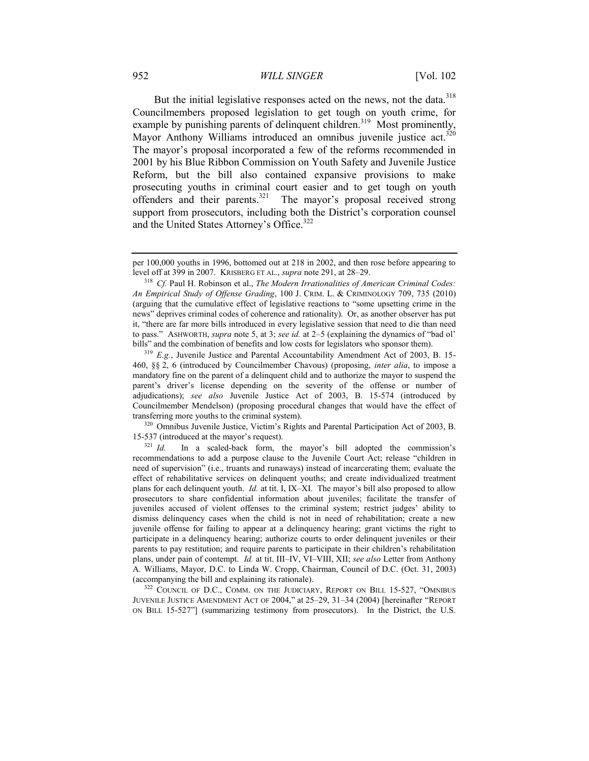But the initial legislative responses acted on the news, not the data.[318] Councilmembers proposed legislation to get tough on youth crime, for example by punishing parents of delinquent children.[319] Most prominently, Mayor Anthony Williams introduced an omnibus juvenile justice act.[320] The mayor's proposal incorporated a few of the reforms recommended in 2001 by his Blue Ribbon Commission on Youth Safety and Juvenile Justice Reform, but the bill also contained expansive provisions to make prosecuting youths in criminal court easier and to get tough on youth offenders and their parents.[321] The mayor's proposal received strong support from prosecutors, including both the District's corporation counsel and the United States Attorney's Office.[322]

---

per 100,000 youths in 1996, bottomed out at 218 in 2002, and then rose before appearing to level off at 399 in 2007. KRISBERG ET AL., *supra* note 291, at 28–29.

[318] *Cf.* Paul H. Robinson et al., *The Modern Irrationalities of American Criminal Codes: An Empirical Study of Offense Grading*, 100 J. CRIM. L. & CRIMINOLOGY 709, 735 (2010) (arguing that the cumulative effect of legislative reactions to "some upsetting crime in the news" deprives criminal codes of coherence and rationality). Or, as another observer has put it, "there are far more bills introduced in every legislative session that need to die than need to pass." ASHWORTH, *supra* note 5, at 3; *see id.* at 2–5 (explaining the dynamics of "bad ol' bills" and the combination of benefits and low costs for legislators who sponsor them).

[319] *E.g.*, Juvenile Justice and Parental Accountability Amendment Act of 2003, B. 15-460, §§ 2, 6 (introduced by Councilmember Chavous) (proposing, *inter alia*, to impose a mandatory fine on the parent of a delinquent child and to authorize the mayor to suspend the parent's driver's license depending on the severity of the offense or number of adjudications); *see also* Juvenile Justice Act of 2003, B. 15-574 (introduced by Councilmember Mendelson) (proposing procedural changes that would have the effect of transferring more youths to the criminal system).

[320] Omnibus Juvenile Justice, Victim's Rights and Parental Participation Act of 2003, B. 15-537 (introduced at the mayor's request).

[321] *Id.* In a scaled-back form, the mayor's bill adopted the commission's recommendations to add a purpose clause to the Juvenile Court Act; release "children in need of supervision" (i.e., truants and runaways) instead of incarcerating them; evaluate the effect of rehabilitative services on delinquent youths; and create individualized treatment plans for each delinquent youth. *Id.* at tit. I, IX–XI. The mayor's bill also proposed to allow prosecutors to share confidential information about juveniles; facilitate the transfer of juveniles accused of violent offenses to the criminal system; restrict judges' ability to dismiss delinquency cases when the child is not in need of rehabilitation; create a new juvenile offense for failing to appear at a delinquency hearing; grant victims the right to participate in a delinquency hearing; authorize courts to order delinquent juveniles or their parents to pay restitution; and require parents to participate in their children's rehabilitation plans, under pain of contempt. *Id.* at tit. III–IV, VI–VIII, XII; *see also* Letter from Anthony A. Williams, Mayor, D.C. to Linda W. Cropp, Chairman, Council of D.C. (Oct. 31, 2003) (accompanying the bill and explaining its rationale).

[322] COUNCIL OF D.C., COMM. ON THE JUDICIARY, REPORT ON BILL 15-527, "OMNIBUS JUVENILE JUSTICE AMENDMENT ACT OF 2004," at 25–29, 31–34 (2004) [hereinafter "REPORT ON BILL 15-527"] (summarizing testimony from prosecutors). In the District, the U.S.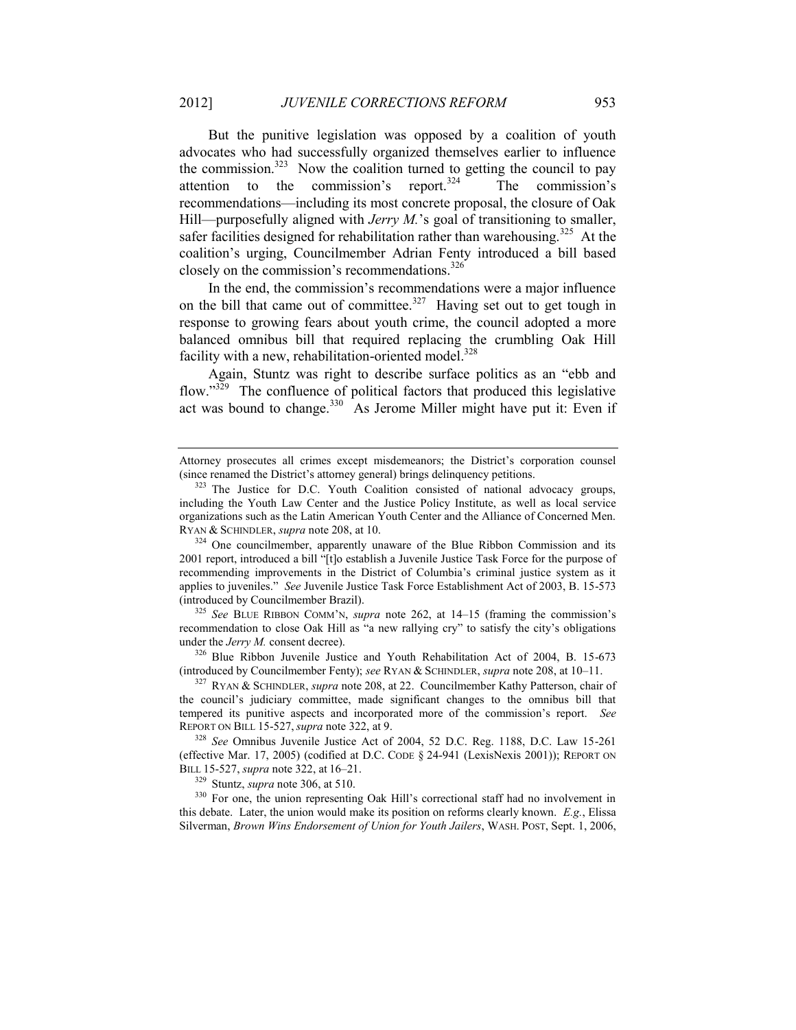But the punitive legislation was opposed by a coalition of youth advocates who had successfully organized themselves earlier to influence the commission.[323] Now the coalition turned to getting the council to pay attention to the commission's report.[324] The commission's recommendations—including its most concrete proposal, the closure of Oak Hill—purposefully aligned with *Jerry M.*'s goal of transitioning to smaller, safer facilities designed for rehabilitation rather than warehousing.[325] At the coalition's urging, Councilmember Adrian Fenty introduced a bill based closely on the commission's recommendations.[326]

In the end, the commission's recommendations were a major influence on the bill that came out of committee.[327] Having set out to get tough in response to growing fears about youth crime, the council adopted a more balanced omnibus bill that required replacing the crumbling Oak Hill facility with a new, rehabilitation-oriented model.[328]

Again, Stuntz was right to describe surface politics as an "ebb and flow."[329] The confluence of political factors that produced this legislative act was bound to change.[330] As Jerome Miller might have put it: Even if

---

Attorney prosecutes all crimes except misdemeanors; the District's corporation counsel (since renamed the District's attorney general) brings delinquency petitions.

[323] The Justice for D.C. Youth Coalition consisted of national advocacy groups, including the Youth Law Center and the Justice Policy Institute, as well as local service organizations such as the Latin American Youth Center and the Alliance of Concerned Men. RYAN & SCHINDLER, *supra* note 208, at 10.

[324] One councilmember, apparently unaware of the Blue Ribbon Commission and its 2001 report, introduced a bill "[t]o establish a Juvenile Justice Task Force for the purpose of recommending improvements in the District of Columbia's criminal justice system as it applies to juveniles." *See* Juvenile Justice Task Force Establishment Act of 2003, B. 15-573 (introduced by Councilmember Brazil).

[325] *See* BLUE RIBBON COMM'N, *supra* note 262, at 14–15 (framing the commission's recommendation to close Oak Hill as "a new rallying cry" to satisfy the city's obligations under the *Jerry M.* consent decree).

[326] Blue Ribbon Juvenile Justice and Youth Rehabilitation Act of 2004, B. 15-673 (introduced by Councilmember Fenty); *see* RYAN & SCHINDLER, *supra* note 208, at 10–11.

[327] RYAN & SCHINDLER, *supra* note 208, at 22. Councilmember Kathy Patterson, chair of the council's judiciary committee, made significant changes to the omnibus bill that tempered its punitive aspects and incorporated more of the commission's report. *See* REPORT ON BILL 15-527, *supra* note 322, at 9.

[328] *See* Omnibus Juvenile Justice Act of 2004, 52 D.C. Reg. 1188, D.C. Law 15-261 (effective Mar. 17, 2005) (codified at D.C. CODE § 24-941 (LexisNexis 2001)); REPORT ON BILL 15-527, *supra* note 322, at 16–21.

[329] Stuntz, *supra* note 306, at 510.

[330] For one, the union representing Oak Hill's correctional staff had no involvement in this debate. Later, the union would make its position on reforms clearly known. *E.g.*, Elissa Silverman, *Brown Wins Endorsement of Union for Youth Jailers*, WASH. POST, Sept. 1, 2006,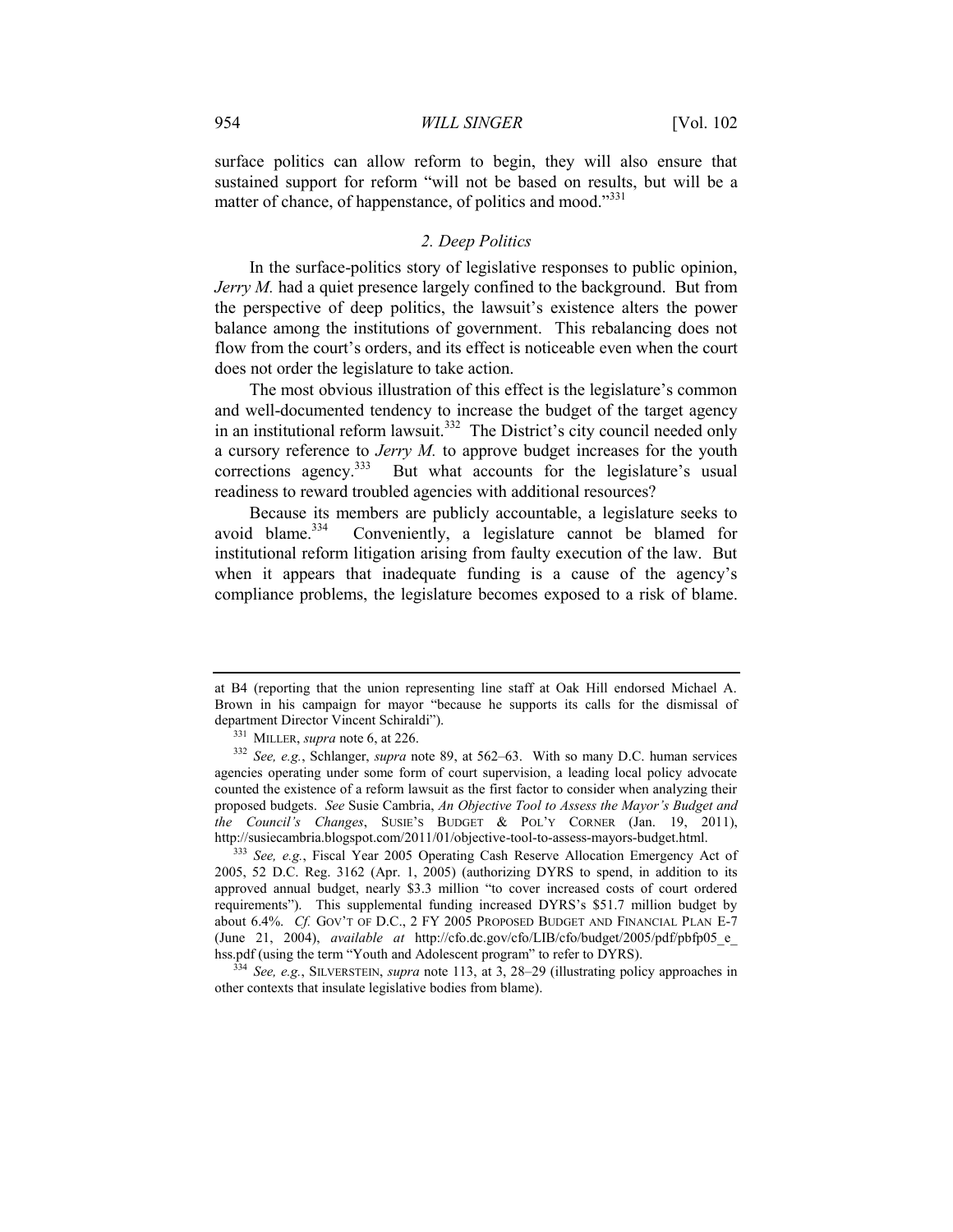surface politics can allow reform to begin, they will also ensure that sustained support for reform "will not be based on results, but will be a matter of chance, of happenstance, of politics and mood."[331]

### *2. Deep Politics*

In the surface-politics story of legislative responses to public opinion, *Jerry M.* had a quiet presence largely confined to the background. But from the perspective of deep politics, the lawsuit's existence alters the power balance among the institutions of government. This rebalancing does not flow from the court's orders, and its effect is noticeable even when the court does not order the legislature to take action.

The most obvious illustration of this effect is the legislature's common and well-documented tendency to increase the budget of the target agency in an institutional reform lawsuit.[332] The District's city council needed only a cursory reference to *Jerry M.* to approve budget increases for the youth corrections agency.[333] But what accounts for the legislature's usual readiness to reward troubled agencies with additional resources?

Because its members are publicly accountable, a legislature seeks to avoid blame.[334] Conveniently, a legislature cannot be blamed for institutional reform litigation arising from faulty execution of the law. But when it appears that inadequate funding is a cause of the agency's compliance problems, the legislature becomes exposed to a risk of blame.

---

at B4 (reporting that the union representing line staff at Oak Hill endorsed Michael A. Brown in his campaign for mayor "because he supports its calls for the dismissal of department Director Vincent Schiraldi").

[331] MILLER, *supra* note 6, at 226.

[332] *See, e.g.*, Schlanger, *supra* note 89, at 562–63. With so many D.C. human services agencies operating under some form of court supervision, a leading local policy advocate counted the existence of a reform lawsuit as the first factor to consider when analyzing their proposed budgets. *See* Susie Cambria, *An Objective Tool to Assess the Mayor's Budget and the Council's Changes*, SUSIE'S BUDGET & POL'Y CORNER (Jan. 19, 2011), http://susiecambria.blogspot.com/2011/01/objective-tool-to-assess-mayors-budget.html.

[333] *See, e.g.*, Fiscal Year 2005 Operating Cash Reserve Allocation Emergency Act of 2005, 52 D.C. Reg. 3162 (Apr. 1, 2005) (authorizing DYRS to spend, in addition to its approved annual budget, nearly $3.3 million "to cover increased costs of court ordered requirements"). This supplemental funding increased DYRS's $51.7 million budget by about 6.4%. *Cf.* GOV'T OF D.C., 2 FY 2005 PROPOSED BUDGET AND FINANCIAL PLAN E-7 (June 21, 2004), *available at* http://cfo.dc.gov/cfo/LIB/cfo/budget/2005/pdf/pbfp05_e_hss.pdf (using the term "Youth and Adolescent program" to refer to DYRS).

[334] *See, e.g.*, SILVERSTEIN, *supra* note 113, at 3, 28–29 (illustrating policy approaches in other contexts that insulate legislative bodies from blame).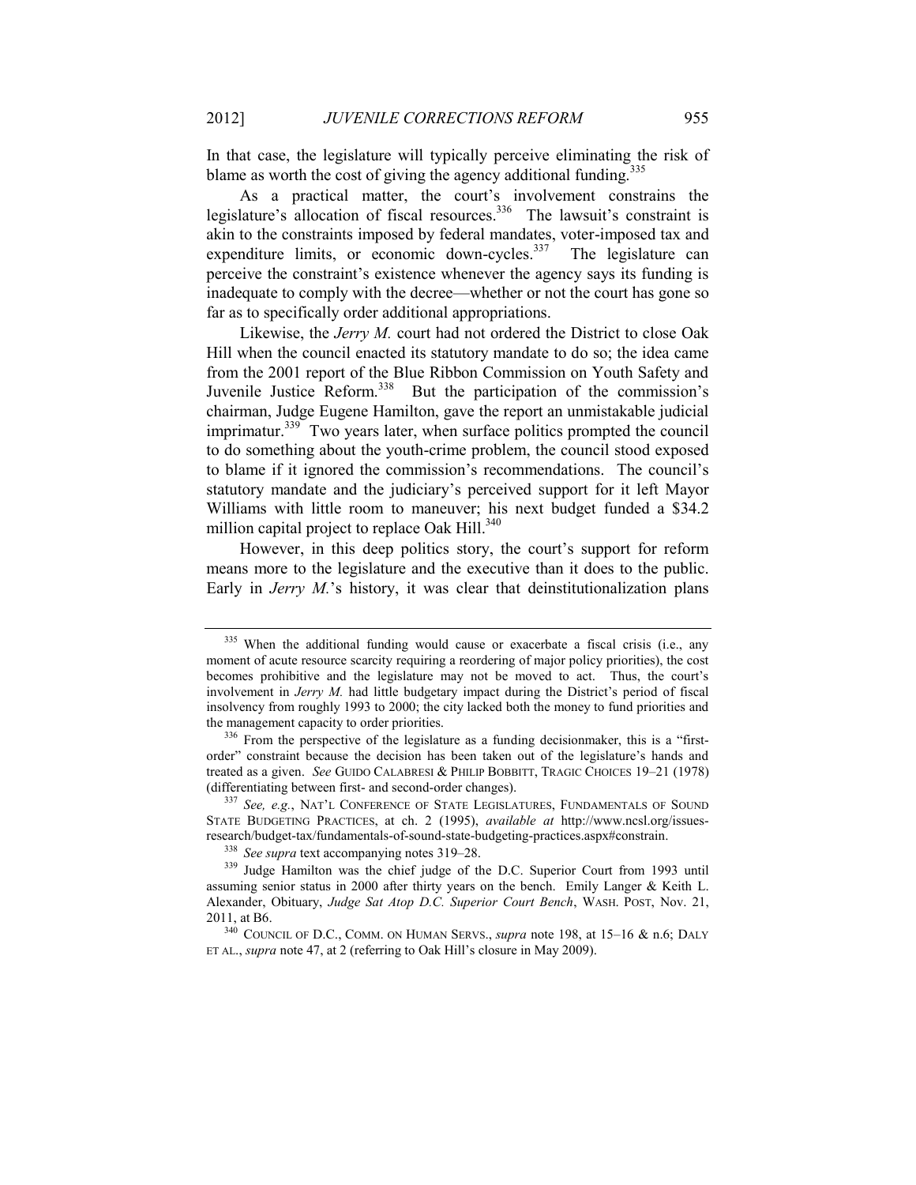In that case, the legislature will typically perceive eliminating the risk of blame as worth the cost of giving the agency additional funding.[335]

As a practical matter, the court's involvement constrains the legislature's allocation of fiscal resources.[336] The lawsuit's constraint is akin to the constraints imposed by federal mandates, voter-imposed tax and expenditure limits, or economic down-cycles.[337] The legislature can perceive the constraint's existence whenever the agency says its funding is inadequate to comply with the decree—whether or not the court has gone so far as to specifically order additional appropriations.

Likewise, the *Jerry M.* court had not ordered the District to close Oak Hill when the council enacted its statutory mandate to do so; the idea came from the 2001 report of the Blue Ribbon Commission on Youth Safety and Juvenile Justice Reform.[338] But the participation of the commission's chairman, Judge Eugene Hamilton, gave the report an unmistakable judicial imprimatur.[339] Two years later, when surface politics prompted the council to do something about the youth-crime problem, the council stood exposed to blame if it ignored the commission's recommendations. The council's statutory mandate and the judiciary's perceived support for it left Mayor Williams with little room to maneuver; his next budget funded a $34.2 million capital project to replace Oak Hill.[340]

However, in this deep politics story, the court's support for reform means more to the legislature and the executive than it does to the public. Early in *Jerry M.*'s history, it was clear that deinstitutionalization plans

---

[335] When the additional funding would cause or exacerbate a fiscal crisis (i.e., any moment of acute resource scarcity requiring a reordering of major policy priorities), the cost becomes prohibitive and the legislature may not be moved to act. Thus, the court's involvement in *Jerry M.* had little budgetary impact during the District's period of fiscal insolvency from roughly 1993 to 2000; the city lacked both the money to fund priorities and the management capacity to order priorities.

[336] From the perspective of the legislature as a funding decisionmaker, this is a "first-order" constraint because the decision has been taken out of the legislature's hands and treated as a given. *See* GUIDO CALABRESI & PHILIP BOBBITT, TRAGIC CHOICES 19–21 (1978) (differentiating between first- and second-order changes).

[337] *See, e.g.*, NAT'L CONFERENCE OF STATE LEGISLATURES, FUNDAMENTALS OF SOUND STATE BUDGETING PRACTICES, at ch. 2 (1995), *available at* http://www.ncsl.org/issues-research/budget-tax/fundamentals-of-sound-state-budgeting-practices.aspx#constrain.

[338] *See supra* text accompanying notes 319–28.

[339] Judge Hamilton was the chief judge of the D.C. Superior Court from 1993 until assuming senior status in 2000 after thirty years on the bench. Emily Langer & Keith L. Alexander, Obituary, *Judge Sat Atop D.C. Superior Court Bench*, WASH. POST, Nov. 21, 2011, at B6.

[340] COUNCIL OF D.C., COMM. ON HUMAN SERVS., *supra* note 198, at 15–16 & n.6; DALY ET AL., *supra* note 47, at 2 (referring to Oak Hill's closure in May 2009).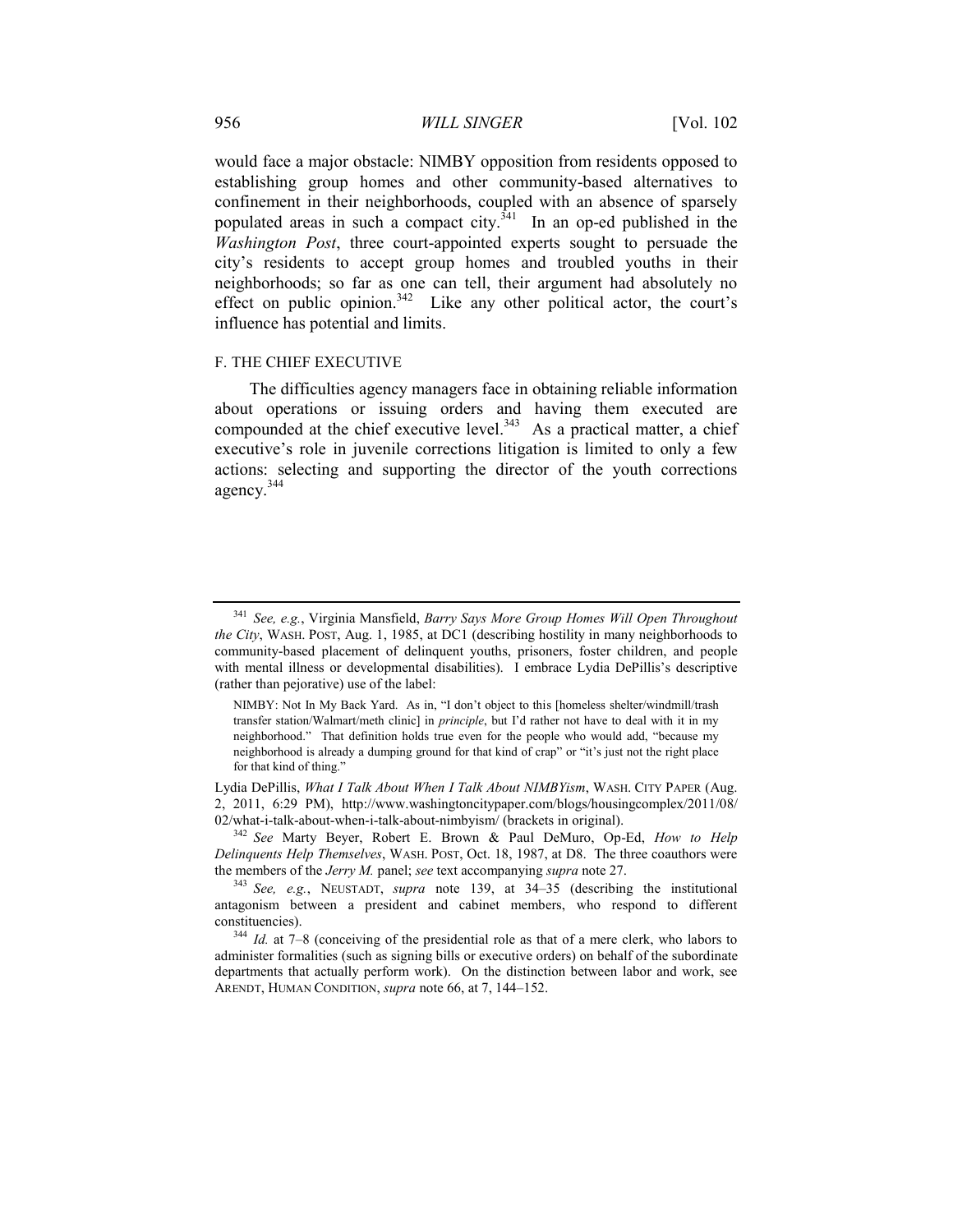would face a major obstacle: NIMBY opposition from residents opposed to establishing group homes and other community-based alternatives to confinement in their neighborhoods, coupled with an absence of sparsely populated areas in such a compact city.[341] In an op-ed published in the *Washington Post*, three court-appointed experts sought to persuade the city's residents to accept group homes and troubled youths in their neighborhoods; so far as one can tell, their argument had absolutely no effect on public opinion.[342] Like any other political actor, the court's influence has potential and limits.

### F. THE CHIEF EXECUTIVE

The difficulties agency managers face in obtaining reliable information about operations or issuing orders and having them executed are compounded at the chief executive level.[343] As a practical matter, a chief executive's role in juvenile corrections litigation is limited to only a few actions: selecting and supporting the director of the youth corrections agency.[344]

---

[341] *See, e.g.*, Virginia Mansfield, *Barry Says More Group Homes Will Open Throughout the City*, WASH. POST, Aug. 1, 1985, at DC1 (describing hostility in many neighborhoods to community-based placement of delinquent youths, prisoners, foster children, and people with mental illness or developmental disabilities). I embrace Lydia DePillis's descriptive (rather than pejorative) use of the label:

> NIMBY: Not In My Back Yard. As in, "I don't object to this [homeless shelter/windmill/trash transfer station/Walmart/meth clinic] in *principle*, but I'd rather not have to deal with it in my neighborhood." That definition holds true even for the people who would add, "because my neighborhood is already a dumping ground for that kind of crap" or "it's just not the right place for that kind of thing."

Lydia DePillis, *What I Talk About When I Talk About NIMBYism*, WASH. CITY PAPER (Aug. 2, 2011, 6:29 PM), http://www.washingtoncitypaper.com/blogs/housingcomplex/2011/08/02/what-i-talk-about-when-i-talk-about-nimbyism/ (brackets in original).

[342] *See* Marty Beyer, Robert E. Brown & Paul DeMuro, Op-Ed, *How to Help Delinquents Help Themselves*, WASH. POST, Oct. 18, 1987, at D8. The three coauthors were the members of the *Jerry M.* panel; *see* text accompanying *supra* note 27.

[343] *See, e.g.*, NEUSTADT, *supra* note 139, at 34–35 (describing the institutional antagonism between a president and cabinet members, who respond to different constituencies).

[344] *Id.* at 7–8 (conceiving of the presidential role as that of a mere clerk, who labors to administer formalities (such as signing bills or executive orders) on behalf of the subordinate departments that actually perform work). On the distinction between labor and work, see ARENDT, HUMAN CONDITION, *supra* note 66, at 7, 144–152.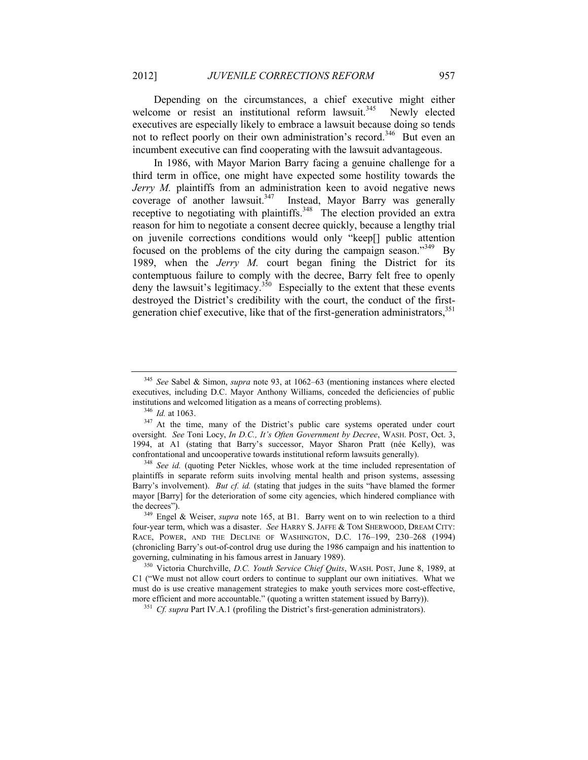Depending on the circumstances, a chief executive might either welcome or resist an institutional reform lawsuit.[345] Newly elected executives are especially likely to embrace a lawsuit because doing so tends not to reflect poorly on their own administration's record.[346] But even an incumbent executive can find cooperating with the lawsuit advantageous.

In 1986, with Mayor Marion Barry facing a genuine challenge for a third term in office, one might have expected some hostility towards the *Jerry M.* plaintiffs from an administration keen to avoid negative news coverage of another lawsuit.[347] Instead, Mayor Barry was generally receptive to negotiating with plaintiffs.[348] The election provided an extra reason for him to negotiate a consent decree quickly, because a lengthy trial on juvenile corrections conditions would only "keep[] public attention focused on the problems of the city during the campaign season."[349] By 1989, when the *Jerry M.* court began fining the District for its contemptuous failure to comply with the decree, Barry felt free to openly deny the lawsuit's legitimacy.[350] Especially to the extent that these events destroyed the District's credibility with the court, the conduct of the first-generation chief executive, like that of the first-generation administrators,[351]

---

[345] *See* Sabel & Simon, *supra* note 93, at 1062–63 (mentioning instances where elected executives, including D.C. Mayor Anthony Williams, conceded the deficiencies of public institutions and welcomed litigation as a means of correcting problems).

[346] *Id.* at 1063.

[347] At the time, many of the District's public care systems operated under court oversight. *See* Toni Locy, *In D.C., It's Often Government by Decree*, WASH. POST, Oct. 3, 1994, at A1 (stating that Barry's successor, Mayor Sharon Pratt (née Kelly), was confrontational and uncooperative towards institutional reform lawsuits generally).

[348] *See id.* (quoting Peter Nickles, whose work at the time included representation of plaintiffs in separate reform suits involving mental health and prison systems, assessing Barry's involvement). *But cf. id.* (stating that judges in the suits "have blamed the former mayor [Barry] for the deterioration of some city agencies, which hindered compliance with the decrees").

[349] Engel & Weiser, *supra* note 165, at B1. Barry went on to win reelection to a third four-year term, which was a disaster. *See* HARRY S. JAFFE & TOM SHERWOOD, DREAM CITY: RACE, POWER, AND THE DECLINE OF WASHINGTON, D.C. 176–199, 230–268 (1994) (chronicling Barry's out-of-control drug use during the 1986 campaign and his inattention to governing, culminating in his famous arrest in January 1989).

[350] Victoria Churchville, *D.C. Youth Service Chief Quits*, WASH. POST, June 8, 1989, at C1 ("We must not allow court orders to continue to supplant our own initiatives. What we must do is use creative management strategies to make youth services more cost-effective, more efficient and more accountable." (quoting a written statement issued by Barry)).

[351] *Cf. supra* Part IV.A.1 (profiling the District's first-generation administrators).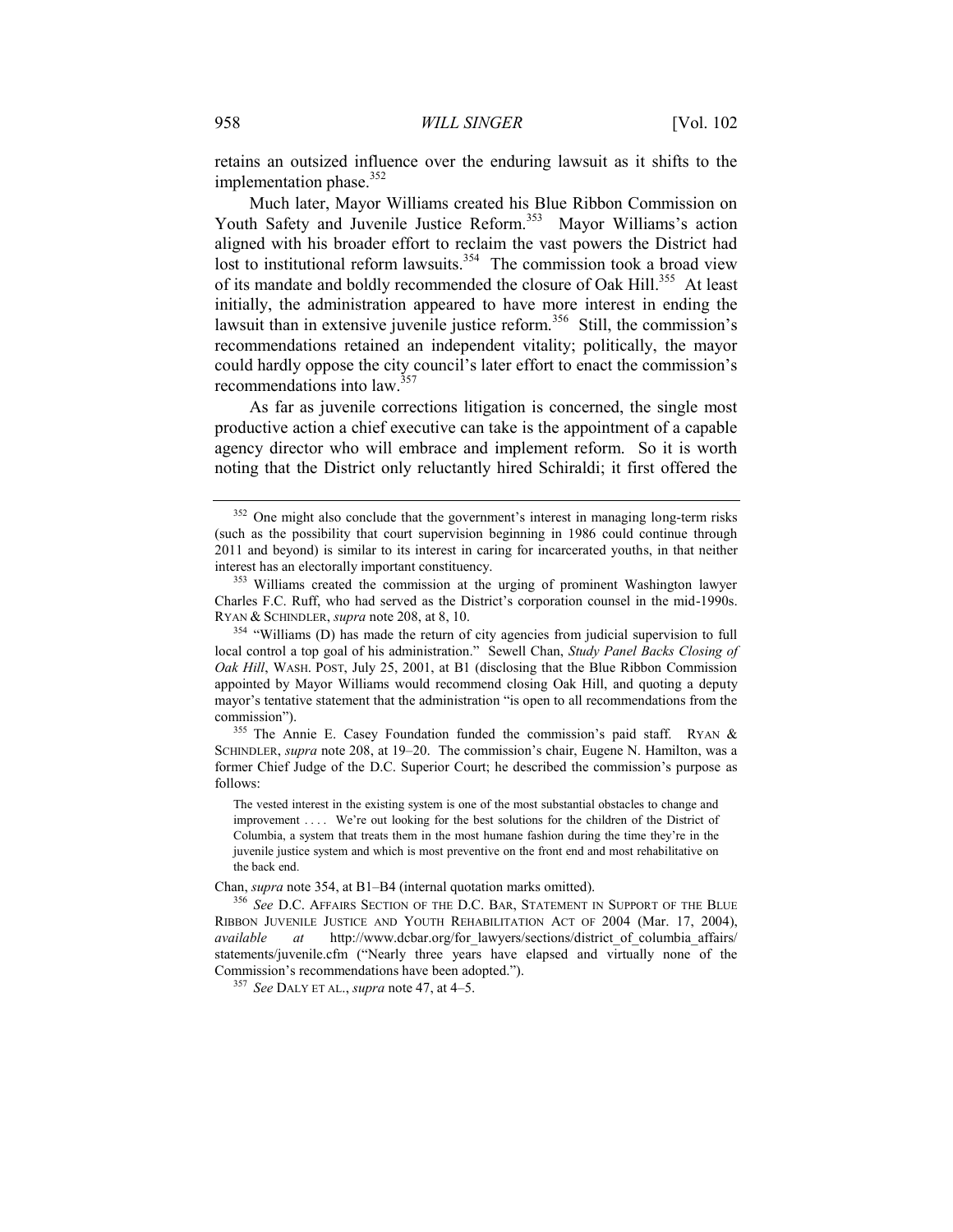retains an outsized influence over the enduring lawsuit as it shifts to the implementation phase.[352]

Much later, Mayor Williams created his Blue Ribbon Commission on Youth Safety and Juvenile Justice Reform.[353] Mayor Williams's action aligned with his broader effort to reclaim the vast powers the District had lost to institutional reform lawsuits.[354] The commission took a broad view of its mandate and boldly recommended the closure of Oak Hill.[355] At least initially, the administration appeared to have more interest in ending the lawsuit than in extensive juvenile justice reform.[356] Still, the commission's recommendations retained an independent vitality; politically, the mayor could hardly oppose the city council's later effort to enact the commission's recommendations into law.[357]

As far as juvenile corrections litigation is concerned, the single most productive action a chief executive can take is the appointment of a capable agency director who will embrace and implement reform. So it is worth noting that the District only reluctantly hired Schiraldi; it first offered the

---

[352] One might also conclude that the government's interest in managing long-term risks (such as the possibility that court supervision beginning in 1986 could continue through 2011 and beyond) is similar to its interest in caring for incarcerated youths, in that neither interest has an electorally important constituency.

[353] Williams created the commission at the urging of prominent Washington lawyer Charles F.C. Ruff, who had served as the District's corporation counsel in the mid-1990s. RYAN & SCHINDLER, *supra* note 208, at 8, 10.

[354] "Williams (D) has made the return of city agencies from judicial supervision to full local control a top goal of his administration." Sewell Chan, *Study Panel Backs Closing of Oak Hill*, WASH. POST, July 25, 2001, at B1 (disclosing that the Blue Ribbon Commission appointed by Mayor Williams would recommend closing Oak Hill, and quoting a deputy mayor's tentative statement that the administration "is open to all recommendations from the commission").

[355] The Annie E. Casey Foundation funded the commission's paid staff. RYAN & SCHINDLER, *supra* note 208, at 19–20. The commission's chair, Eugene N. Hamilton, was a former Chief Judge of the D.C. Superior Court; he described the commission's purpose as follows:

> The vested interest in the existing system is one of the most substantial obstacles to change and improvement . . . . We're out looking for the best solutions for the children of the District of Columbia, a system that treats them in the most humane fashion during the time they're in the juvenile justice system and which is most preventive on the front end and most rehabilitative on the back end.

Chan, *supra* note 354, at B1–B4 (internal quotation marks omitted).

[356] *See* D.C. AFFAIRS SECTION OF THE D.C. BAR, STATEMENT IN SUPPORT OF THE BLUE RIBBON JUVENILE JUSTICE AND YOUTH REHABILITATION ACT OF 2004 (Mar. 17, 2004), *available at* http://www.dcbar.org/for_lawyers/sections/district_of_columbia_affairs/statements/juvenile.cfm ("Nearly three years have elapsed and virtually none of the Commission's recommendations have been adopted.").

[357] *See* DALY ET AL., *supra* note 47, at 4–5.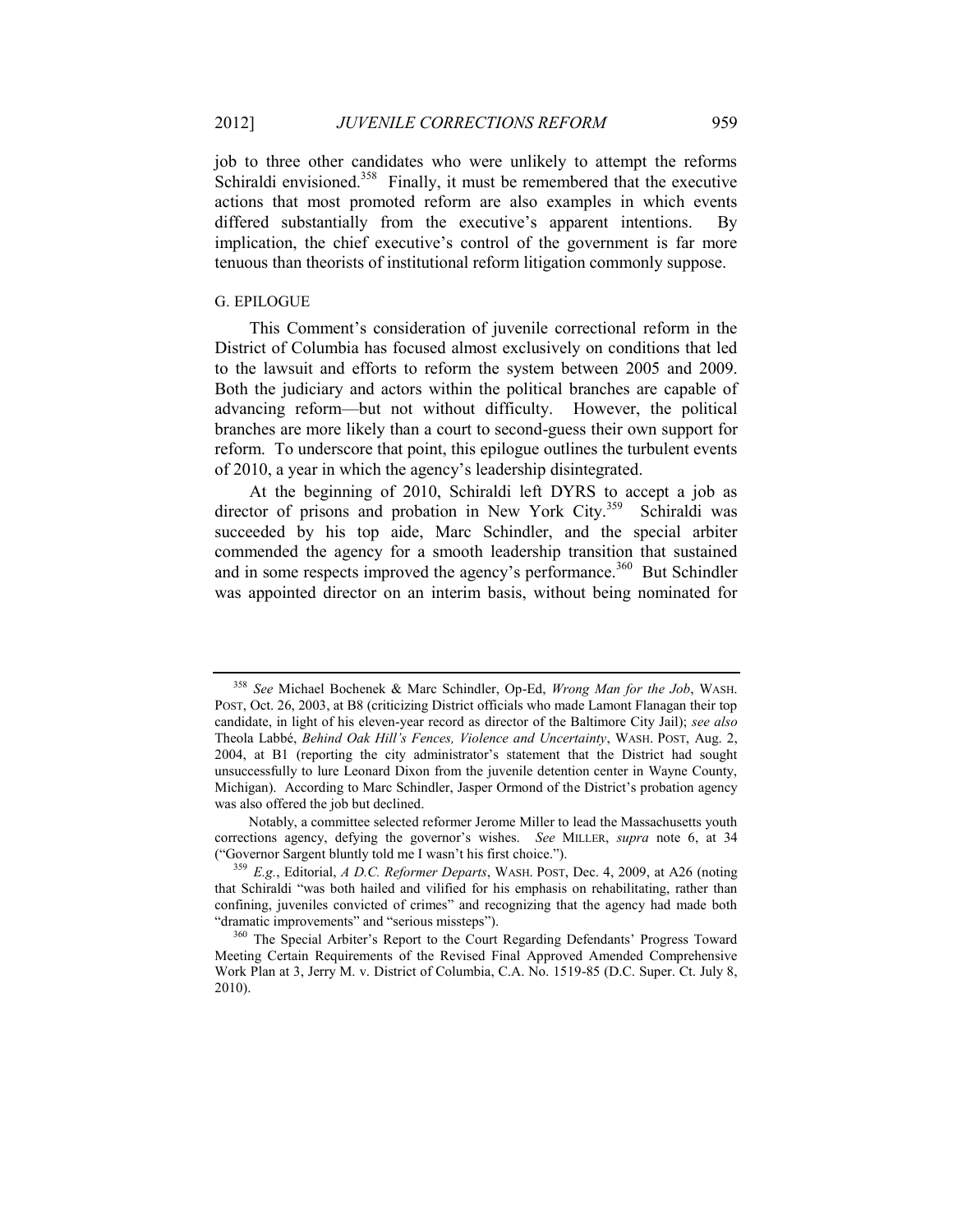job to three other candidates who were unlikely to attempt the reforms Schiraldi envisioned.[358] Finally, it must be remembered that the executive actions that most promoted reform are also examples in which events differed substantially from the executive's apparent intentions. By implication, the chief executive's control of the government is far more tenuous than theorists of institutional reform litigation commonly suppose.

### G. EPILOGUE

This Comment's consideration of juvenile correctional reform in the District of Columbia has focused almost exclusively on conditions that led to the lawsuit and efforts to reform the system between 2005 and 2009. Both the judiciary and actors within the political branches are capable of advancing reform—but not without difficulty. However, the political branches are more likely than a court to second-guess their own support for reform. To underscore that point, this epilogue outlines the turbulent events of 2010, a year in which the agency's leadership disintegrated.

At the beginning of 2010, Schiraldi left DYRS to accept a job as director of prisons and probation in New York City.[359] Schiraldi was succeeded by his top aide, Marc Schindler, and the special arbiter commended the agency for a smooth leadership transition that sustained and in some respects improved the agency's performance.[360] But Schindler was appointed director on an interim basis, without being nominated for

---

[358] *See* Michael Bochenek & Marc Schindler, Op-Ed, *Wrong Man for the Job*, WASH. POST, Oct. 26, 2003, at B8 (criticizing District officials who made Lamont Flanagan their top candidate, in light of his eleven-year record as director of the Baltimore City Jail); *see also* Theola Labbé, *Behind Oak Hill's Fences, Violence and Uncertainty*, WASH. POST, Aug. 2, 2004, at B1 (reporting the city administrator's statement that the District had sought unsuccessfully to lure Leonard Dixon from the juvenile detention center in Wayne County, Michigan). According to Marc Schindler, Jasper Ormond of the District's probation agency was also offered the job but declined.

Notably, a committee selected reformer Jerome Miller to lead the Massachusetts youth corrections agency, defying the governor's wishes. *See* MILLER, *supra* note 6, at 34 ("Governor Sargent bluntly told me I wasn't his first choice.").

[359] *E.g.*, Editorial, *A D.C. Reformer Departs*, WASH. POST, Dec. 4, 2009, at A26 (noting that Schiraldi "was both hailed and vilified for his emphasis on rehabilitating, rather than confining, juveniles convicted of crimes" and recognizing that the agency had made both "dramatic improvements" and "serious missteps").

[360] The Special Arbiter's Report to the Court Regarding Defendants' Progress Toward Meeting Certain Requirements of the Revised Final Approved Amended Comprehensive Work Plan at 3, Jerry M. v. District of Columbia, C.A. No. 1519-85 (D.C. Super. Ct. July 8, 2010).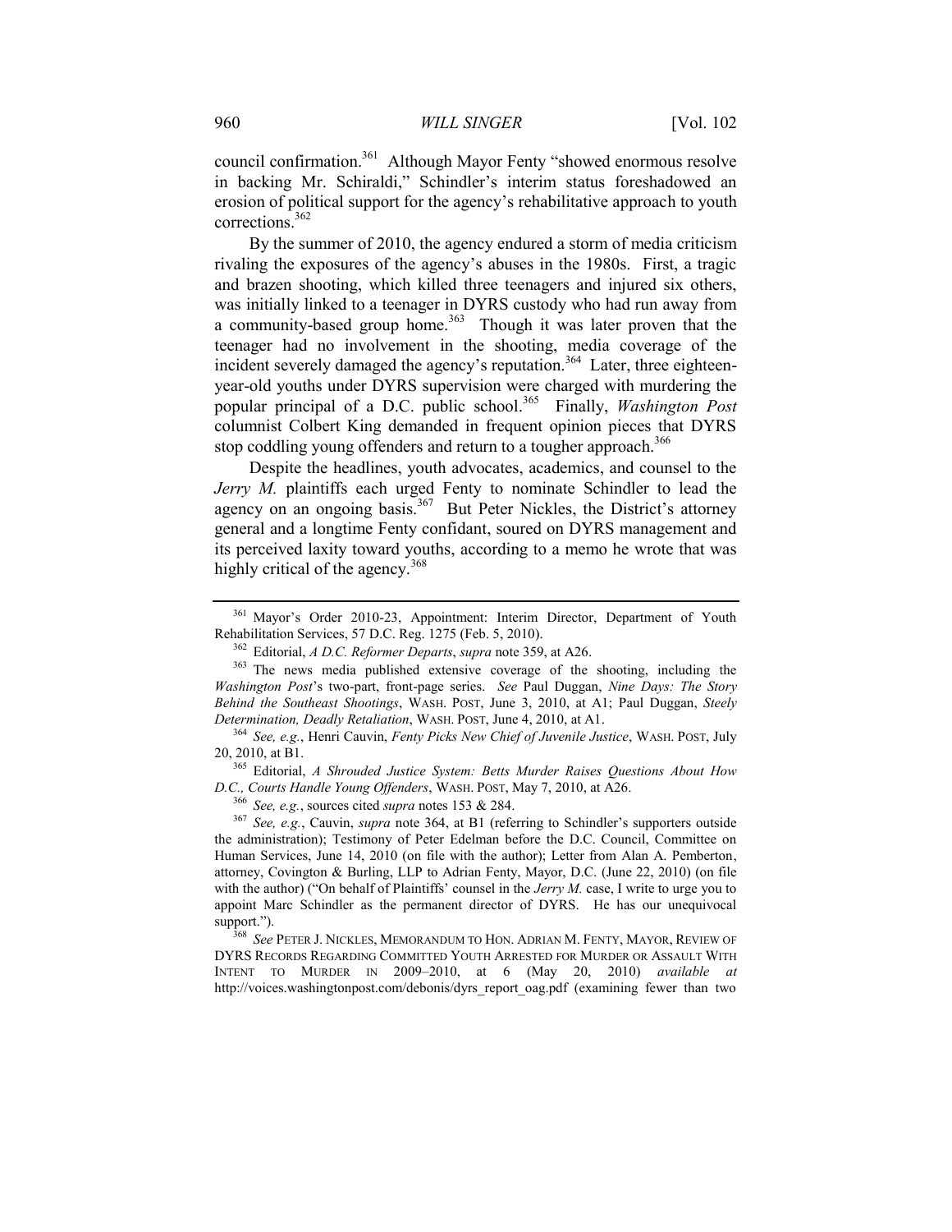council confirmation.[361] Although Mayor Fenty "showed enormous resolve in backing Mr. Schiraldi," Schindler's interim status foreshadowed an erosion of political support for the agency's rehabilitative approach to youth corrections.[362]

By the summer of 2010, the agency endured a storm of media criticism rivaling the exposures of the agency's abuses in the 1980s. First, a tragic and brazen shooting, which killed three teenagers and injured six others, was initially linked to a teenager in DYRS custody who had run away from a community-based group home.[363] Though it was later proven that the teenager had no involvement in the shooting, media coverage of the incident severely damaged the agency's reputation.[364] Later, three eighteen-year-old youths under DYRS supervision were charged with murdering the popular principal of a D.C. public school.[365] Finally, *Washington Post* columnist Colbert King demanded in frequent opinion pieces that DYRS stop coddling young offenders and return to a tougher approach.[366]

Despite the headlines, youth advocates, academics, and counsel to the *Jerry M.* plaintiffs each urged Fenty to nominate Schindler to lead the agency on an ongoing basis.[367] But Peter Nickles, the District's attorney general and a longtime Fenty confidant, soured on DYRS management and its perceived laxity toward youths, according to a memo he wrote that was highly critical of the agency.[368]

---

[361] Mayor's Order 2010-23, Appointment: Interim Director, Department of Youth Rehabilitation Services, 57 D.C. Reg. 1275 (Feb. 5, 2010).

[362] Editorial, *A D.C. Reformer Departs*, *supra* note 359, at A26.

[363] The news media published extensive coverage of the shooting, including the *Washington Post*'s two-part, front-page series. *See* Paul Duggan, *Nine Days: The Story Behind the Southeast Shootings*, WASH. POST, June 3, 2010, at A1; Paul Duggan, *Steely Determination, Deadly Retaliation*, WASH. POST, June 4, 2010, at A1.

[364] *See, e.g.*, Henri Cauvin, *Fenty Picks New Chief of Juvenile Justice*, WASH. POST, July 20, 2010, at B1.

[365] Editorial, *A Shrouded Justice System: Betts Murder Raises Questions About How D.C., Courts Handle Young Offenders*, WASH. POST, May 7, 2010, at A26.

[366] *See, e.g.*, sources cited *supra* notes 153 & 284.

[367] *See, e.g.*, Cauvin, *supra* note 364, at B1 (referring to Schindler's supporters outside the administration); Testimony of Peter Edelman before the D.C. Council, Committee on Human Services, June 14, 2010 (on file with the author); Letter from Alan A. Pemberton, attorney, Covington & Burling, LLP to Adrian Fenty, Mayor, D.C. (June 22, 2010) (on file with the author) ("On behalf of Plaintiffs' counsel in the *Jerry M.* case, I write to urge you to appoint Marc Schindler as the permanent director of DYRS. He has our unequivocal support.").

[368] *See* PETER J. NICKLES, MEMORANDUM TO HON. ADRIAN M. FENTY, MAYOR, REVIEW OF DYRS RECORDS REGARDING COMMITTED YOUTH ARRESTED FOR MURDER OR ASSAULT WITH INTENT TO MURDER IN 2009–2010, at 6 (May 20, 2010) *available at* http://voices.washingtonpost.com/debonis/dyrs_report_oag.pdf (examining fewer than two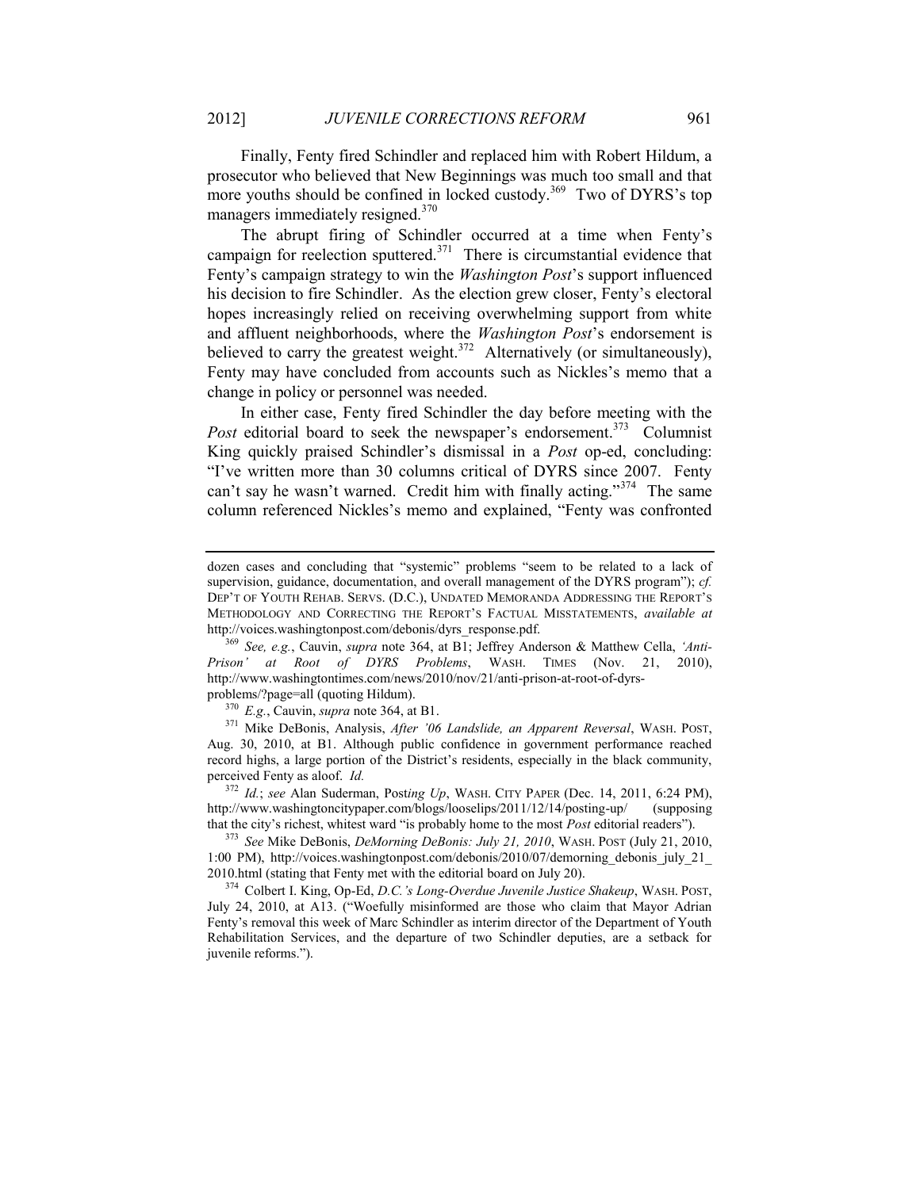Finally, Fenty fired Schindler and replaced him with Robert Hildum, a prosecutor who believed that New Beginnings was much too small and that more youths should be confined in locked custody.[369] Two of DYRS's top managers immediately resigned.[370]

The abrupt firing of Schindler occurred at a time when Fenty's campaign for reelection sputtered.[371] There is circumstantial evidence that Fenty's campaign strategy to win the *Washington Post*'s support influenced his decision to fire Schindler. As the election grew closer, Fenty's electoral hopes increasingly relied on receiving overwhelming support from white and affluent neighborhoods, where the *Washington Post*'s endorsement is believed to carry the greatest weight.[372] Alternatively (or simultaneously), Fenty may have concluded from accounts such as Nickles's memo that a change in policy or personnel was needed.

In either case, Fenty fired Schindler the day before meeting with the *Post* editorial board to seek the newspaper's endorsement.[373] Columnist King quickly praised Schindler's dismissal in a *Post* op-ed, concluding: "I've written more than 30 columns critical of DYRS since 2007. Fenty can't say he wasn't warned. Credit him with finally acting."[374] The same column referenced Nickles's memo and explained, "Fenty was confronted

---

dozen cases and concluding that "systemic" problems "seem to be related to a lack of supervision, guidance, documentation, and overall management of the DYRS program"); *cf.* DEP'T OF YOUTH REHAB. SERVS. (D.C.), UNDATED MEMORANDA ADDRESSING THE REPORT'S METHODOLOGY AND CORRECTING THE REPORT'S FACTUAL MISSTATEMENTS, *available at* http://voices.washingtonpost.com/debonis/dyrs_response.pdf.

[369] *See, e.g.*, Cauvin, *supra* note 364, at B1; Jeffrey Anderson & Matthew Cella, *'Anti-Prison' at Root of DYRS Problems*, WASH. TIMES (Nov. 21, 2010), http://www.washingtontimes.com/news/2010/nov/21/anti-prison-at-root-of-dyrs-problems/?page=all (quoting Hildum).

[370] *E.g.*, Cauvin, *supra* note 364, at B1.

[371] Mike DeBonis, Analysis, *After '06 Landslide, an Apparent Reversal*, WASH. POST, Aug. 30, 2010, at B1. Although public confidence in government performance reached record highs, a large portion of the District's residents, especially in the black community, perceived Fenty as aloof. *Id.*

[372] *Id.*; *see* Alan Suderman, Post*ing Up*, WASH. CITY PAPER (Dec. 14, 2011, 6:24 PM), http://www.washingtoncitypaper.com/blogs/looselips/2011/12/14/posting-up/ (supposing that the city's richest, whitest ward "is probably home to the most *Post* editorial readers").

[373] *See* Mike DeBonis, *DeMorning DeBonis: July 21, 2010*, WASH. POST (July 21, 2010, 1:00 PM), http://voices.washingtonpost.com/debonis/2010/07/demorning_debonis_july_21_2010.html (stating that Fenty met with the editorial board on July 20).

[374] Colbert I. King, Op-Ed, *D.C.'s Long-Overdue Juvenile Justice Shakeup*, WASH. POST, July 24, 2010, at A13. ("Woefully misinformed are those who claim that Mayor Adrian Fenty's removal this week of Marc Schindler as interim director of the Department of Youth Rehabilitation Services, and the departure of two Schindler deputies, are a setback for juvenile reforms.").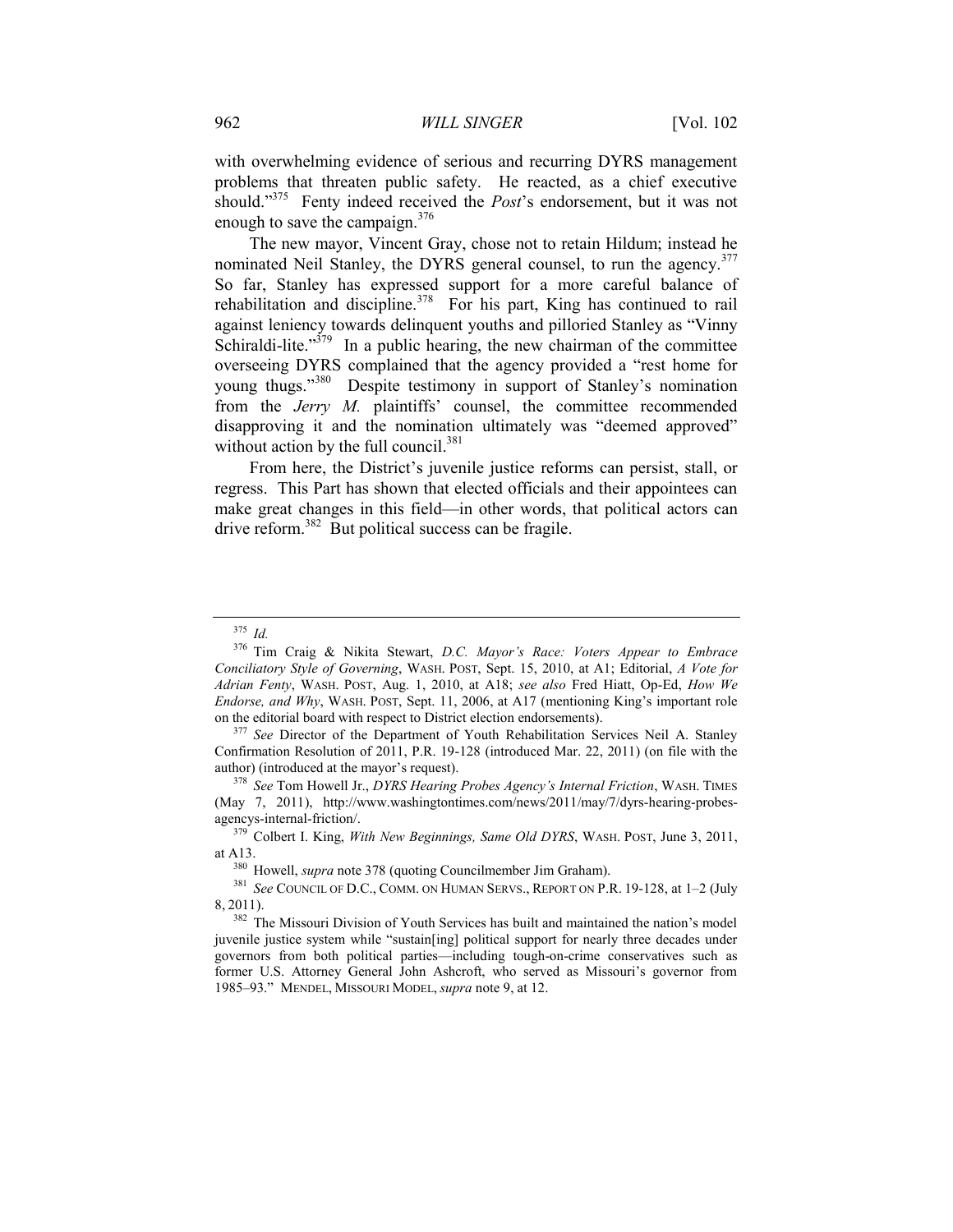with overwhelming evidence of serious and recurring DYRS management problems that threaten public safety. He reacted, as a chief executive should."[375] Fenty indeed received the *Post*'s endorsement, but it was not enough to save the campaign.[376]

The new mayor, Vincent Gray, chose not to retain Hildum; instead he nominated Neil Stanley, the DYRS general counsel, to run the agency.[377] So far, Stanley has expressed support for a more careful balance of rehabilitation and discipline.[378] For his part, King has continued to rail against leniency towards delinquent youths and pilloried Stanley as "Vinny Schiraldi-lite."[379] In a public hearing, the new chairman of the committee overseeing DYRS complained that the agency provided a "rest home for young thugs."[380] Despite testimony in support of Stanley's nomination from the *Jerry M.* plaintiffs' counsel, the committee recommended disapproving it and the nomination ultimately was "deemed approved" without action by the full council.[381]

From here, the District's juvenile justice reforms can persist, stall, or regress. This Part has shown that elected officials and their appointees can make great changes in this field—in other words, that political actors can drive reform.[382] But political success can be fragile.

---

[375] *Id.*

[376] Tim Craig & Nikita Stewart, *D.C. Mayor's Race: Voters Appear to Embrace Conciliatory Style of Governing*, WASH. POST, Sept. 15, 2010, at A1; Editorial, *A Vote for Adrian Fenty*, WASH. POST, Aug. 1, 2010, at A18; *see also* Fred Hiatt, Op-Ed, *How We Endorse, and Why*, WASH. POST, Sept. 11, 2006, at A17 (mentioning King's important role on the editorial board with respect to District election endorsements).

[377] *See* Director of the Department of Youth Rehabilitation Services Neil A. Stanley Confirmation Resolution of 2011, P.R. 19-128 (introduced Mar. 22, 2011) (on file with the author) (introduced at the mayor's request).

[378] *See* Tom Howell Jr., *DYRS Hearing Probes Agency's Internal Friction*, WASH. TIMES (May 7, 2011), http://www.washingtontimes.com/news/2011/may/7/dyrs-hearing-probes-agencys-internal-friction/.

[379] Colbert I. King, *With New Beginnings, Same Old DYRS*, WASH. POST, June 3, 2011, at A13.

[380] Howell, *supra* note 378 (quoting Councilmember Jim Graham).

[381] *See* COUNCIL OF D.C., COMM. ON HUMAN SERVS., REPORT ON P.R. 19-128, at 1–2 (July 8, 2011).

[382] The Missouri Division of Youth Services has built and maintained the nation's model juvenile justice system while "sustain[ing] political support for nearly three decades under governors from both political parties—including tough-on-crime conservatives such as former U.S. Attorney General John Ashcroft, who served as Missouri's governor from 1985–93." MENDEL, MISSOURI MODEL, *supra* note 9, at 12.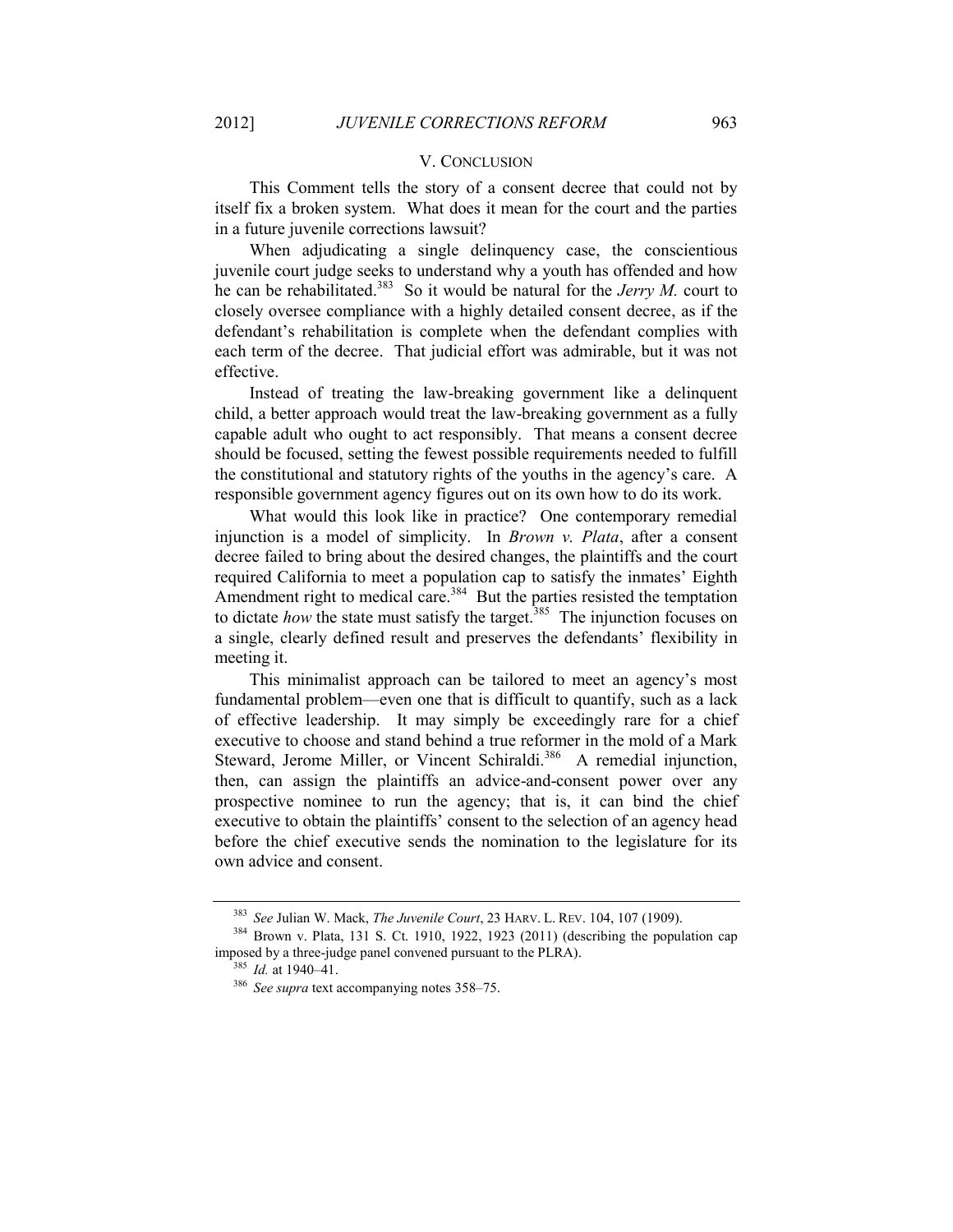## V. CONCLUSION

This Comment tells the story of a consent decree that could not by itself fix a broken system. What does it mean for the court and the parties in a future juvenile corrections lawsuit?

When adjudicating a single delinquency case, the conscientious juvenile court judge seeks to understand why a youth has offended and how he can be rehabilitated.[383] So it would be natural for the *Jerry M.* court to closely oversee compliance with a highly detailed consent decree, as if the defendant's rehabilitation is complete when the defendant complies with each term of the decree. That judicial effort was admirable, but it was not effective.

Instead of treating the law-breaking government like a delinquent child, a better approach would treat the law-breaking government as a fully capable adult who ought to act responsibly. That means a consent decree should be focused, setting the fewest possible requirements needed to fulfill the constitutional and statutory rights of the youths in the agency's care. A responsible government agency figures out on its own how to do its work.

What would this look like in practice? One contemporary remedial injunction is a model of simplicity. In *Brown v. Plata*, after a consent decree failed to bring about the desired changes, the plaintiffs and the court required California to meet a population cap to satisfy the inmates' Eighth Amendment right to medical care.[384] But the parties resisted the temptation to dictate *how* the state must satisfy the target.[385] The injunction focuses on a single, clearly defined result and preserves the defendants' flexibility in meeting it.

This minimalist approach can be tailored to meet an agency's most fundamental problem—even one that is difficult to quantify, such as a lack of effective leadership. It may simply be exceedingly rare for a chief executive to choose and stand behind a true reformer in the mold of a Mark Steward, Jerome Miller, or Vincent Schiraldi.[386] A remedial injunction, then, can assign the plaintiffs an advice-and-consent power over any prospective nominee to run the agency; that is, it can bind the chief executive to obtain the plaintiffs' consent to the selection of an agency head before the chief executive sends the nomination to the legislature for its own advice and consent.

---

[383] *See* Julian W. Mack, *The Juvenile Court*, 23 HARV. L. REV. 104, 107 (1909).

[384] Brown v. Plata, 131 S. Ct. 1910, 1922, 1923 (2011) (describing the population cap imposed by a three-judge panel convened pursuant to the PLRA).

[385] *Id.* at 1940–41.

[386] *See supra* text accompanying notes 358–75.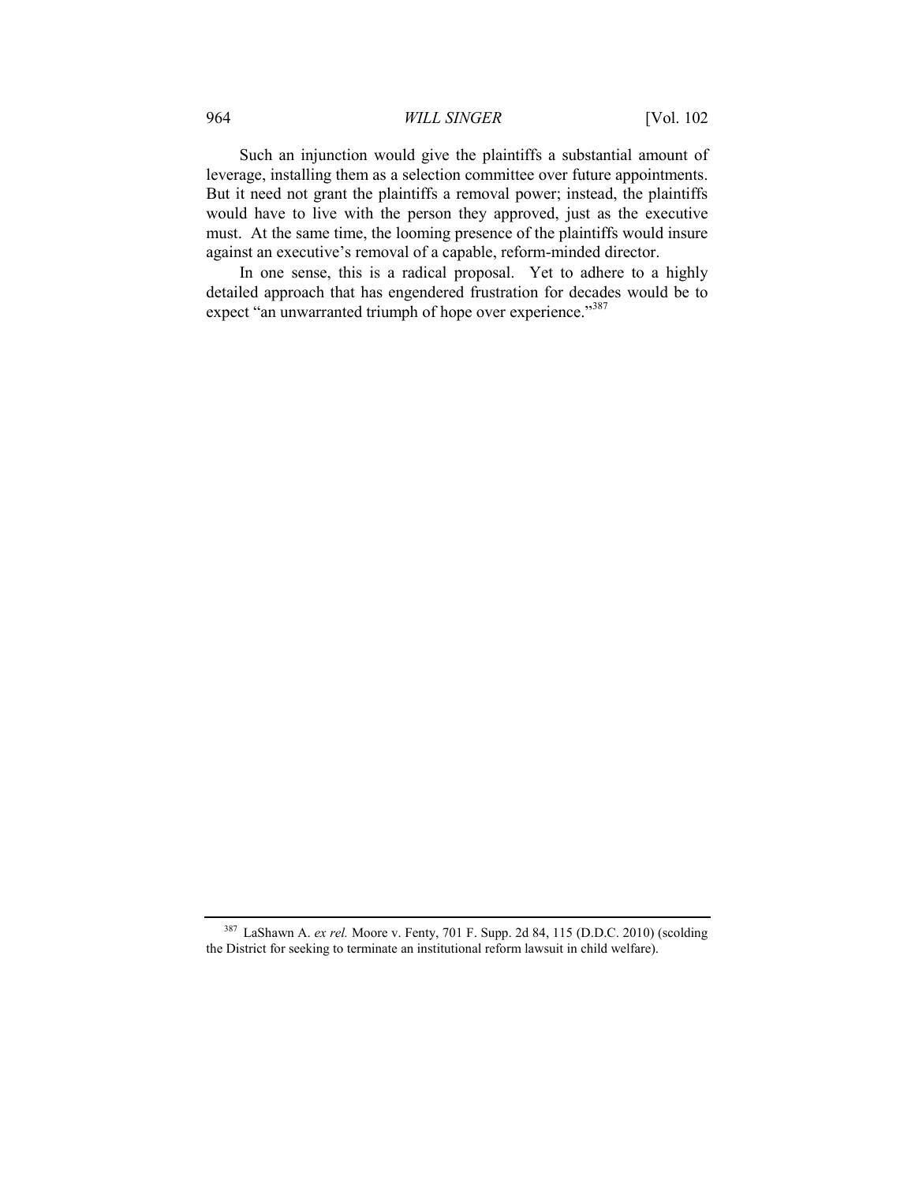Such an injunction would give the plaintiffs a substantial amount of leverage, installing them as a selection committee over future appointments. But it need not grant the plaintiffs a removal power; instead, the plaintiffs would have to live with the person they approved, just as the executive must. At the same time, the looming presence of the plaintiffs would insure against an executive's removal of a capable, reform-minded director.

In one sense, this is a radical proposal. Yet to adhere to a highly detailed approach that has engendered frustration for decades would be to expect "an unwarranted triumph of hope over experience."[387]

---

[387] LaShawn A. *ex rel.* Moore v. Fenty, 701 F. Supp. 2d 84, 115 (D.D.C. 2010) (scolding the District for seeking to terminate an institutional reform lawsuit in child welfare).